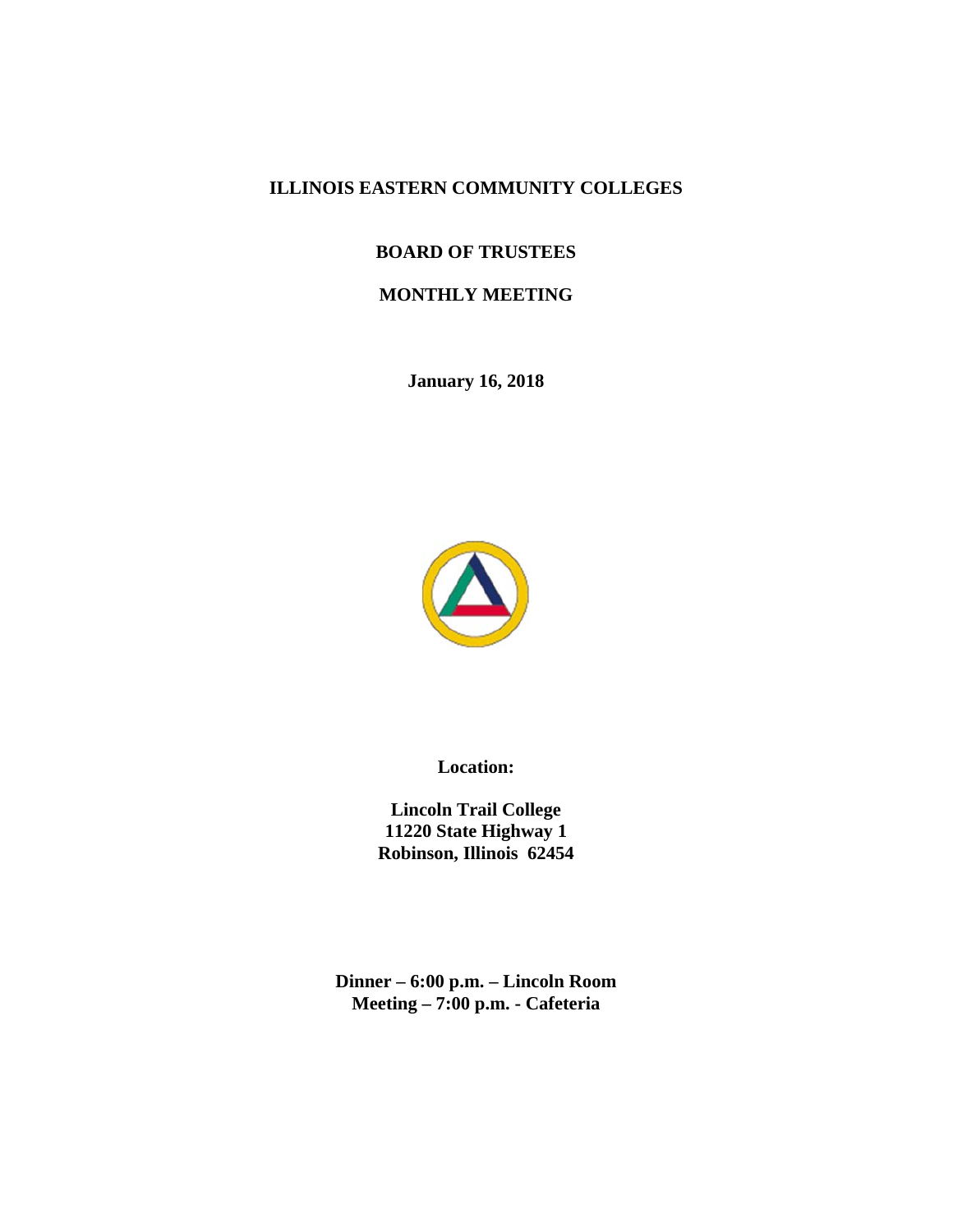# ILLINOIS EASTERN COMMUNITY COLLEGES

## BOARD OF TRUSTEES

## MONTHLY MEETING

**January 16, 2018**

**Location:**

**Lincoln Trail College**
**11220 State Highway 1**
**Robinson, Illinois 62454**

**Dinner – 6:00 p.m. – Lincoln Room**
**Meeting – 7:00 p.m. - Cafeteria**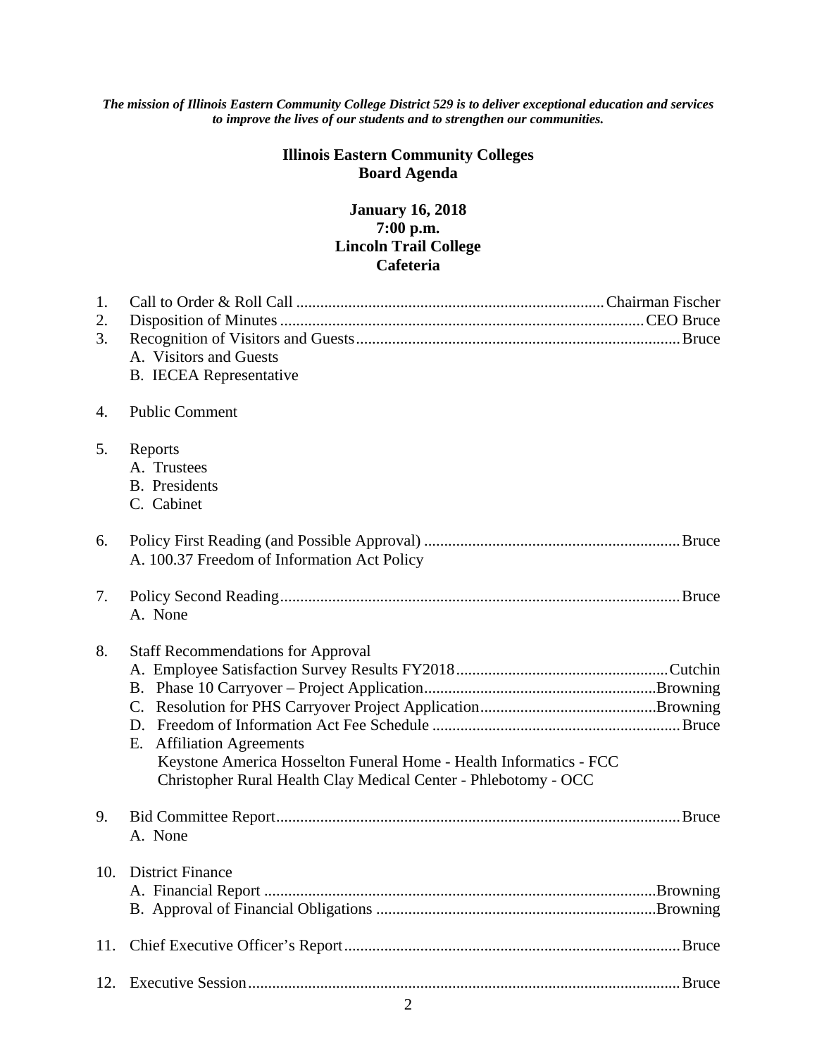***The mission of Illinois Eastern Community College District 529 is to deliver exceptional education and services to improve the lives of our students and to strengthen our communities.***

**Illinois Eastern Community Colleges**
**Board Agenda**

**January 16, 2018**
**7:00 p.m.**
**Lincoln Trail College**
**Cafeteria**

1. Call to Order & Roll Call ........ Chairman Fischer
2. Disposition of Minutes ........ CEO Bruce
3. Recognition of Visitors and Guests ........ Bruce
   - A. Visitors and Guests
   - B. IECEA Representative
4. Public Comment
5. Reports
   - A. Trustees
   - B. Presidents
   - C. Cabinet
6. Policy First Reading (and Possible Approval) ........ Bruce
   - A. 100.37 Freedom of Information Act Policy
7. Policy Second Reading ........ Bruce
   - A. None
8. Staff Recommendations for Approval
   - A. Employee Satisfaction Survey Results FY2018 ........ Cutchin
   - B. Phase 10 Carryover – Project Application ........ Browning
   - C. Resolution for PHS Carryover Project Application ........ Browning
   - D. Freedom of Information Act Fee Schedule ........ Bruce
   - E. Affiliation Agreements
     - Keystone America Hosselton Funeral Home - Health Informatics - FCC
     - Christopher Rural Health Clay Medical Center - Phlebotomy - OCC
9. Bid Committee Report ........ Bruce
   - A. None
10. District Finance
    - A. Financial Report ........ Browning
    - B. Approval of Financial Obligations ........ Browning
11. Chief Executive Officer's Report ........ Bruce
12. Executive Session ........ Bruce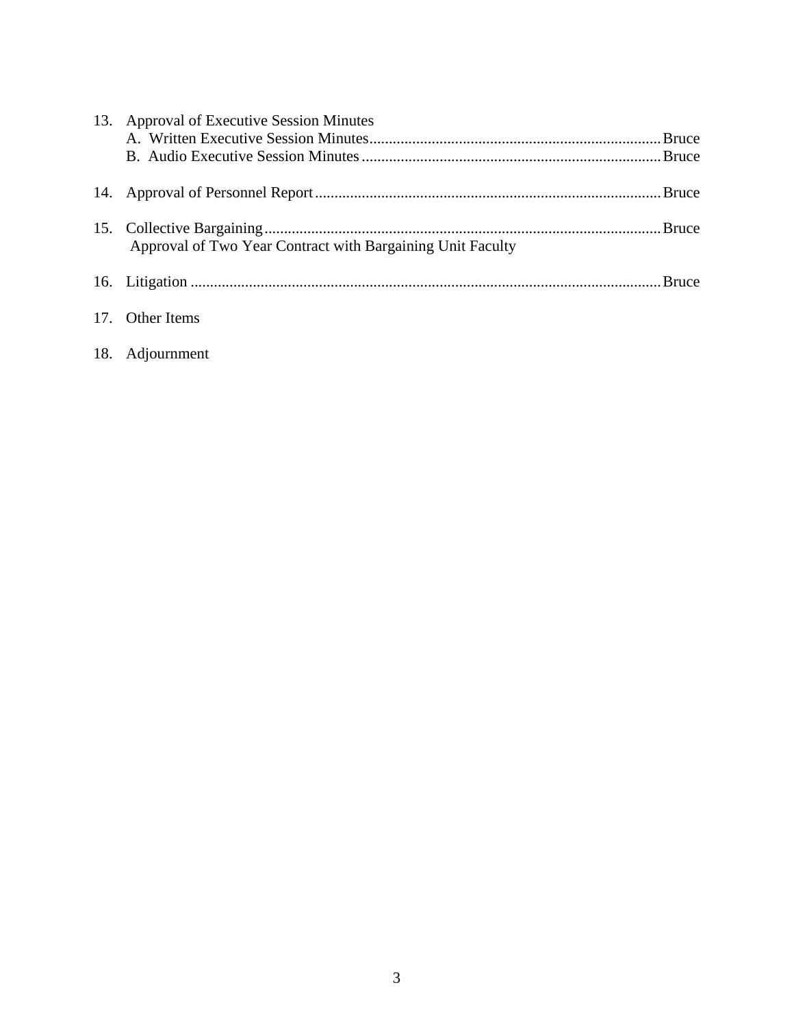13. Approval of Executive Session Minutes
    A. Written Executive Session Minutes.......................................................................... Bruce
    B. Audio Executive Session Minutes............................................................................ Bruce

14. Approval of Personnel Report........................................................................................ Bruce

15. Collective Bargaining..................................................................................................... Bruce
    Approval of Two Year Contract with Bargaining Unit Faculty

16. Litigation ........................................................................................................................ Bruce

17. Other Items

18. Adjournment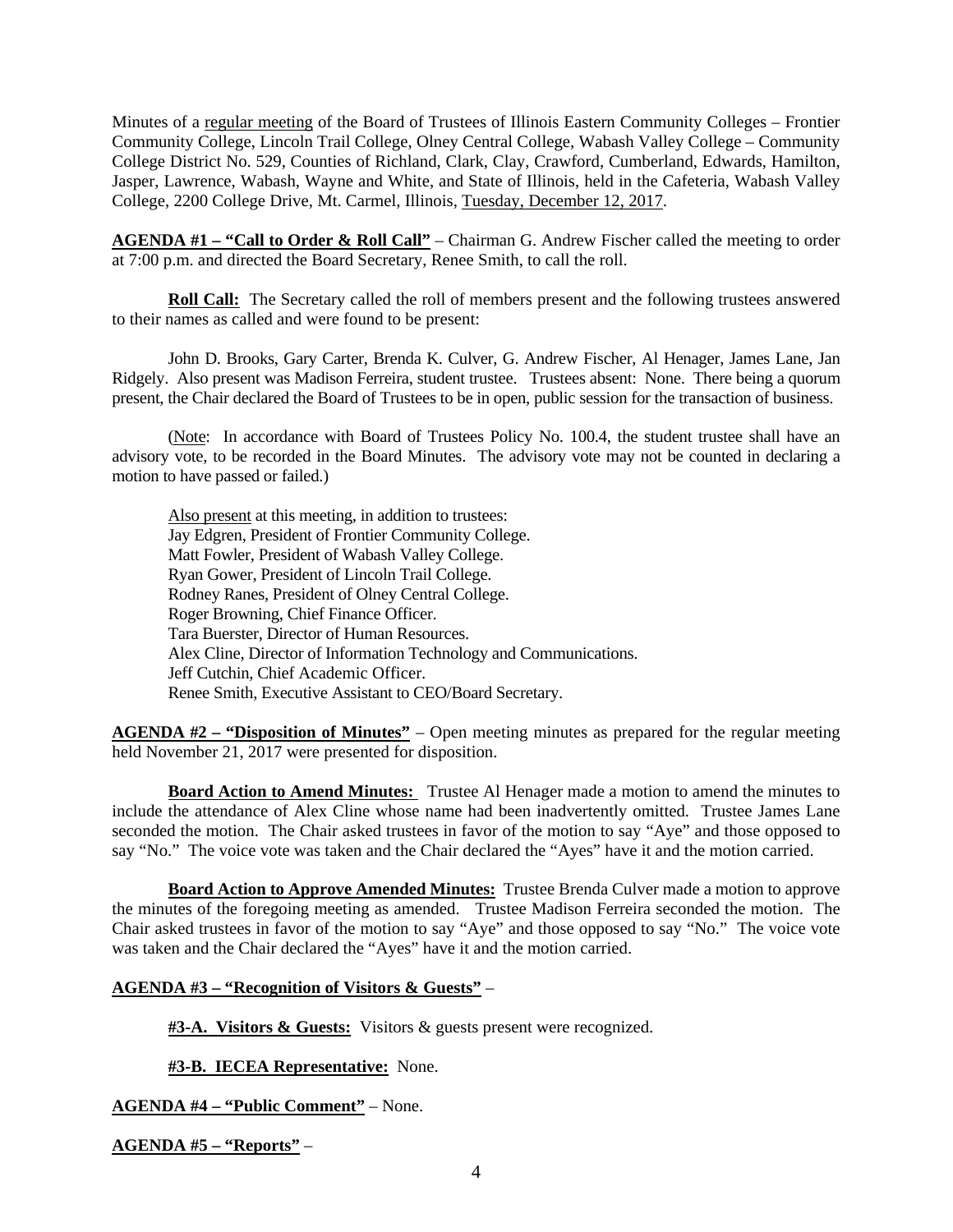Minutes of a regular meeting of the Board of Trustees of Illinois Eastern Community Colleges – Frontier Community College, Lincoln Trail College, Olney Central College, Wabash Valley College – Community College District No. 529, Counties of Richland, Clark, Clay, Crawford, Cumberland, Edwards, Hamilton, Jasper, Lawrence, Wabash, Wayne and White, and State of Illinois, held in the Cafeteria, Wabash Valley College, 2200 College Drive, Mt. Carmel, Illinois, Tuesday, December 12, 2017.

**AGENDA #1 – "Call to Order & Roll Call"** – Chairman G. Andrew Fischer called the meeting to order at 7:00 p.m. and directed the Board Secretary, Renee Smith, to call the roll.

**Roll Call:** The Secretary called the roll of members present and the following trustees answered to their names as called and were found to be present:

John D. Brooks, Gary Carter, Brenda K. Culver, G. Andrew Fischer, Al Henager, James Lane, Jan Ridgely. Also present was Madison Ferreira, student trustee. Trustees absent: None. There being a quorum present, the Chair declared the Board of Trustees to be in open, public session for the transaction of business.

(Note: In accordance with Board of Trustees Policy No. 100.4, the student trustee shall have an advisory vote, to be recorded in the Board Minutes. The advisory vote may not be counted in declaring a motion to have passed or failed.)

Also present at this meeting, in addition to trustees:
Jay Edgren, President of Frontier Community College.
Matt Fowler, President of Wabash Valley College.
Ryan Gower, President of Lincoln Trail College.
Rodney Ranes, President of Olney Central College.
Roger Browning, Chief Finance Officer.
Tara Buerster, Director of Human Resources.
Alex Cline, Director of Information Technology and Communications.
Jeff Cutchin, Chief Academic Officer.
Renee Smith, Executive Assistant to CEO/Board Secretary.

**AGENDA #2 – "Disposition of Minutes"** – Open meeting minutes as prepared for the regular meeting held November 21, 2017 were presented for disposition.

**Board Action to Amend Minutes:** Trustee Al Henager made a motion to amend the minutes to include the attendance of Alex Cline whose name had been inadvertently omitted. Trustee James Lane seconded the motion. The Chair asked trustees in favor of the motion to say "Aye" and those opposed to say "No." The voice vote was taken and the Chair declared the "Ayes" have it and the motion carried.

**Board Action to Approve Amended Minutes:** Trustee Brenda Culver made a motion to approve the minutes of the foregoing meeting as amended. Trustee Madison Ferreira seconded the motion. The Chair asked trustees in favor of the motion to say "Aye" and those opposed to say "No." The voice vote was taken and the Chair declared the "Ayes" have it and the motion carried.

**AGENDA #3 – "Recognition of Visitors & Guests"** –

**#3-A. Visitors & Guests:** Visitors & guests present were recognized.

**#3-B. IECEA Representative:** None.

**AGENDA #4 – "Public Comment"** – None.

**AGENDA #5 – "Reports"** –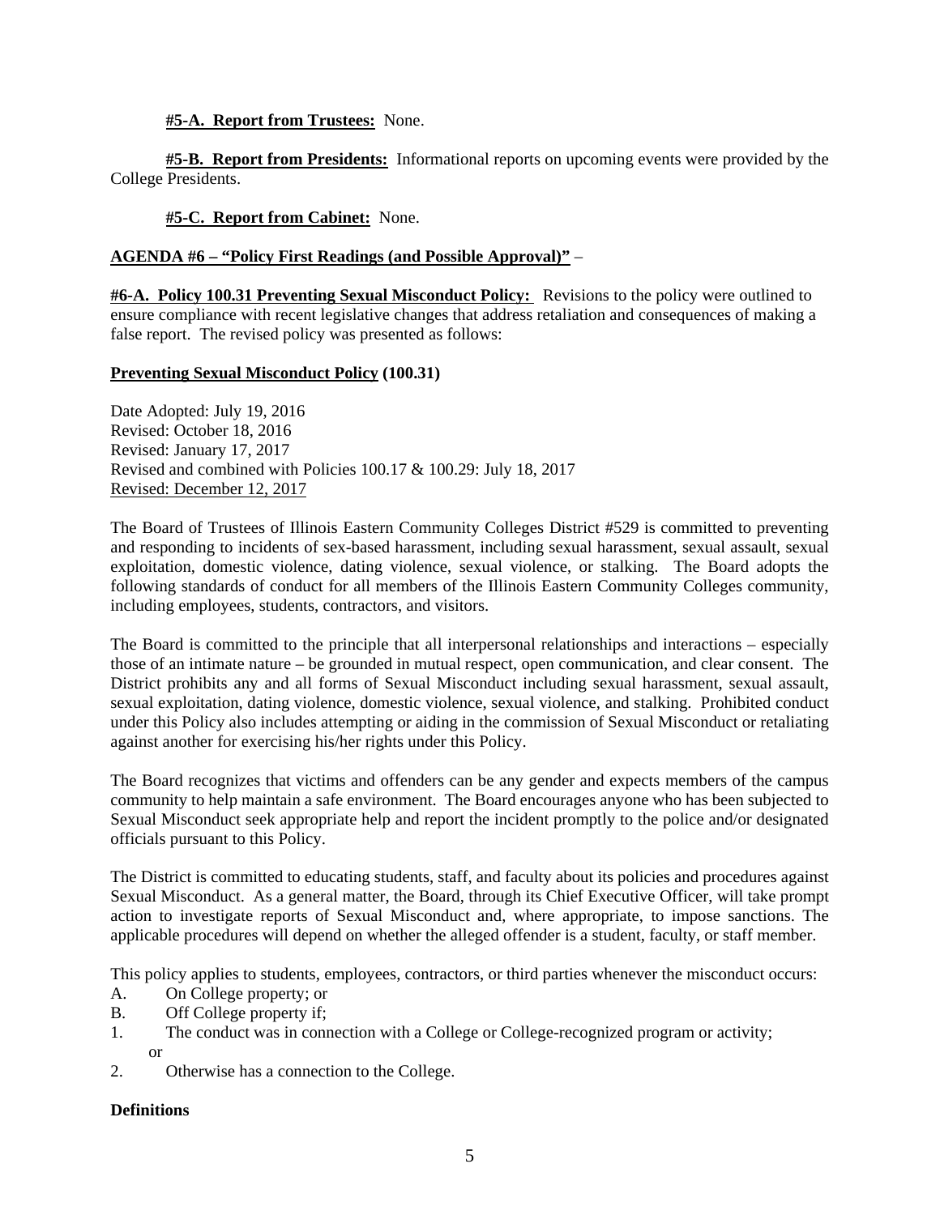**#5-A. Report from Trustees:** None.

**#5-B. Report from Presidents:** Informational reports on upcoming events were provided by the College Presidents.

**#5-C. Report from Cabinet:** None.

**AGENDA #6 – "Policy First Readings (and Possible Approval)"** –

**#6-A. Policy 100.31 Preventing Sexual Misconduct Policy:** Revisions to the policy were outlined to ensure compliance with recent legislative changes that address retaliation and consequences of making a false report. The revised policy was presented as follows:

**Preventing Sexual Misconduct Policy (100.31)**

Date Adopted: July 19, 2016
Revised: October 18, 2016
Revised: January 17, 2017
Revised and combined with Policies 100.17 & 100.29: July 18, 2017
Revised: December 12, 2017

The Board of Trustees of Illinois Eastern Community Colleges District #529 is committed to preventing and responding to incidents of sex-based harassment, including sexual harassment, sexual assault, sexual exploitation, domestic violence, dating violence, sexual violence, or stalking. The Board adopts the following standards of conduct for all members of the Illinois Eastern Community Colleges community, including employees, students, contractors, and visitors.

The Board is committed to the principle that all interpersonal relationships and interactions – especially those of an intimate nature – be grounded in mutual respect, open communication, and clear consent. The District prohibits any and all forms of Sexual Misconduct including sexual harassment, sexual assault, sexual exploitation, dating violence, domestic violence, sexual violence, and stalking. Prohibited conduct under this Policy also includes attempting or aiding in the commission of Sexual Misconduct or retaliating against another for exercising his/her rights under this Policy.

The Board recognizes that victims and offenders can be any gender and expects members of the campus community to help maintain a safe environment. The Board encourages anyone who has been subjected to Sexual Misconduct seek appropriate help and report the incident promptly to the police and/or designated officials pursuant to this Policy.

The District is committed to educating students, staff, and faculty about its policies and procedures against Sexual Misconduct. As a general matter, the Board, through its Chief Executive Officer, will take prompt action to investigate reports of Sexual Misconduct and, where appropriate, to impose sanctions. The applicable procedures will depend on whether the alleged offender is a student, faculty, or staff member.

This policy applies to students, employees, contractors, or third parties whenever the misconduct occurs:

A. On College property; or
B. Off College property if;
1. The conduct was in connection with a College or College-recognized program or activity; or
2. Otherwise has a connection to the College.

**Definitions**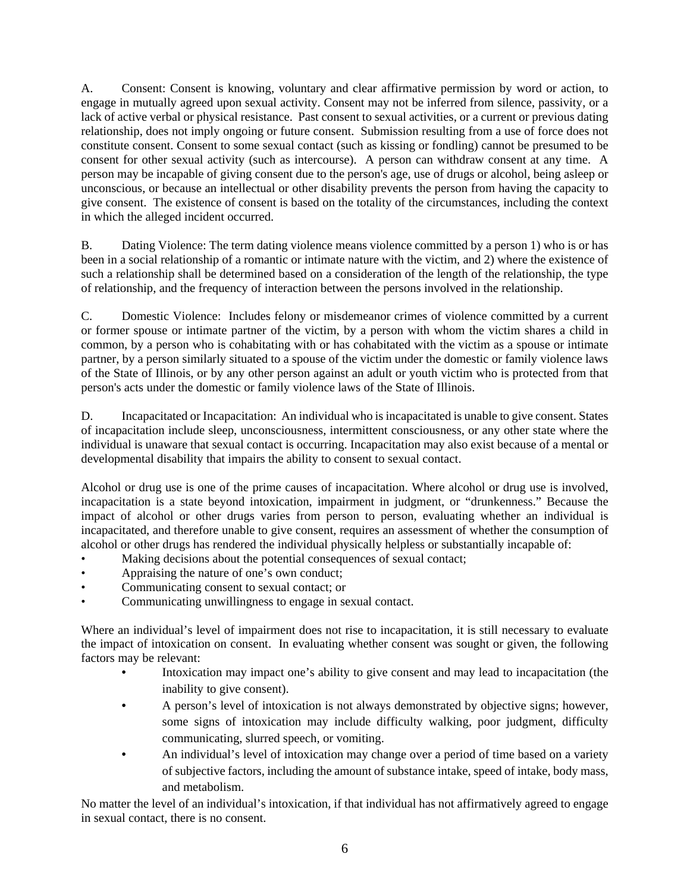A. Consent: Consent is knowing, voluntary and clear affirmative permission by word or action, to engage in mutually agreed upon sexual activity. Consent may not be inferred from silence, passivity, or a lack of active verbal or physical resistance. Past consent to sexual activities, or a current or previous dating relationship, does not imply ongoing or future consent. Submission resulting from a use of force does not constitute consent. Consent to some sexual contact (such as kissing or fondling) cannot be presumed to be consent for other sexual activity (such as intercourse). A person can withdraw consent at any time. A person may be incapable of giving consent due to the person's age, use of drugs or alcohol, being asleep or unconscious, or because an intellectual or other disability prevents the person from having the capacity to give consent. The existence of consent is based on the totality of the circumstances, including the context in which the alleged incident occurred.

B. Dating Violence: The term dating violence means violence committed by a person 1) who is or has been in a social relationship of a romantic or intimate nature with the victim, and 2) where the existence of such a relationship shall be determined based on a consideration of the length of the relationship, the type of relationship, and the frequency of interaction between the persons involved in the relationship.

C. Domestic Violence: Includes felony or misdemeanor crimes of violence committed by a current or former spouse or intimate partner of the victim, by a person with whom the victim shares a child in common, by a person who is cohabitating with or has cohabitated with the victim as a spouse or intimate partner, by a person similarly situated to a spouse of the victim under the domestic or family violence laws of the State of Illinois, or by any other person against an adult or youth victim who is protected from that person's acts under the domestic or family violence laws of the State of Illinois.

D. Incapacitated or Incapacitation: An individual who is incapacitated is unable to give consent. States of incapacitation include sleep, unconsciousness, intermittent consciousness, or any other state where the individual is unaware that sexual contact is occurring. Incapacitation may also exist because of a mental or developmental disability that impairs the ability to consent to sexual contact.

Alcohol or drug use is one of the prime causes of incapacitation. Where alcohol or drug use is involved, incapacitation is a state beyond intoxication, impairment in judgment, or "drunkenness." Because the impact of alcohol or other drugs varies from person to person, evaluating whether an individual is incapacitated, and therefore unable to give consent, requires an assessment of whether the consumption of alcohol or other drugs has rendered the individual physically helpless or substantially incapable of:

- Making decisions about the potential consequences of sexual contact;
- Appraising the nature of one's own conduct;
- Communicating consent to sexual contact; or
- Communicating unwillingness to engage in sexual contact.

Where an individual's level of impairment does not rise to incapacitation, it is still necessary to evaluate the impact of intoxication on consent. In evaluating whether consent was sought or given, the following factors may be relevant:

- Intoxication may impact one's ability to give consent and may lead to incapacitation (the inability to give consent).
- A person's level of intoxication is not always demonstrated by objective signs; however, some signs of intoxication may include difficulty walking, poor judgment, difficulty communicating, slurred speech, or vomiting.
- An individual's level of intoxication may change over a period of time based on a variety of subjective factors, including the amount of substance intake, speed of intake, body mass, and metabolism.

No matter the level of an individual's intoxication, if that individual has not affirmatively agreed to engage in sexual contact, there is no consent.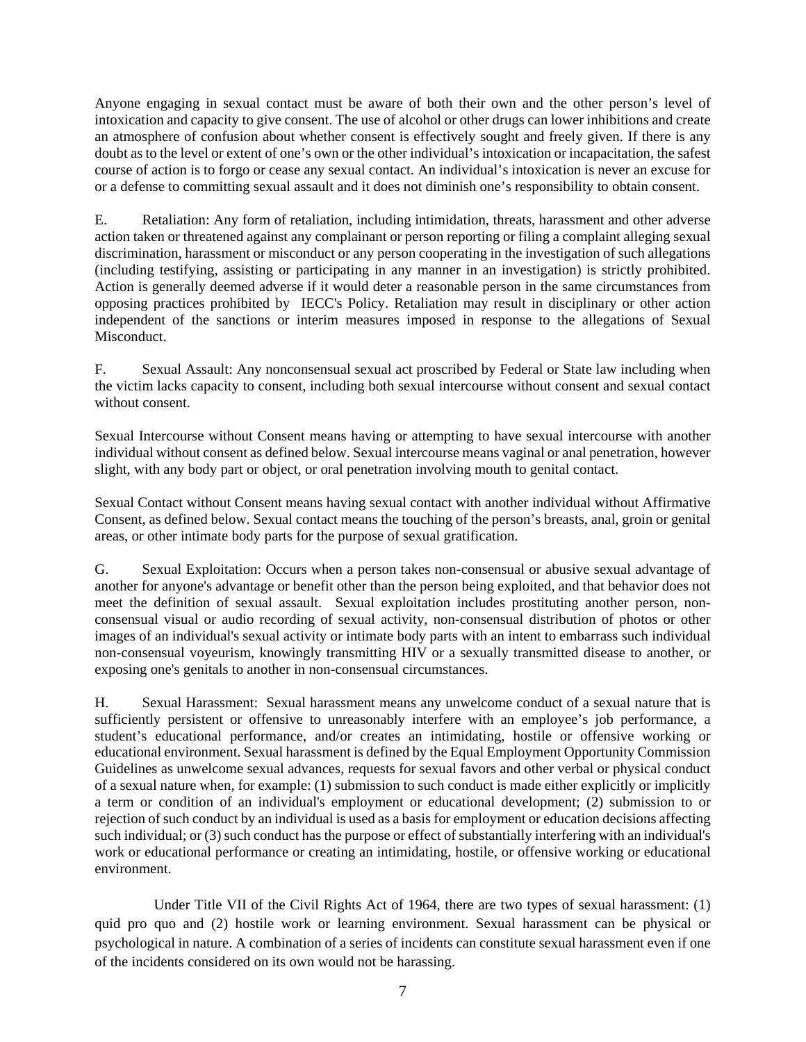Anyone engaging in sexual contact must be aware of both their own and the other person's level of intoxication and capacity to give consent. The use of alcohol or other drugs can lower inhibitions and create an atmosphere of confusion about whether consent is effectively sought and freely given. If there is any doubt as to the level or extent of one's own or the other individual's intoxication or incapacitation, the safest course of action is to forgo or cease any sexual contact. An individual's intoxication is never an excuse for or a defense to committing sexual assault and it does not diminish one's responsibility to obtain consent.

E. Retaliation: Any form of retaliation, including intimidation, threats, harassment and other adverse action taken or threatened against any complainant or person reporting or filing a complaint alleging sexual discrimination, harassment or misconduct or any person cooperating in the investigation of such allegations (including testifying, assisting or participating in any manner in an investigation) is strictly prohibited. Action is generally deemed adverse if it would deter a reasonable person in the same circumstances from opposing practices prohibited by IECC's Policy. Retaliation may result in disciplinary or other action independent of the sanctions or interim measures imposed in response to the allegations of Sexual Misconduct.

F. Sexual Assault: Any nonconsensual sexual act proscribed by Federal or State law including when the victim lacks capacity to consent, including both sexual intercourse without consent and sexual contact without consent.

Sexual Intercourse without Consent means having or attempting to have sexual intercourse with another individual without consent as defined below. Sexual intercourse means vaginal or anal penetration, however slight, with any body part or object, or oral penetration involving mouth to genital contact.

Sexual Contact without Consent means having sexual contact with another individual without Affirmative Consent, as defined below. Sexual contact means the touching of the person's breasts, anal, groin or genital areas, or other intimate body parts for the purpose of sexual gratification.

G. Sexual Exploitation: Occurs when a person takes non-consensual or abusive sexual advantage of another for anyone's advantage or benefit other than the person being exploited, and that behavior does not meet the definition of sexual assault. Sexual exploitation includes prostituting another person, non-consensual visual or audio recording of sexual activity, non-consensual distribution of photos or other images of an individual's sexual activity or intimate body parts with an intent to embarrass such individual non-consensual voyeurism, knowingly transmitting HIV or a sexually transmitted disease to another, or exposing one's genitals to another in non-consensual circumstances.

H. Sexual Harassment: Sexual harassment means any unwelcome conduct of a sexual nature that is sufficiently persistent or offensive to unreasonably interfere with an employee's job performance, a student's educational performance, and/or creates an intimidating, hostile or offensive working or educational environment. Sexual harassment is defined by the Equal Employment Opportunity Commission Guidelines as unwelcome sexual advances, requests for sexual favors and other verbal or physical conduct of a sexual nature when, for example: (1) submission to such conduct is made either explicitly or implicitly a term or condition of an individual's employment or educational development; (2) submission to or rejection of such conduct by an individual is used as a basis for employment or education decisions affecting such individual; or (3) such conduct has the purpose or effect of substantially interfering with an individual's work or educational performance or creating an intimidating, hostile, or offensive working or educational environment.

Under Title VII of the Civil Rights Act of 1964, there are two types of sexual harassment: (1) quid pro quo and (2) hostile work or learning environment. Sexual harassment can be physical or psychological in nature. A combination of a series of incidents can constitute sexual harassment even if one of the incidents considered on its own would not be harassing.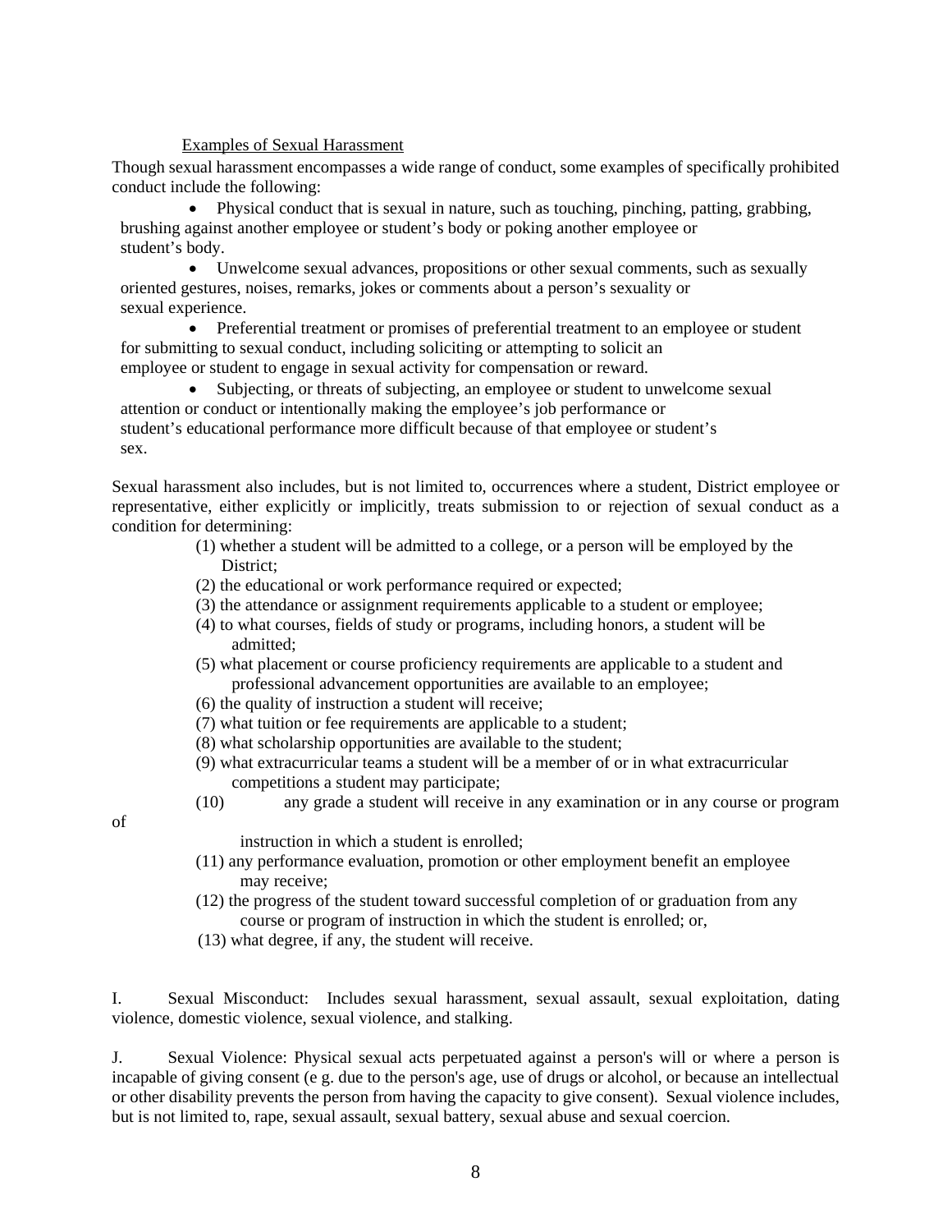Examples of Sexual Harassment

Though sexual harassment encompasses a wide range of conduct, some examples of specifically prohibited conduct include the following:

- Physical conduct that is sexual in nature, such as touching, pinching, patting, grabbing, brushing against another employee or student's body or poking another employee or student's body.
- Unwelcome sexual advances, propositions or other sexual comments, such as sexually oriented gestures, noises, remarks, jokes or comments about a person's sexuality or sexual experience.
- Preferential treatment or promises of preferential treatment to an employee or student for submitting to sexual conduct, including soliciting or attempting to solicit an employee or student to engage in sexual activity for compensation or reward.
- Subjecting, or threats of subjecting, an employee or student to unwelcome sexual attention or conduct or intentionally making the employee's job performance or student's educational performance more difficult because of that employee or student's sex.

Sexual harassment also includes, but is not limited to, occurrences where a student, District employee or representative, either explicitly or implicitly, treats submission to or rejection of sexual conduct as a condition for determining:

(1) whether a student will be admitted to a college, or a person will be employed by the District;
(2) the educational or work performance required or expected;
(3) the attendance or assignment requirements applicable to a student or employee;
(4) to what courses, fields of study or programs, including honors, a student will be admitted;
(5) what placement or course proficiency requirements are applicable to a student and professional advancement opportunities are available to an employee;
(6) the quality of instruction a student will receive;
(7) what tuition or fee requirements are applicable to a student;
(8) what scholarship opportunities are available to the student;
(9) what extracurricular teams a student will be a member of or in what extracurricular competitions a student may participate;
(10) any grade a student will receive in any examination or in any course or program of instruction in which a student is enrolled;
(11) any performance evaluation, promotion or other employment benefit an employee may receive;
(12) the progress of the student toward successful completion of or graduation from any course or program of instruction in which the student is enrolled; or,
(13) what degree, if any, the student will receive.

I. Sexual Misconduct: Includes sexual harassment, sexual assault, sexual exploitation, dating violence, domestic violence, sexual violence, and stalking.

J. Sexual Violence: Physical sexual acts perpetuated against a person's will or where a person is incapable of giving consent (e g. due to the person's age, use of drugs or alcohol, or because an intellectual or other disability prevents the person from having the capacity to give consent). Sexual violence includes, but is not limited to, rape, sexual assault, sexual battery, sexual abuse and sexual coercion.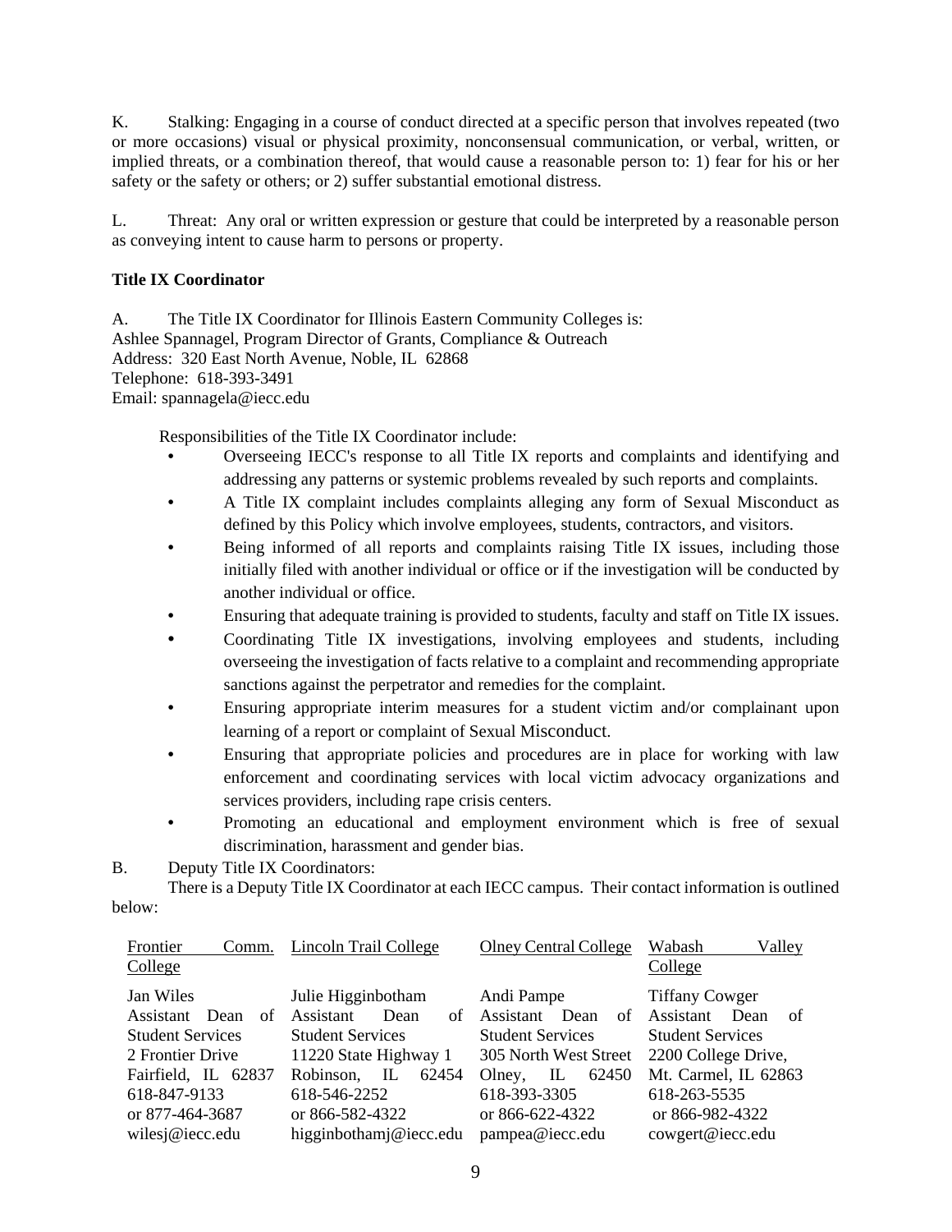K. Stalking: Engaging in a course of conduct directed at a specific person that involves repeated (two or more occasions) visual or physical proximity, nonconsensual communication, or verbal, written, or implied threats, or a combination thereof, that would cause a reasonable person to: 1) fear for his or her safety or the safety or others; or 2) suffer substantial emotional distress.

L. Threat: Any oral or written expression or gesture that could be interpreted by a reasonable person as conveying intent to cause harm to persons or property.

**Title IX Coordinator**

A. The Title IX Coordinator for Illinois Eastern Community Colleges is:
Ashlee Spannagel, Program Director of Grants, Compliance & Outreach
Address: 320 East North Avenue, Noble, IL 62868
Telephone: 618-393-3491
Email: spannagela@iecc.edu

Responsibilities of the Title IX Coordinator include:

- Overseeing IECC's response to all Title IX reports and complaints and identifying and addressing any patterns or systemic problems revealed by such reports and complaints.
- A Title IX complaint includes complaints alleging any form of Sexual Misconduct as defined by this Policy which involve employees, students, contractors, and visitors.
- Being informed of all reports and complaints raising Title IX issues, including those initially filed with another individual or office or if the investigation will be conducted by another individual or office.
- Ensuring that adequate training is provided to students, faculty and staff on Title IX issues.
- Coordinating Title IX investigations, involving employees and students, including overseeing the investigation of facts relative to a complaint and recommending appropriate sanctions against the perpetrator and remedies for the complaint.
- Ensuring appropriate interim measures for a student victim and/or complainant upon learning of a report or complaint of Sexual Misconduct.
- Ensuring that appropriate policies and procedures are in place for working with law enforcement and coordinating services with local victim advocacy organizations and services providers, including rape crisis centers.
- Promoting an educational and employment environment which is free of sexual discrimination, harassment and gender bias.

B. Deputy Title IX Coordinators:
There is a Deputy Title IX Coordinator at each IECC campus. Their contact information is outlined below:

| Frontier Comm. College | Lincoln Trail College | Olney Central College | Wabash Valley College |
|---|---|---|---|
| Jan Wiles<br>Assistant Dean of Student Services<br>2 Frontier Drive<br>Fairfield, IL 62837<br>618-847-9133<br>or 877-464-3687<br>wilesj@iecc.edu | Julie Higginbotham<br>Assistant Dean of Student Services<br>11220 State Highway 1<br>Robinson, IL 62454<br>618-546-2252<br>or 866-582-4322<br>higginbothamj@iecc.edu | Andi Pampe<br>Assistant Dean of Student Services<br>305 North West Street<br>Olney, IL 62450<br>618-393-3305<br>or 866-622-4322<br>pampea@iecc.edu | Tiffany Cowger<br>Assistant Dean of Student Services<br>2200 College Drive,<br>Mt. Carmel, IL 62863<br>618-263-5535<br>or 866-982-4322<br>cowgert@iecc.edu |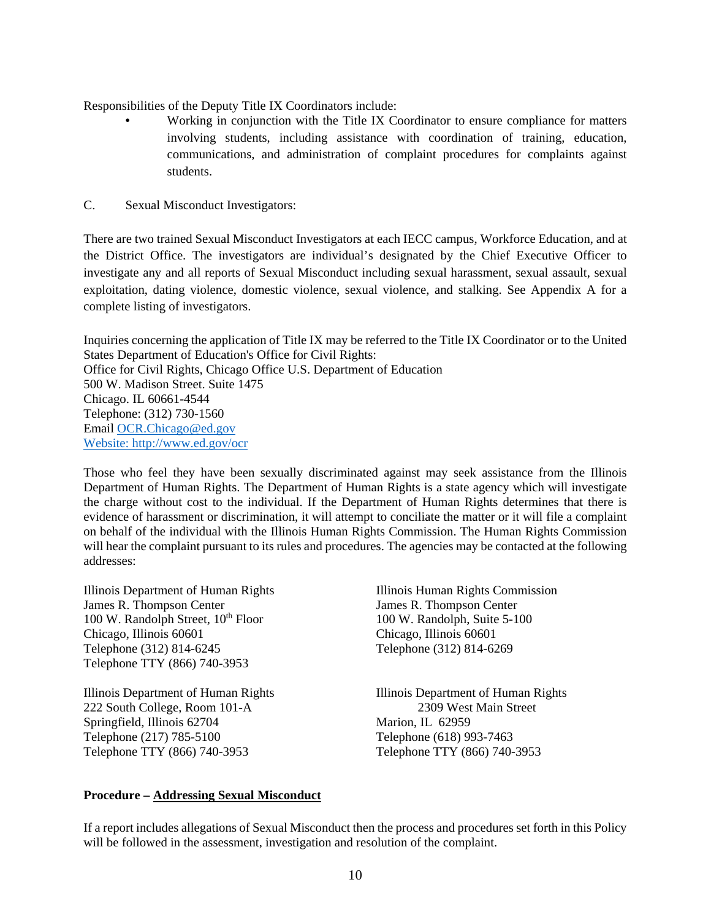Responsibilities of the Deputy Title IX Coordinators include:

- Working in conjunction with the Title IX Coordinator to ensure compliance for matters involving students, including assistance with coordination of training, education, communications, and administration of complaint procedures for complaints against students.

C. Sexual Misconduct Investigators:

There are two trained Sexual Misconduct Investigators at each IECC campus, Workforce Education, and at the District Office. The investigators are individual's designated by the Chief Executive Officer to investigate any and all reports of Sexual Misconduct including sexual harassment, sexual assault, sexual exploitation, dating violence, domestic violence, sexual violence, and stalking. See Appendix A for a complete listing of investigators.

Inquiries concerning the application of Title IX may be referred to the Title IX Coordinator or to the United States Department of Education's Office for Civil Rights:
Office for Civil Rights, Chicago Office U.S. Department of Education
500 W. Madison Street. Suite 1475
Chicago. IL 60661-4544
Telephone: (312) 730-1560
Email OCR.Chicago@ed.gov
Website: http://www.ed.gov/ocr

Those who feel they have been sexually discriminated against may seek assistance from the Illinois Department of Human Rights. The Department of Human Rights is a state agency which will investigate the charge without cost to the individual. If the Department of Human Rights determines that there is evidence of harassment or discrimination, it will attempt to conciliate the matter or it will file a complaint on behalf of the individual with the Illinois Human Rights Commission. The Human Rights Commission will hear the complaint pursuant to its rules and procedures. The agencies may be contacted at the following addresses:

Illinois Department of Human Rights
James R. Thompson Center
100 W. Randolph Street, 10th Floor
Chicago, Illinois 60601
Telephone (312) 814-6245
Telephone TTY (866) 740-3953

Illinois Human Rights Commission
James R. Thompson Center
100 W. Randolph, Suite 5-100
Chicago, Illinois 60601
Telephone (312) 814-6269

Illinois Department of Human Rights
222 South College, Room 101-A
Springfield, Illinois 62704
Telephone (217) 785-5100
Telephone TTY (866) 740-3953

Illinois Department of Human Rights
2309 West Main Street
Marion, IL 62959
Telephone (618) 993-7463
Telephone TTY (866) 740-3953

**Procedure – <u>Addressing Sexual Misconduct</u>**

If a report includes allegations of Sexual Misconduct then the process and procedures set forth in this Policy will be followed in the assessment, investigation and resolution of the complaint.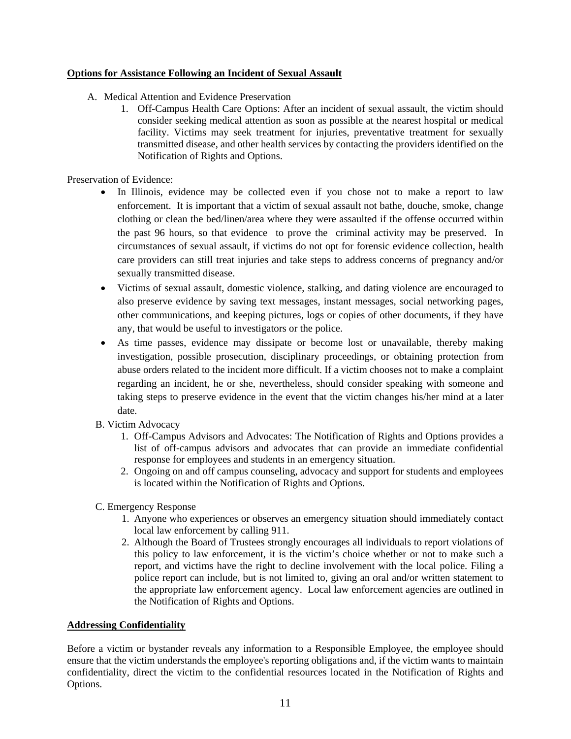**Options for Assistance Following an Incident of Sexual Assault**

A. Medical Attention and Evidence Preservation
   1. Off-Campus Health Care Options: After an incident of sexual assault, the victim should consider seeking medical attention as soon as possible at the nearest hospital or medical facility. Victims may seek treatment for injuries, preventative treatment for sexually transmitted disease, and other health services by contacting the providers identified on the Notification of Rights and Options.

Preservation of Evidence:

- In Illinois, evidence may be collected even if you chose not to make a report to law enforcement. It is important that a victim of sexual assault not bathe, douche, smoke, change clothing or clean the bed/linen/area where they were assaulted if the offense occurred within the past 96 hours, so that evidence to prove the criminal activity may be preserved. In circumstances of sexual assault, if victims do not opt for forensic evidence collection, health care providers can still treat injuries and take steps to address concerns of pregnancy and/or sexually transmitted disease.
- Victims of sexual assault, domestic violence, stalking, and dating violence are encouraged to also preserve evidence by saving text messages, instant messages, social networking pages, other communications, and keeping pictures, logs or copies of other documents, if they have any, that would be useful to investigators or the police.
- As time passes, evidence may dissipate or become lost or unavailable, thereby making investigation, possible prosecution, disciplinary proceedings, or obtaining protection from abuse orders related to the incident more difficult. If a victim chooses not to make a complaint regarding an incident, he or she, nevertheless, should consider speaking with someone and taking steps to preserve evidence in the event that the victim changes his/her mind at a later date.

B. Victim Advocacy
   1. Off-Campus Advisors and Advocates: The Notification of Rights and Options provides a list of off-campus advisors and advocates that can provide an immediate confidential response for employees and students in an emergency situation.
   2. Ongoing on and off campus counseling, advocacy and support for students and employees is located within the Notification of Rights and Options.

C. Emergency Response
   1. Anyone who experiences or observes an emergency situation should immediately contact local law enforcement by calling 911.
   2. Although the Board of Trustees strongly encourages all individuals to report violations of this policy to law enforcement, it is the victim's choice whether or not to make such a report, and victims have the right to decline involvement with the local police. Filing a police report can include, but is not limited to, giving an oral and/or written statement to the appropriate law enforcement agency. Local law enforcement agencies are outlined in the Notification of Rights and Options.

**Addressing Confidentiality**

Before a victim or bystander reveals any information to a Responsible Employee, the employee should ensure that the victim understands the employee's reporting obligations and, if the victim wants to maintain confidentiality, direct the victim to the confidential resources located in the Notification of Rights and Options.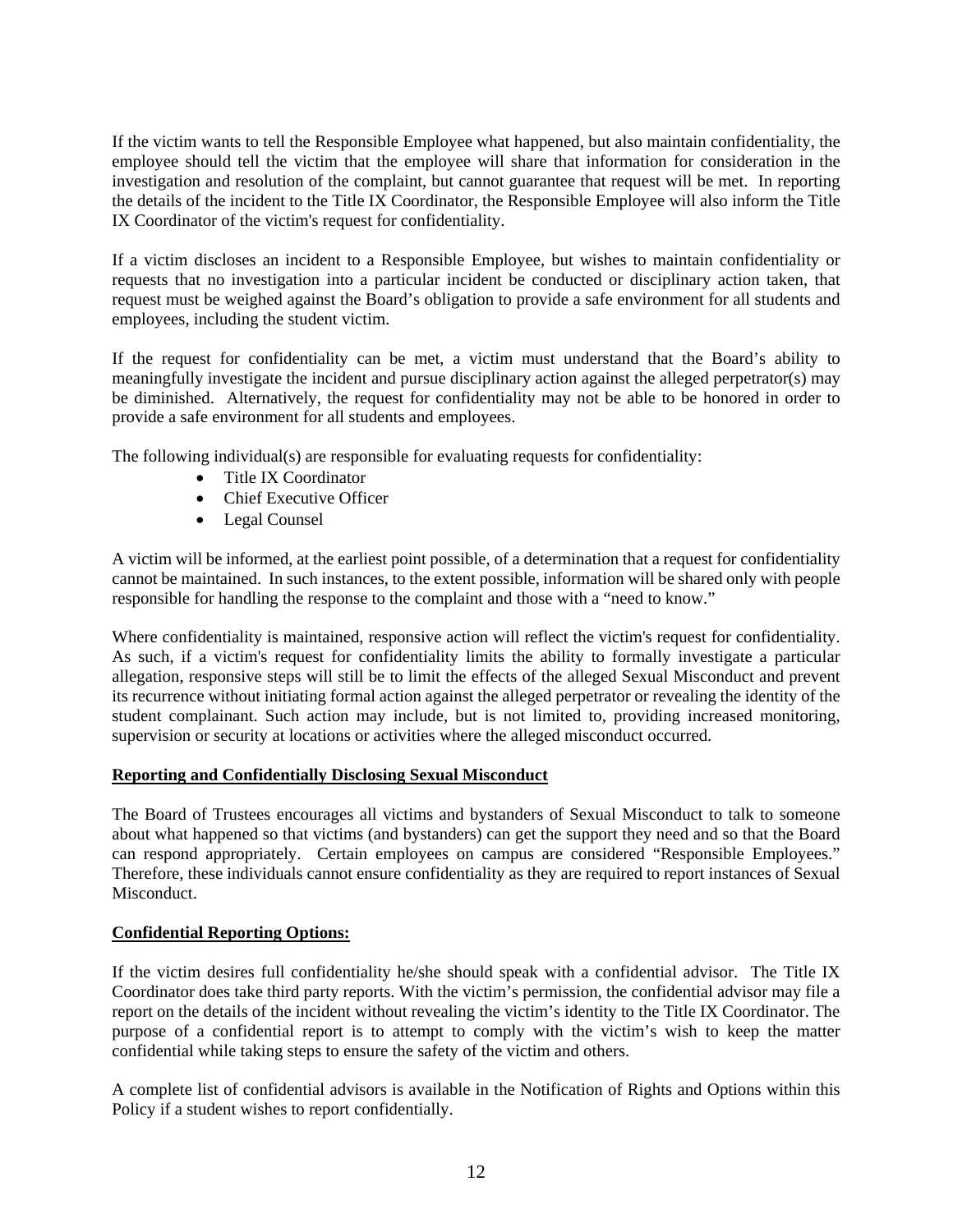If the victim wants to tell the Responsible Employee what happened, but also maintain confidentiality, the employee should tell the victim that the employee will share that information for consideration in the investigation and resolution of the complaint, but cannot guarantee that request will be met. In reporting the details of the incident to the Title IX Coordinator, the Responsible Employee will also inform the Title IX Coordinator of the victim's request for confidentiality.

If a victim discloses an incident to a Responsible Employee, but wishes to maintain confidentiality or requests that no investigation into a particular incident be conducted or disciplinary action taken, that request must be weighed against the Board's obligation to provide a safe environment for all students and employees, including the student victim.

If the request for confidentiality can be met, a victim must understand that the Board's ability to meaningfully investigate the incident and pursue disciplinary action against the alleged perpetrator(s) may be diminished. Alternatively, the request for confidentiality may not be able to be honored in order to provide a safe environment for all students and employees.

The following individual(s) are responsible for evaluating requests for confidentiality:

- Title IX Coordinator
- Chief Executive Officer
- Legal Counsel

A victim will be informed, at the earliest point possible, of a determination that a request for confidentiality cannot be maintained. In such instances, to the extent possible, information will be shared only with people responsible for handling the response to the complaint and those with a "need to know."

Where confidentiality is maintained, responsive action will reflect the victim's request for confidentiality. As such, if a victim's request for confidentiality limits the ability to formally investigate a particular allegation, responsive steps will still be to limit the effects of the alleged Sexual Misconduct and prevent its recurrence without initiating formal action against the alleged perpetrator or revealing the identity of the student complainant. Such action may include, but is not limited to, providing increased monitoring, supervision or security at locations or activities where the alleged misconduct occurred.

**Reporting and Confidentially Disclosing Sexual Misconduct**

The Board of Trustees encourages all victims and bystanders of Sexual Misconduct to talk to someone about what happened so that victims (and bystanders) can get the support they need and so that the Board can respond appropriately. Certain employees on campus are considered "Responsible Employees." Therefore, these individuals cannot ensure confidentiality as they are required to report instances of Sexual Misconduct.

**Confidential Reporting Options:**

If the victim desires full confidentiality he/she should speak with a confidential advisor. The Title IX Coordinator does take third party reports. With the victim's permission, the confidential advisor may file a report on the details of the incident without revealing the victim's identity to the Title IX Coordinator. The purpose of a confidential report is to attempt to comply with the victim's wish to keep the matter confidential while taking steps to ensure the safety of the victim and others.

A complete list of confidential advisors is available in the Notification of Rights and Options within this Policy if a student wishes to report confidentially.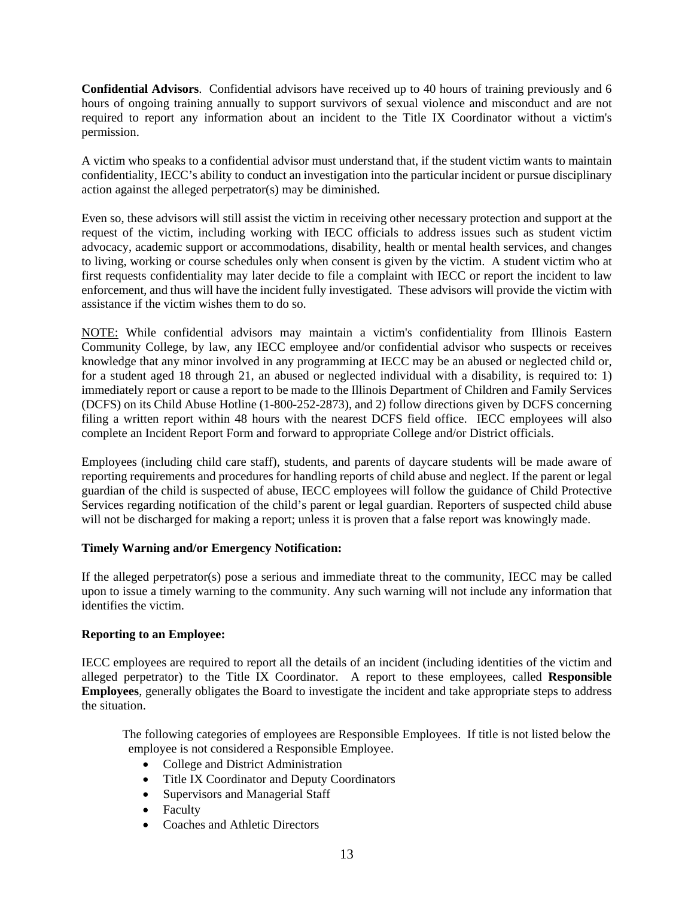**Confidential Advisors**. Confidential advisors have received up to 40 hours of training previously and 6 hours of ongoing training annually to support survivors of sexual violence and misconduct and are not required to report any information about an incident to the Title IX Coordinator without a victim's permission.

A victim who speaks to a confidential advisor must understand that, if the student victim wants to maintain confidentiality, IECC's ability to conduct an investigation into the particular incident or pursue disciplinary action against the alleged perpetrator(s) may be diminished.

Even so, these advisors will still assist the victim in receiving other necessary protection and support at the request of the victim, including working with IECC officials to address issues such as student victim advocacy, academic support or accommodations, disability, health or mental health services, and changes to living, working or course schedules only when consent is given by the victim. A student victim who at first requests confidentiality may later decide to file a complaint with IECC or report the incident to law enforcement, and thus will have the incident fully investigated. These advisors will provide the victim with assistance if the victim wishes them to do so.

NOTE: While confidential advisors may maintain a victim's confidentiality from Illinois Eastern Community College, by law, any IECC employee and/or confidential advisor who suspects or receives knowledge that any minor involved in any programming at IECC may be an abused or neglected child or, for a student aged 18 through 21, an abused or neglected individual with a disability, is required to: 1) immediately report or cause a report to be made to the Illinois Department of Children and Family Services (DCFS) on its Child Abuse Hotline (1-800-252-2873), and 2) follow directions given by DCFS concerning filing a written report within 48 hours with the nearest DCFS field office. IECC employees will also complete an Incident Report Form and forward to appropriate College and/or District officials.

Employees (including child care staff), students, and parents of daycare students will be made aware of reporting requirements and procedures for handling reports of child abuse and neglect. If the parent or legal guardian of the child is suspected of abuse, IECC employees will follow the guidance of Child Protective Services regarding notification of the child's parent or legal guardian. Reporters of suspected child abuse will not be discharged for making a report; unless it is proven that a false report was knowingly made.

**Timely Warning and/or Emergency Notification:**

If the alleged perpetrator(s) pose a serious and immediate threat to the community, IECC may be called upon to issue a timely warning to the community. Any such warning will not include any information that identifies the victim.

**Reporting to an Employee:**

IECC employees are required to report all the details of an incident (including identities of the victim and alleged perpetrator) to the Title IX Coordinator. A report to these employees, called **Responsible Employees**, generally obligates the Board to investigate the incident and take appropriate steps to address the situation.

The following categories of employees are Responsible Employees. If title is not listed below the employee is not considered a Responsible Employee.

- College and District Administration
- Title IX Coordinator and Deputy Coordinators
- Supervisors and Managerial Staff
- Faculty
- Coaches and Athletic Directors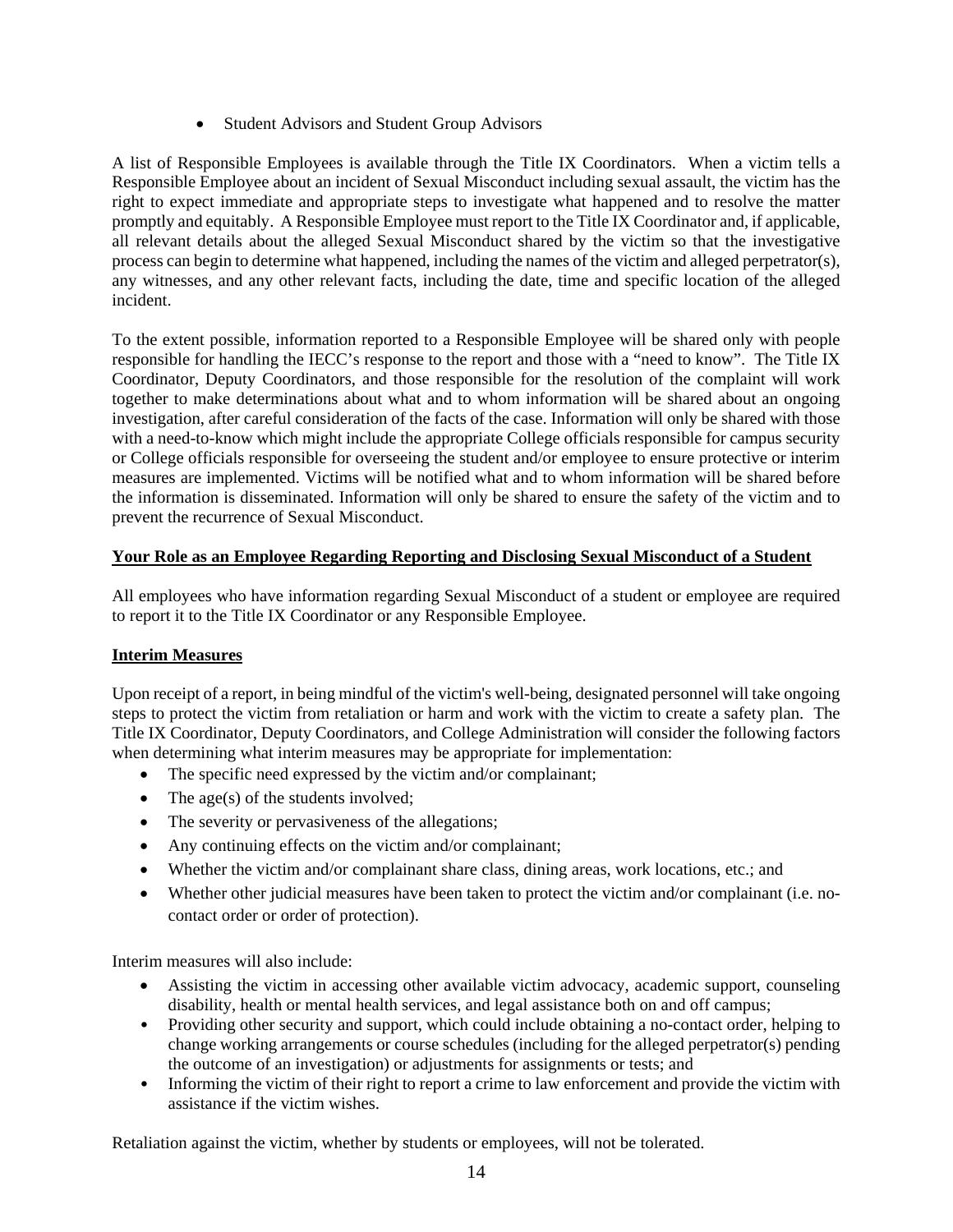- Student Advisors and Student Group Advisors

A list of Responsible Employees is available through the Title IX Coordinators. When a victim tells a Responsible Employee about an incident of Sexual Misconduct including sexual assault, the victim has the right to expect immediate and appropriate steps to investigate what happened and to resolve the matter promptly and equitably. A Responsible Employee must report to the Title IX Coordinator and, if applicable, all relevant details about the alleged Sexual Misconduct shared by the victim so that the investigative process can begin to determine what happened, including the names of the victim and alleged perpetrator(s), any witnesses, and any other relevant facts, including the date, time and specific location of the alleged incident.

To the extent possible, information reported to a Responsible Employee will be shared only with people responsible for handling the IECC's response to the report and those with a "need to know". The Title IX Coordinator, Deputy Coordinators, and those responsible for the resolution of the complaint will work together to make determinations about what and to whom information will be shared about an ongoing investigation, after careful consideration of the facts of the case. Information will only be shared with those with a need-to-know which might include the appropriate College officials responsible for campus security or College officials responsible for overseeing the student and/or employee to ensure protective or interim measures are implemented. Victims will be notified what and to whom information will be shared before the information is disseminated. Information will only be shared to ensure the safety of the victim and to prevent the recurrence of Sexual Misconduct.

**<u>Your Role as an Employee Regarding Reporting and Disclosing Sexual Misconduct of a Student</u>**

All employees who have information regarding Sexual Misconduct of a student or employee are required to report it to the Title IX Coordinator or any Responsible Employee.

**<u>Interim Measures</u>**

Upon receipt of a report, in being mindful of the victim's well-being, designated personnel will take ongoing steps to protect the victim from retaliation or harm and work with the victim to create a safety plan. The Title IX Coordinator, Deputy Coordinators, and College Administration will consider the following factors when determining what interim measures may be appropriate for implementation:

- The specific need expressed by the victim and/or complainant;
- The age(s) of the students involved;
- The severity or pervasiveness of the allegations;
- Any continuing effects on the victim and/or complainant;
- Whether the victim and/or complainant share class, dining areas, work locations, etc.; and
- Whether other judicial measures have been taken to protect the victim and/or complainant (i.e. no-contact order or order of protection).

Interim measures will also include:

- Assisting the victim in accessing other available victim advocacy, academic support, counseling disability, health or mental health services, and legal assistance both on and off campus;
- Providing other security and support, which could include obtaining a no-contact order, helping to change working arrangements or course schedules (including for the alleged perpetrator(s) pending the outcome of an investigation) or adjustments for assignments or tests; and
- Informing the victim of their right to report a crime to law enforcement and provide the victim with assistance if the victim wishes.

Retaliation against the victim, whether by students or employees, will not be tolerated.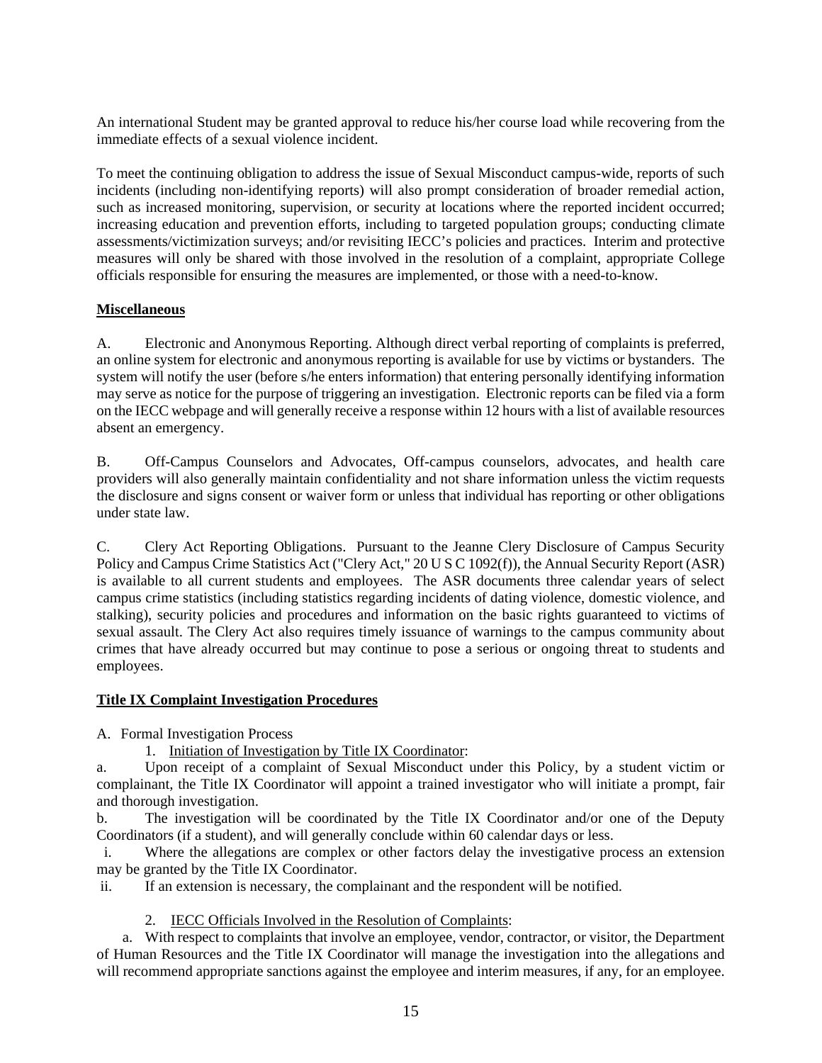An international Student may be granted approval to reduce his/her course load while recovering from the immediate effects of a sexual violence incident.

To meet the continuing obligation to address the issue of Sexual Misconduct campus-wide, reports of such incidents (including non-identifying reports) will also prompt consideration of broader remedial action, such as increased monitoring, supervision, or security at locations where the reported incident occurred; increasing education and prevention efforts, including to targeted population groups; conducting climate assessments/victimization surveys; and/or revisiting IECC's policies and practices. Interim and protective measures will only be shared with those involved in the resolution of a complaint, appropriate College officials responsible for ensuring the measures are implemented, or those with a need-to-know.

**Miscellaneous**

A. Electronic and Anonymous Reporting. Although direct verbal reporting of complaints is preferred, an online system for electronic and anonymous reporting is available for use by victims or bystanders. The system will notify the user (before s/he enters information) that entering personally identifying information may serve as notice for the purpose of triggering an investigation. Electronic reports can be filed via a form on the IECC webpage and will generally receive a response within 12 hours with a list of available resources absent an emergency.

B. Off-Campus Counselors and Advocates, Off-campus counselors, advocates, and health care providers will also generally maintain confidentiality and not share information unless the victim requests the disclosure and signs consent or waiver form or unless that individual has reporting or other obligations under state law.

C. Clery Act Reporting Obligations. Pursuant to the Jeanne Clery Disclosure of Campus Security Policy and Campus Crime Statistics Act ("Clery Act," 20 U S C 1092(f)), the Annual Security Report (ASR) is available to all current students and employees. The ASR documents three calendar years of select campus crime statistics (including statistics regarding incidents of dating violence, domestic violence, and stalking), security policies and procedures and information on the basic rights guaranteed to victims of sexual assault. The Clery Act also requires timely issuance of warnings to the campus community about crimes that have already occurred but may continue to pose a serious or ongoing threat to students and employees.

**Title IX Complaint Investigation Procedures**

A. Formal Investigation Process

1. Initiation of Investigation by Title IX Coordinator:

a. Upon receipt of a complaint of Sexual Misconduct under this Policy, by a student victim or complainant, the Title IX Coordinator will appoint a trained investigator who will initiate a prompt, fair and thorough investigation.

b. The investigation will be coordinated by the Title IX Coordinator and/or one of the Deputy Coordinators (if a student), and will generally conclude within 60 calendar days or less.

i. Where the allegations are complex or other factors delay the investigative process an extension may be granted by the Title IX Coordinator.

ii. If an extension is necessary, the complainant and the respondent will be notified.

2. IECC Officials Involved in the Resolution of Complaints:

a. With respect to complaints that involve an employee, vendor, contractor, or visitor, the Department of Human Resources and the Title IX Coordinator will manage the investigation into the allegations and will recommend appropriate sanctions against the employee and interim measures, if any, for an employee.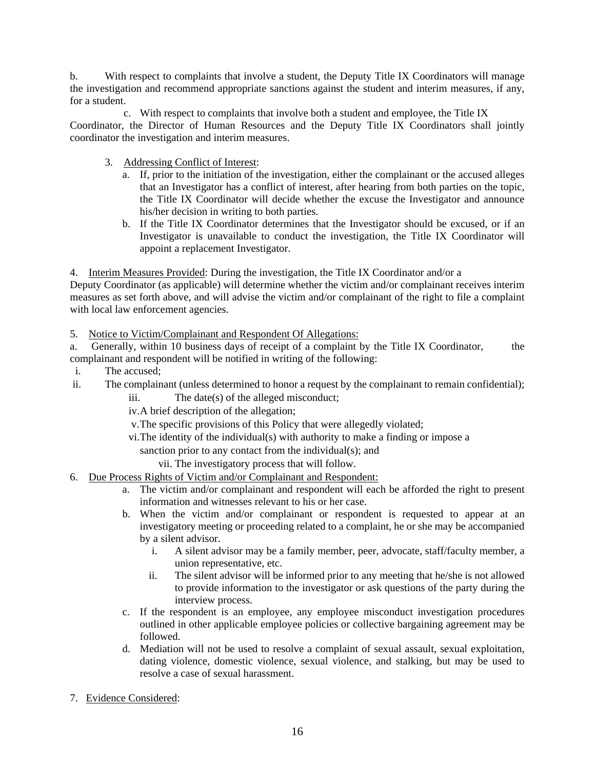b. With respect to complaints that involve a student, the Deputy Title IX Coordinators will manage the investigation and recommend appropriate sanctions against the student and interim measures, if any, for a student.

c. With respect to complaints that involve both a student and employee, the Title IX Coordinator, the Director of Human Resources and the Deputy Title IX Coordinators shall jointly coordinator the investigation and interim measures.

3. Addressing Conflict of Interest:
   a. If, prior to the initiation of the investigation, either the complainant or the accused alleges that an Investigator has a conflict of interest, after hearing from both parties on the topic, the Title IX Coordinator will decide whether the excuse the Investigator and announce his/her decision in writing to both parties.
   b. If the Title IX Coordinator determines that the Investigator should be excused, or if an Investigator is unavailable to conduct the investigation, the Title IX Coordinator will appoint a replacement Investigator.

4. Interim Measures Provided: During the investigation, the Title IX Coordinator and/or a Deputy Coordinator (as applicable) will determine whether the victim and/or complainant receives interim measures as set forth above, and will advise the victim and/or complainant of the right to file a complaint with local law enforcement agencies.

5. Notice to Victim/Complainant and Respondent Of Allegations:

a. Generally, within 10 business days of receipt of a complaint by the Title IX Coordinator, the complainant and respondent will be notified in writing of the following:

   i. The accused;
   ii. The complainant (unless determined to honor a request by the complainant to remain confidential);
   iii. The date(s) of the alleged misconduct;
   iv. A brief description of the allegation;
   v. The specific provisions of this Policy that were allegedly violated;
   vi. The identity of the individual(s) with authority to make a finding or impose a sanction prior to any contact from the individual(s); and
   vii. The investigatory process that will follow.

6. Due Process Rights of Victim and/or Complainant and Respondent:
   a. The victim and/or complainant and respondent will each be afforded the right to present information and witnesses relevant to his or her case.
   b. When the victim and/or complainant or respondent is requested to appear at an investigatory meeting or proceeding related to a complaint, he or she may be accompanied by a silent advisor.
      i. A silent advisor may be a family member, peer, advocate, staff/faculty member, a union representative, etc.
      ii. The silent advisor will be informed prior to any meeting that he/she is not allowed to provide information to the investigator or ask questions of the party during the interview process.
   c. If the respondent is an employee, any employee misconduct investigation procedures outlined in other applicable employee policies or collective bargaining agreement may be followed.
   d. Mediation will not be used to resolve a complaint of sexual assault, sexual exploitation, dating violence, domestic violence, sexual violence, and stalking, but may be used to resolve a case of sexual harassment.

7. Evidence Considered: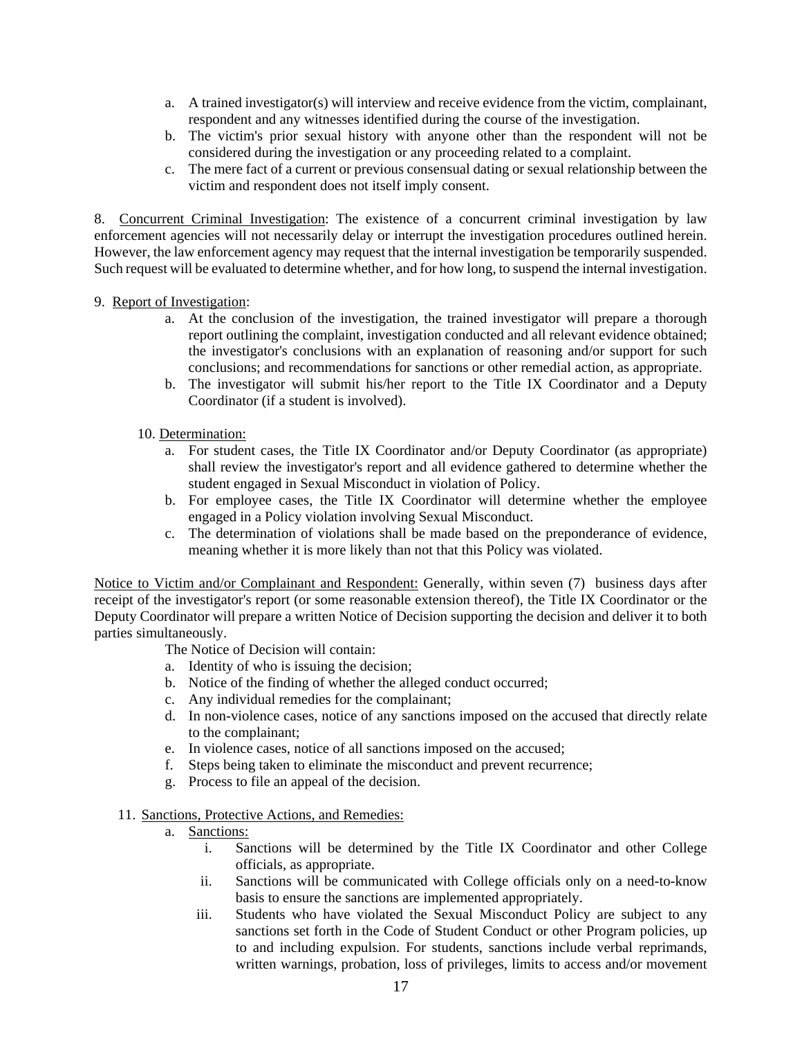a. A trained investigator(s) will interview and receive evidence from the victim, complainant, respondent and any witnesses identified during the course of the investigation.
b. The victim's prior sexual history with anyone other than the respondent will not be considered during the investigation or any proceeding related to a complaint.
c. The mere fact of a current or previous consensual dating or sexual relationship between the victim and respondent does not itself imply consent.

8. <u>Concurrent Criminal Investigation</u>: The existence of a concurrent criminal investigation by law enforcement agencies will not necessarily delay or interrupt the investigation procedures outlined herein. However, the law enforcement agency may request that the internal investigation be temporarily suspended. Such request will be evaluated to determine whether, and for how long, to suspend the internal investigation.

9. <u>Report of Investigation</u>:

a. At the conclusion of the investigation, the trained investigator will prepare a thorough report outlining the complaint, investigation conducted and all relevant evidence obtained; the investigator's conclusions with an explanation of reasoning and/or support for such conclusions; and recommendations for sanctions or other remedial action, as appropriate.
b. The investigator will submit his/her report to the Title IX Coordinator and a Deputy Coordinator (if a student is involved).

10. <u>Determination:</u>

a. For student cases, the Title IX Coordinator and/or Deputy Coordinator (as appropriate) shall review the investigator's report and all evidence gathered to determine whether the student engaged in Sexual Misconduct in violation of Policy.
b. For employee cases, the Title IX Coordinator will determine whether the employee engaged in a Policy violation involving Sexual Misconduct.
c. The determination of violations shall be made based on the preponderance of evidence, meaning whether it is more likely than not that this Policy was violated.

<u>Notice to Victim and/or Complainant and Respondent:</u> Generally, within seven (7) business days after receipt of the investigator's report (or some reasonable extension thereof), the Title IX Coordinator or the Deputy Coordinator will prepare a written Notice of Decision supporting the decision and deliver it to both parties simultaneously.

The Notice of Decision will contain:

a. Identity of who is issuing the decision;
b. Notice of the finding of whether the alleged conduct occurred;
c. Any individual remedies for the complainant;
d. In non-violence cases, notice of any sanctions imposed on the accused that directly relate to the complainant;
e. In violence cases, notice of all sanctions imposed on the accused;
f. Steps being taken to eliminate the misconduct and prevent recurrence;
g. Process to file an appeal of the decision.

11. <u>Sanctions, Protective Actions, and Remedies:</u>

a. <u>Sanctions:</u>
    i. Sanctions will be determined by the Title IX Coordinator and other College officials, as appropriate.
    ii. Sanctions will be communicated with College officials only on a need-to-know basis to ensure the sanctions are implemented appropriately.
    iii. Students who have violated the Sexual Misconduct Policy are subject to any sanctions set forth in the Code of Student Conduct or other Program policies, up to and including expulsion. For students, sanctions include verbal reprimands, written warnings, probation, loss of privileges, limits to access and/or movement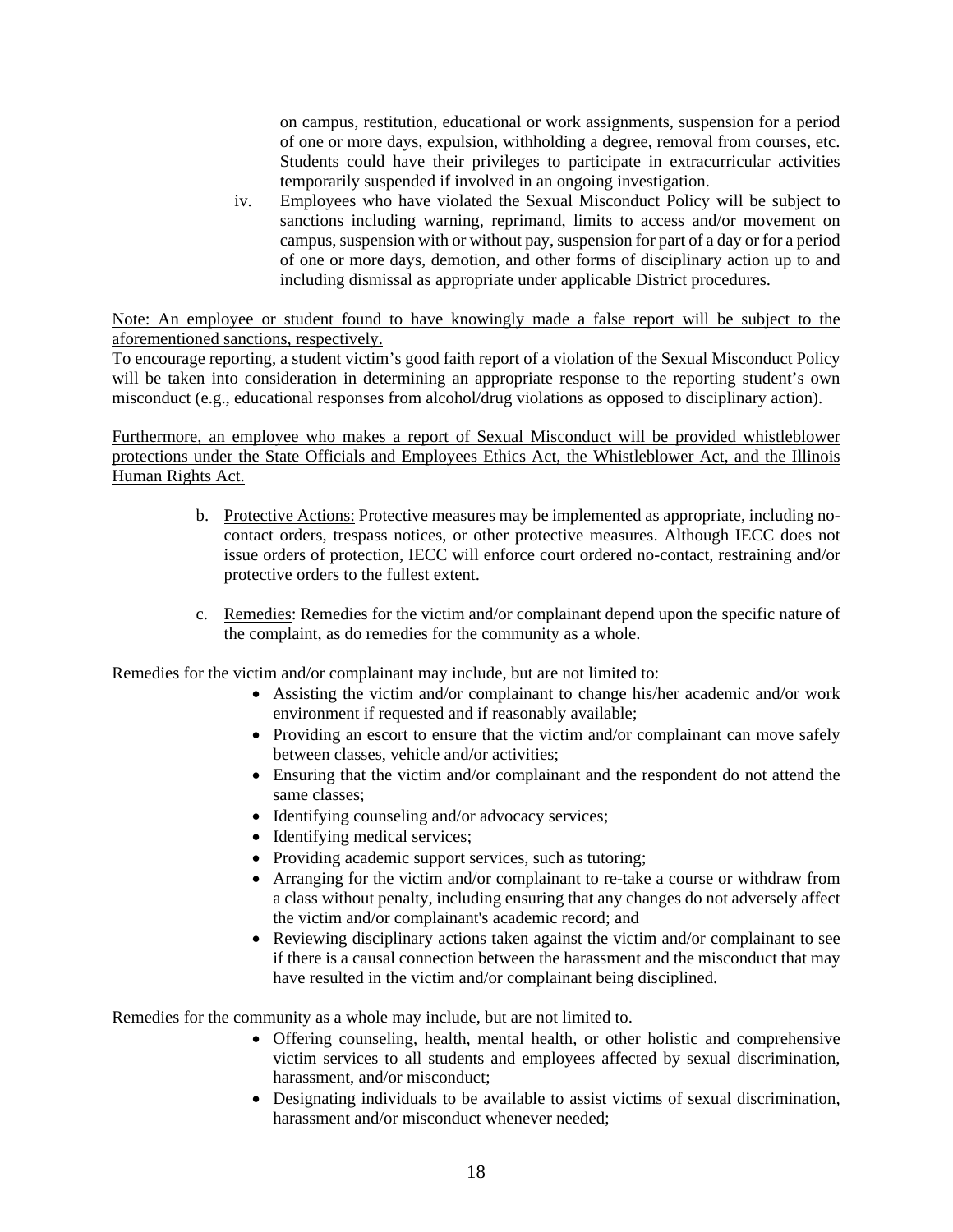on campus, restitution, educational or work assignments, suspension for a period of one or more days, expulsion, withholding a degree, removal from courses, etc. Students could have their privileges to participate in extracurricular activities temporarily suspended if involved in an ongoing investigation.

iv. Employees who have violated the Sexual Misconduct Policy will be subject to sanctions including warning, reprimand, limits to access and/or movement on campus, suspension with or without pay, suspension for part of a day or for a period of one or more days, demotion, and other forms of disciplinary action up to and including dismissal as appropriate under applicable District procedures.

<u>Note: An employee or student found to have knowingly made a false report will be subject to the aforementioned sanctions, respectively.</u>

To encourage reporting, a student victim's good faith report of a violation of the Sexual Misconduct Policy will be taken into consideration in determining an appropriate response to the reporting student's own misconduct (e.g., educational responses from alcohol/drug violations as opposed to disciplinary action).

<u>Furthermore, an employee who makes a report of Sexual Misconduct will be provided whistleblower protections under the State Officials and Employees Ethics Act, the Whistleblower Act, and the Illinois Human Rights Act.</u>

b. <u>Protective Actions:</u> Protective measures may be implemented as appropriate, including no-contact orders, trespass notices, or other protective measures. Although IECC does not issue orders of protection, IECC will enforce court ordered no-contact, restraining and/or protective orders to the fullest extent.

c. <u>Remedies</u>: Remedies for the victim and/or complainant depend upon the specific nature of the complaint, as do remedies for the community as a whole.

Remedies for the victim and/or complainant may include, but are not limited to:

- Assisting the victim and/or complainant to change his/her academic and/or work environment if requested and if reasonably available;
- Providing an escort to ensure that the victim and/or complainant can move safely between classes, vehicle and/or activities;
- Ensuring that the victim and/or complainant and the respondent do not attend the same classes;
- Identifying counseling and/or advocacy services;
- Identifying medical services;
- Providing academic support services, such as tutoring;
- Arranging for the victim and/or complainant to re-take a course or withdraw from a class without penalty, including ensuring that any changes do not adversely affect the victim and/or complainant's academic record; and
- Reviewing disciplinary actions taken against the victim and/or complainant to see if there is a causal connection between the harassment and the misconduct that may have resulted in the victim and/or complainant being disciplined.

Remedies for the community as a whole may include, but are not limited to.

- Offering counseling, health, mental health, or other holistic and comprehensive victim services to all students and employees affected by sexual discrimination, harassment, and/or misconduct;
- Designating individuals to be available to assist victims of sexual discrimination, harassment and/or misconduct whenever needed;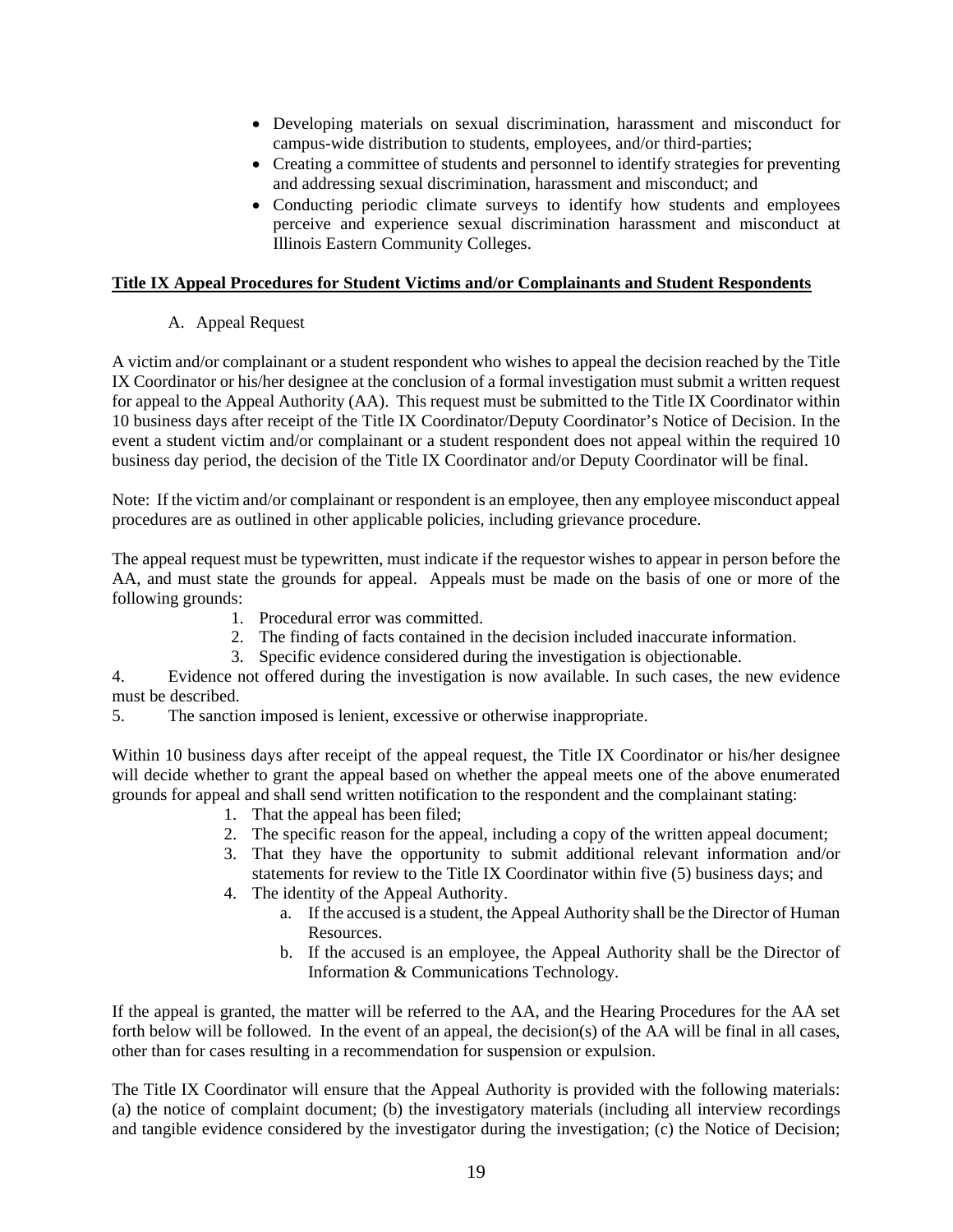- Developing materials on sexual discrimination, harassment and misconduct for campus-wide distribution to students, employees, and/or third-parties;
- Creating a committee of students and personnel to identify strategies for preventing and addressing sexual discrimination, harassment and misconduct; and
- Conducting periodic climate surveys to identify how students and employees perceive and experience sexual discrimination harassment and misconduct at Illinois Eastern Community Colleges.

**Title IX Appeal Procedures for Student Victims and/or Complainants and Student Respondents**

A. Appeal Request

A victim and/or complainant or a student respondent who wishes to appeal the decision reached by the Title IX Coordinator or his/her designee at the conclusion of a formal investigation must submit a written request for appeal to the Appeal Authority (AA). This request must be submitted to the Title IX Coordinator within 10 business days after receipt of the Title IX Coordinator/Deputy Coordinator's Notice of Decision. In the event a student victim and/or complainant or a student respondent does not appeal within the required 10 business day period, the decision of the Title IX Coordinator and/or Deputy Coordinator will be final.

Note: If the victim and/or complainant or respondent is an employee, then any employee misconduct appeal procedures are as outlined in other applicable policies, including grievance procedure.

The appeal request must be typewritten, must indicate if the requestor wishes to appear in person before the AA, and must state the grounds for appeal. Appeals must be made on the basis of one or more of the following grounds:

1. Procedural error was committed.
2. The finding of facts contained in the decision included inaccurate information.
3. Specific evidence considered during the investigation is objectionable.
4. Evidence not offered during the investigation is now available. In such cases, the new evidence must be described.
5. The sanction imposed is lenient, excessive or otherwise inappropriate.

Within 10 business days after receipt of the appeal request, the Title IX Coordinator or his/her designee will decide whether to grant the appeal based on whether the appeal meets one of the above enumerated grounds for appeal and shall send written notification to the respondent and the complainant stating:

1. That the appeal has been filed;
2. The specific reason for the appeal, including a copy of the written appeal document;
3. That they have the opportunity to submit additional relevant information and/or statements for review to the Title IX Coordinator within five (5) business days; and
4. The identity of the Appeal Authority.
   a. If the accused is a student, the Appeal Authority shall be the Director of Human Resources.
   b. If the accused is an employee, the Appeal Authority shall be the Director of Information & Communications Technology.

If the appeal is granted, the matter will be referred to the AA, and the Hearing Procedures for the AA set forth below will be followed. In the event of an appeal, the decision(s) of the AA will be final in all cases, other than for cases resulting in a recommendation for suspension or expulsion.

The Title IX Coordinator will ensure that the Appeal Authority is provided with the following materials: (a) the notice of complaint document; (b) the investigatory materials (including all interview recordings and tangible evidence considered by the investigator during the investigation; (c) the Notice of Decision;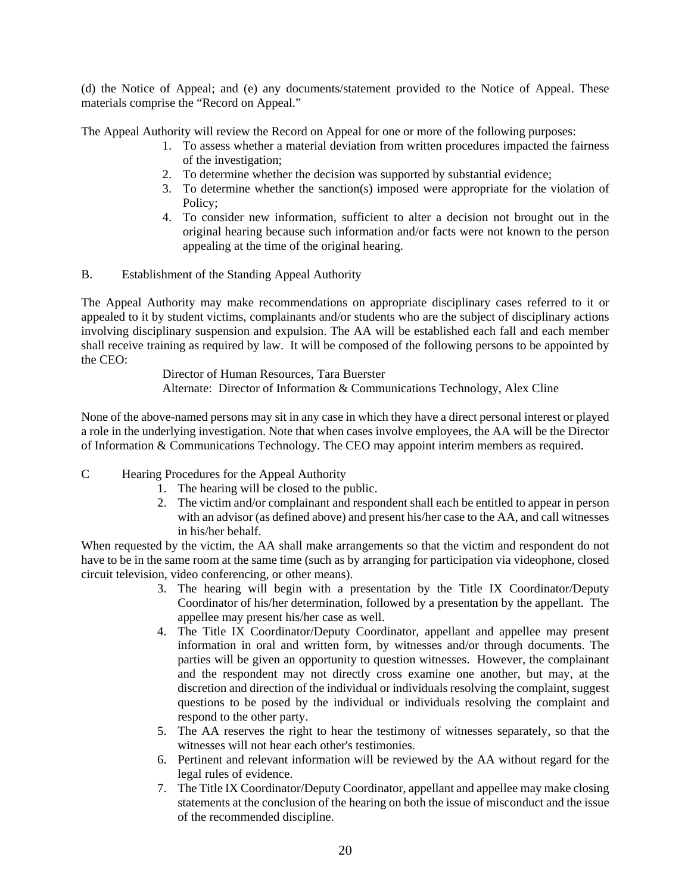(d) the Notice of Appeal; and (e) any documents/statement provided to the Notice of Appeal. These materials comprise the "Record on Appeal."

The Appeal Authority will review the Record on Appeal for one or more of the following purposes:

1. To assess whether a material deviation from written procedures impacted the fairness of the investigation;
2. To determine whether the decision was supported by substantial evidence;
3. To determine whether the sanction(s) imposed were appropriate for the violation of Policy;
4. To consider new information, sufficient to alter a decision not brought out in the original hearing because such information and/or facts were not known to the person appealing at the time of the original hearing.

B. Establishment of the Standing Appeal Authority

The Appeal Authority may make recommendations on appropriate disciplinary cases referred to it or appealed to it by student victims, complainants and/or students who are the subject of disciplinary actions involving disciplinary suspension and expulsion. The AA will be established each fall and each member shall receive training as required by law. It will be composed of the following persons to be appointed by the CEO:

Director of Human Resources, Tara Buerster
Alternate: Director of Information & Communications Technology, Alex Cline

None of the above-named persons may sit in any case in which they have a direct personal interest or played a role in the underlying investigation. Note that when cases involve employees, the AA will be the Director of Information & Communications Technology. The CEO may appoint interim members as required.

C Hearing Procedures for the Appeal Authority

1. The hearing will be closed to the public.
2. The victim and/or complainant and respondent shall each be entitled to appear in person with an advisor (as defined above) and present his/her case to the AA, and call witnesses in his/her behalf.

When requested by the victim, the AA shall make arrangements so that the victim and respondent do not have to be in the same room at the same time (such as by arranging for participation via videophone, closed circuit television, video conferencing, or other means).

3. The hearing will begin with a presentation by the Title IX Coordinator/Deputy Coordinator of his/her determination, followed by a presentation by the appellant. The appellee may present his/her case as well.
4. The Title IX Coordinator/Deputy Coordinator, appellant and appellee may present information in oral and written form, by witnesses and/or through documents. The parties will be given an opportunity to question witnesses. However, the complainant and the respondent may not directly cross examine one another, but may, at the discretion and direction of the individual or individuals resolving the complaint, suggest questions to be posed by the individual or individuals resolving the complaint and respond to the other party.
5. The AA reserves the right to hear the testimony of witnesses separately, so that the witnesses will not hear each other's testimonies.
6. Pertinent and relevant information will be reviewed by the AA without regard for the legal rules of evidence.
7. The Title IX Coordinator/Deputy Coordinator, appellant and appellee may make closing statements at the conclusion of the hearing on both the issue of misconduct and the issue of the recommended discipline.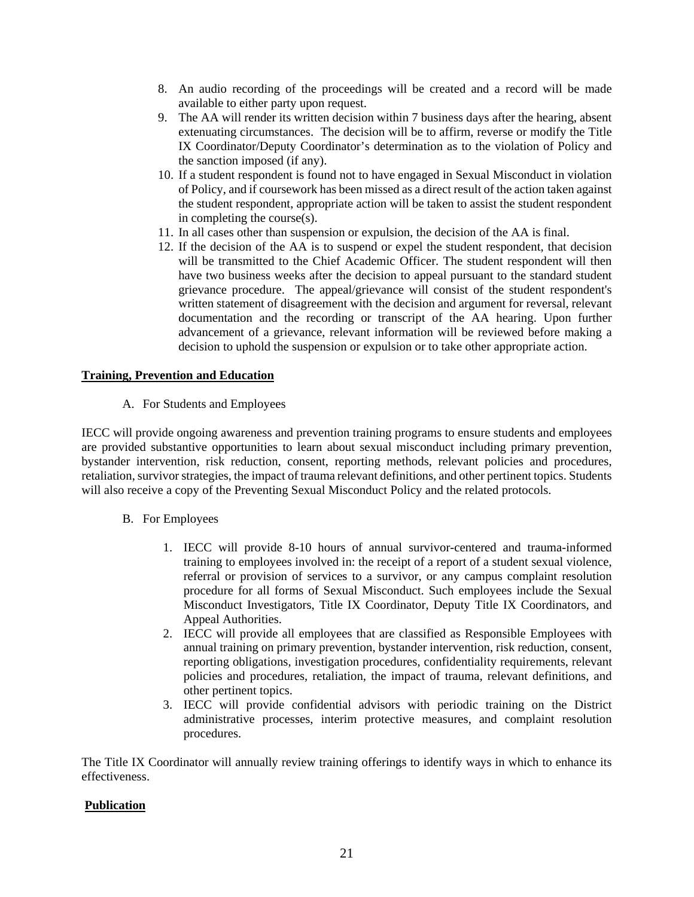8. An audio recording of the proceedings will be created and a record will be made available to either party upon request.
9. The AA will render its written decision within 7 business days after the hearing, absent extenuating circumstances. The decision will be to affirm, reverse or modify the Title IX Coordinator/Deputy Coordinator's determination as to the violation of Policy and the sanction imposed (if any).
10. If a student respondent is found not to have engaged in Sexual Misconduct in violation of Policy, and if coursework has been missed as a direct result of the action taken against the student respondent, appropriate action will be taken to assist the student respondent in completing the course(s).
11. In all cases other than suspension or expulsion, the decision of the AA is final.
12. If the decision of the AA is to suspend or expel the student respondent, that decision will be transmitted to the Chief Academic Officer. The student respondent will then have two business weeks after the decision to appeal pursuant to the standard student grievance procedure. The appeal/grievance will consist of the student respondent's written statement of disagreement with the decision and argument for reversal, relevant documentation and the recording or transcript of the AA hearing. Upon further advancement of a grievance, relevant information will be reviewed before making a decision to uphold the suspension or expulsion or to take other appropriate action.

**Training, Prevention and Education**

A. For Students and Employees

IECC will provide ongoing awareness and prevention training programs to ensure students and employees are provided substantive opportunities to learn about sexual misconduct including primary prevention, bystander intervention, risk reduction, consent, reporting methods, relevant policies and procedures, retaliation, survivor strategies, the impact of trauma relevant definitions, and other pertinent topics. Students will also receive a copy of the Preventing Sexual Misconduct Policy and the related protocols.

B. For Employees

1. IECC will provide 8-10 hours of annual survivor-centered and trauma-informed training to employees involved in: the receipt of a report of a student sexual violence, referral or provision of services to a survivor, or any campus complaint resolution procedure for all forms of Sexual Misconduct. Such employees include the Sexual Misconduct Investigators, Title IX Coordinator, Deputy Title IX Coordinators, and Appeal Authorities.
2. IECC will provide all employees that are classified as Responsible Employees with annual training on primary prevention, bystander intervention, risk reduction, consent, reporting obligations, investigation procedures, confidentiality requirements, relevant policies and procedures, retaliation, the impact of trauma, relevant definitions, and other pertinent topics.
3. IECC will provide confidential advisors with periodic training on the District administrative processes, interim protective measures, and complaint resolution procedures.

The Title IX Coordinator will annually review training offerings to identify ways in which to enhance its effectiveness.

**Publication**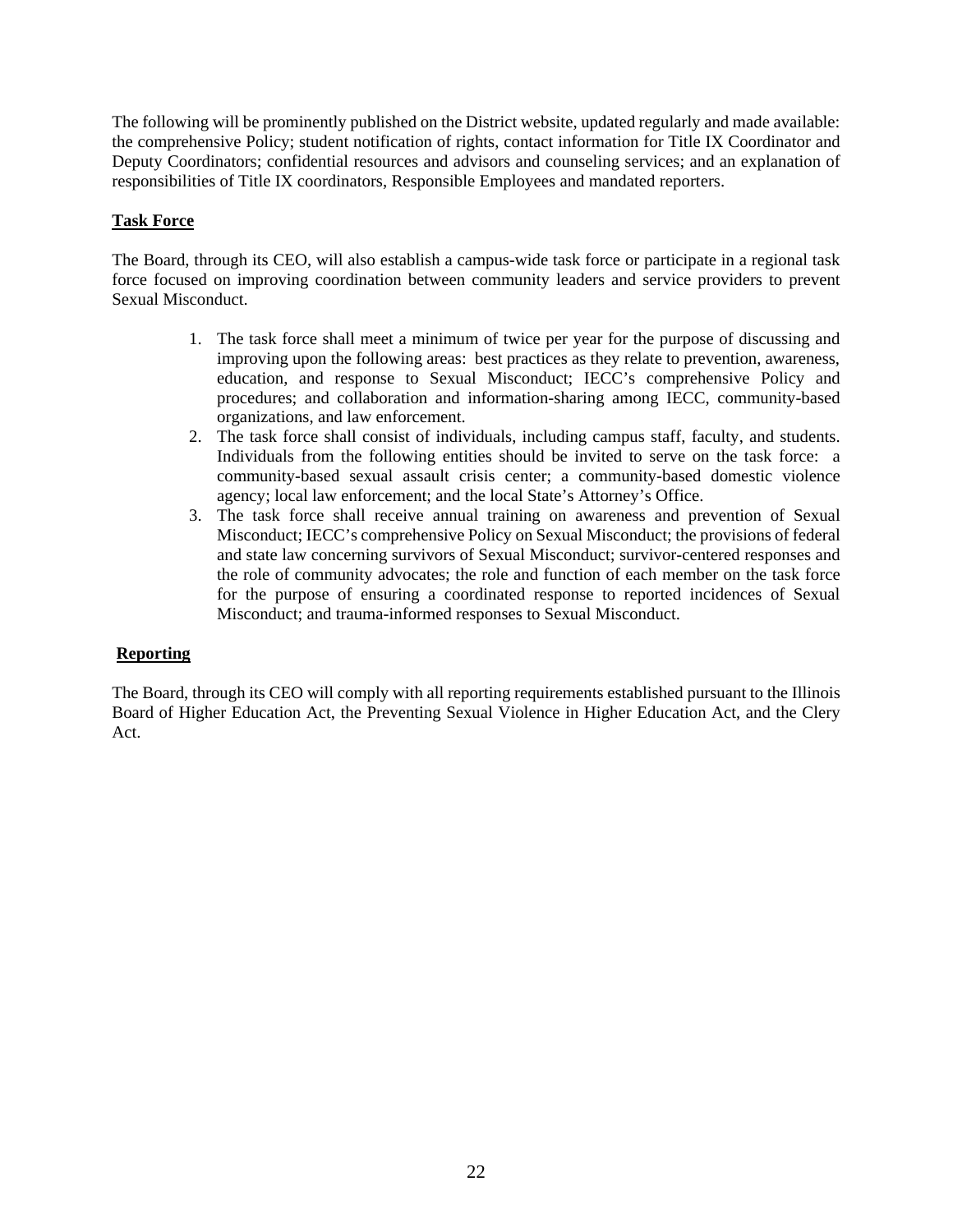The following will be prominently published on the District website, updated regularly and made available: the comprehensive Policy; student notification of rights, contact information for Title IX Coordinator and Deputy Coordinators; confidential resources and advisors and counseling services; and an explanation of responsibilities of Title IX coordinators, Responsible Employees and mandated reporters.

**Task Force**

The Board, through its CEO, will also establish a campus-wide task force or participate in a regional task force focused on improving coordination between community leaders and service providers to prevent Sexual Misconduct.

1. The task force shall meet a minimum of twice per year for the purpose of discussing and improving upon the following areas: best practices as they relate to prevention, awareness, education, and response to Sexual Misconduct; IECC's comprehensive Policy and procedures; and collaboration and information-sharing among IECC, community-based organizations, and law enforcement.
2. The task force shall consist of individuals, including campus staff, faculty, and students. Individuals from the following entities should be invited to serve on the task force: a community-based sexual assault crisis center; a community-based domestic violence agency; local law enforcement; and the local State's Attorney's Office.
3. The task force shall receive annual training on awareness and prevention of Sexual Misconduct; IECC's comprehensive Policy on Sexual Misconduct; the provisions of federal and state law concerning survivors of Sexual Misconduct; survivor-centered responses and the role of community advocates; the role and function of each member on the task force for the purpose of ensuring a coordinated response to reported incidences of Sexual Misconduct; and trauma-informed responses to Sexual Misconduct.

**Reporting**

The Board, through its CEO will comply with all reporting requirements established pursuant to the Illinois Board of Higher Education Act, the Preventing Sexual Violence in Higher Education Act, and the Clery Act.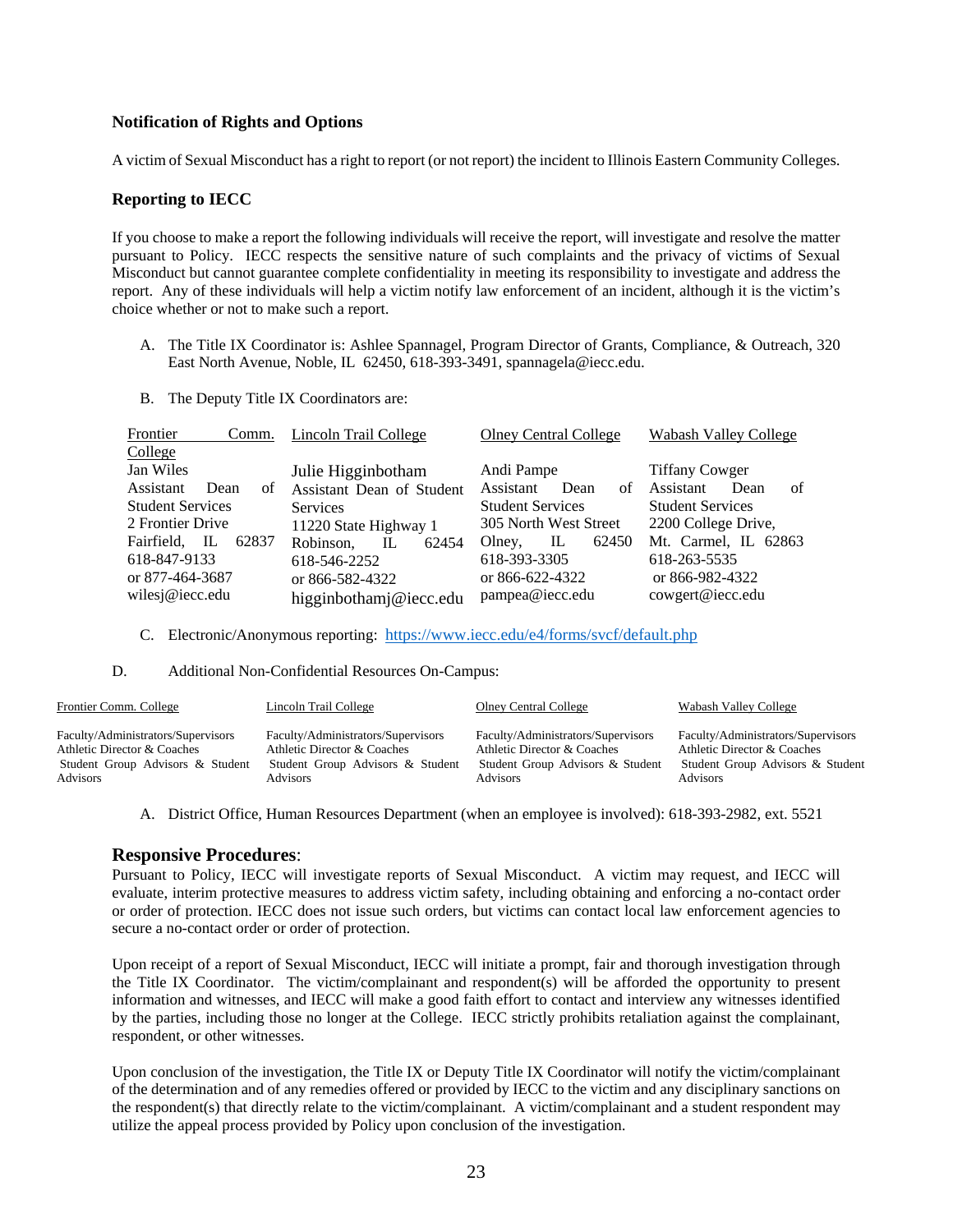### Notification of Rights and Options

A victim of Sexual Misconduct has a right to report (or not report) the incident to Illinois Eastern Community Colleges.

### Reporting to IECC

If you choose to make a report the following individuals will receive the report, will investigate and resolve the matter pursuant to Policy. IECC respects the sensitive nature of such complaints and the privacy of victims of Sexual Misconduct but cannot guarantee complete confidentiality in meeting its responsibility to investigate and address the report. Any of these individuals will help a victim notify law enforcement of an incident, although it is the victim's choice whether or not to make such a report.

A. The Title IX Coordinator is: Ashlee Spannagel, Program Director of Grants, Compliance, & Outreach, 320 East North Avenue, Noble, IL 62450, 618-393-3491, spannagela@iecc.edu.

B. The Deputy Title IX Coordinators are:

| Frontier Comm. College | Lincoln Trail College | Olney Central College | Wabash Valley College |
|---|---|---|---|
| Jan Wiles<br>Assistant Dean of Student Services<br>2 Frontier Drive<br>Fairfield, IL 62837<br>618-847-9133<br>or 877-464-3687<br>wilesj@iecc.edu | Julie Higginbotham<br>Assistant Dean of Student Services<br>11220 State Highway 1<br>Robinson, IL 62454<br>618-546-2252<br>or 866-582-4322<br>higginbothamj@iecc.edu | Andi Pampe<br>Assistant Dean of Student Services<br>305 North West Street<br>Olney, IL 62450<br>618-393-3305<br>or 866-622-4322<br>pampea@iecc.edu | Tiffany Cowger<br>Assistant Dean of Student Services<br>2200 College Drive,<br>Mt. Carmel, IL 62863<br>618-263-5535<br>or 866-982-4322<br>cowgert@iecc.edu |

C. Electronic/Anonymous reporting: https://www.iecc.edu/e4/forms/svcf/default.php

D. Additional Non-Confidential Resources On-Campus:

| Frontier Comm. College | Lincoln Trail College | Olney Central College | Wabash Valley College |
|---|---|---|---|
| Faculty/Administrators/Supervisors<br>Athletic Director & Coaches<br>Student Group Advisors & Student Advisors | Faculty/Administrators/Supervisors<br>Athletic Director & Coaches<br>Student Group Advisors & Student Advisors | Faculty/Administrators/Supervisors<br>Athletic Director & Coaches<br>Student Group Advisors & Student Advisors | Faculty/Administrators/Supervisors<br>Athletic Director & Coaches<br>Student Group Advisors & Student Advisors |

A. District Office, Human Resources Department (when an employee is involved): 618-393-2982, ext. 5521

### Responsive Procedures:

Pursuant to Policy, IECC will investigate reports of Sexual Misconduct. A victim may request, and IECC will evaluate, interim protective measures to address victim safety, including obtaining and enforcing a no-contact order or order of protection. IECC does not issue such orders, but victims can contact local law enforcement agencies to secure a no-contact order or order of protection.

Upon receipt of a report of Sexual Misconduct, IECC will initiate a prompt, fair and thorough investigation through the Title IX Coordinator. The victim/complainant and respondent(s) will be afforded the opportunity to present information and witnesses, and IECC will make a good faith effort to contact and interview any witnesses identified by the parties, including those no longer at the College. IECC strictly prohibits retaliation against the complainant, respondent, or other witnesses.

Upon conclusion of the investigation, the Title IX or Deputy Title IX Coordinator will notify the victim/complainant of the determination and of any remedies offered or provided by IECC to the victim and any disciplinary sanctions on the respondent(s) that directly relate to the victim/complainant. A victim/complainant and a student respondent may utilize the appeal process provided by Policy upon conclusion of the investigation.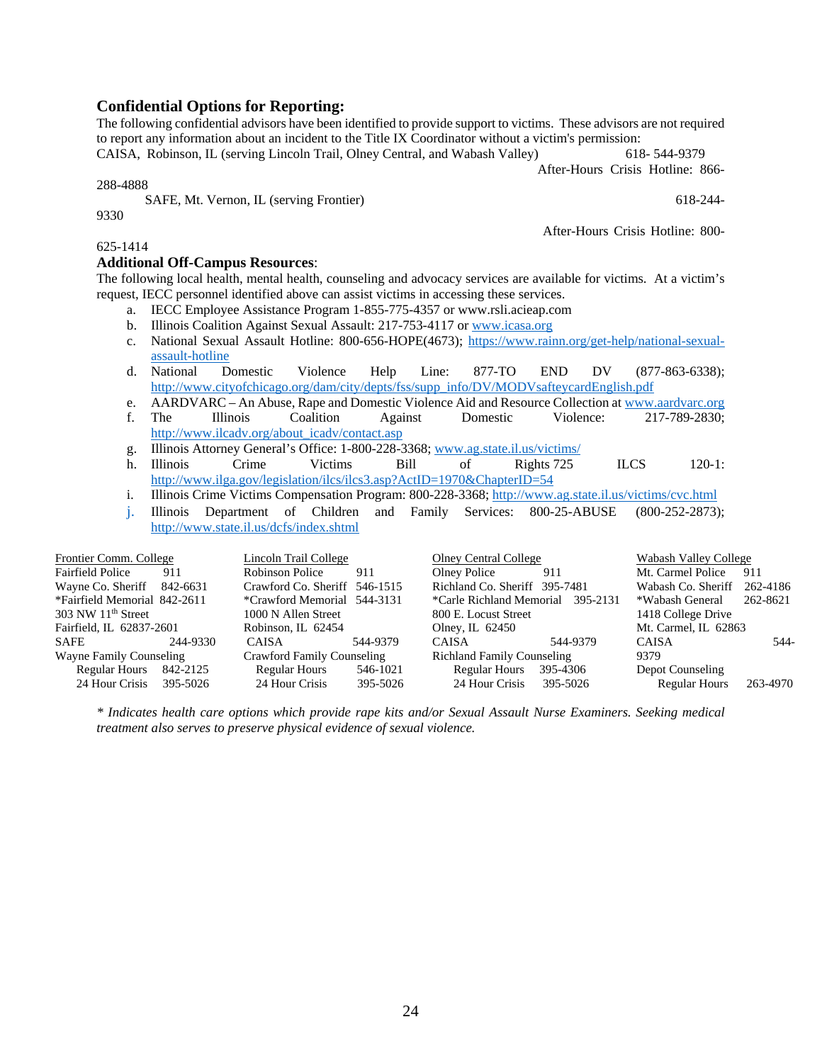**Confidential Options for Reporting:**

The following confidential advisors have been identified to provide support to victims. These advisors are not required to report any information about an incident to the Title IX Coordinator without a victim's permission:

CAISA, Robinson, IL (serving Lincoln Trail, Olney Central, and Wabash Valley) 618- 544-9379
After-Hours Crisis Hotline: 866-288-4888

SAFE, Mt. Vernon, IL (serving Frontier) 618-244-9330
After-Hours Crisis Hotline: 800-625-1414

**Additional Off-Campus Resources**:

The following local health, mental health, counseling and advocacy services are available for victims. At a victim's request, IECC personnel identified above can assist victims in accessing these services.

a. IECC Employee Assistance Program 1-855-775-4357 or www.rsli.acieap.com
b. Illinois Coalition Against Sexual Assault: 217-753-4117 or www.icasa.org
c. National Sexual Assault Hotline: 800-656-HOPE(4673); https://www.rainn.org/get-help/national-sexual-assault-hotline
d. National Domestic Violence Help Line: 877-TO END DV (877-863-6338); http://www.cityofchicago.org/dam/city/depts/fss/supp_info/DV/MODVsafteycardEnglish.pdf
e. AARDVARC – An Abuse, Rape and Domestic Violence Aid and Resource Collection at www.aardvarc.org
f. The Illinois Coalition Against Domestic Violence: 217-789-2830; http://www.ilcadv.org/about_icadv/contact.asp
g. Illinois Attorney General's Office: 1-800-228-3368; www.ag.state.il.us/victims/
h. Illinois Crime Victims Bill of Rights 725 ILCS 120-1: http://www.ilga.gov/legislation/ilcs/ilcs3.asp?ActID=1970&ChapterID=54
i. Illinois Crime Victims Compensation Program: 800-228-3368; http://www.ag.state.il.us/victims/cvc.html
j. Illinois Department of Children and Family Services: 800-25-ABUSE (800-252-2873); http://www.state.il.us/dcfs/index.shtml

| Frontier Comm. College | | Lincoln Trail College | | Olney Central College | | Wabash Valley College | |
|---|---|---|---|---|---|---|---|
| Fairfield Police | 911 | Robinson Police | 911 | Olney Police | 911 | Mt. Carmel Police | 911 |
| Wayne Co. Sheriff | 842-6631 | Crawford Co. Sheriff | 546-1515 | Richland Co. Sheriff | 395-7481 | Wabash Co. Sheriff | 262-4186 |
| *Fairfield Memorial | 842-2611 | *Crawford Memorial | 544-3131 | *Carle Richland Memorial | 395-2131 | *Wabash General | 262-8621 |
| 303 NW 11th Street | | 1000 N Allen Street | | 800 E. Locust Street | | 1418 College Drive | |
| Fairfield, IL 62837-2601 | | Robinson, IL 62454 | | Olney, IL 62450 | | Mt. Carmel, IL 62863 | |
| SAFE | 244-9330 | CAISA | 544-9379 | CAISA | 544-9379 | CAISA | 544-9379 |
| Wayne Family Counseling | | Crawford Family Counseling | | Richland Family Counseling | | Depot Counseling | |
| Regular Hours | 842-2125 | Regular Hours | 546-1021 | Regular Hours | 395-4306 | Regular Hours | 263-4970 |
| 24 Hour Crisis | 395-5026 | 24 Hour Crisis | 395-5026 | 24 Hour Crisis | 395-5026 | | |

*\* Indicates health care options which provide rape kits and/or Sexual Assault Nurse Examiners. Seeking medical treatment also serves to preserve physical evidence of sexual violence.*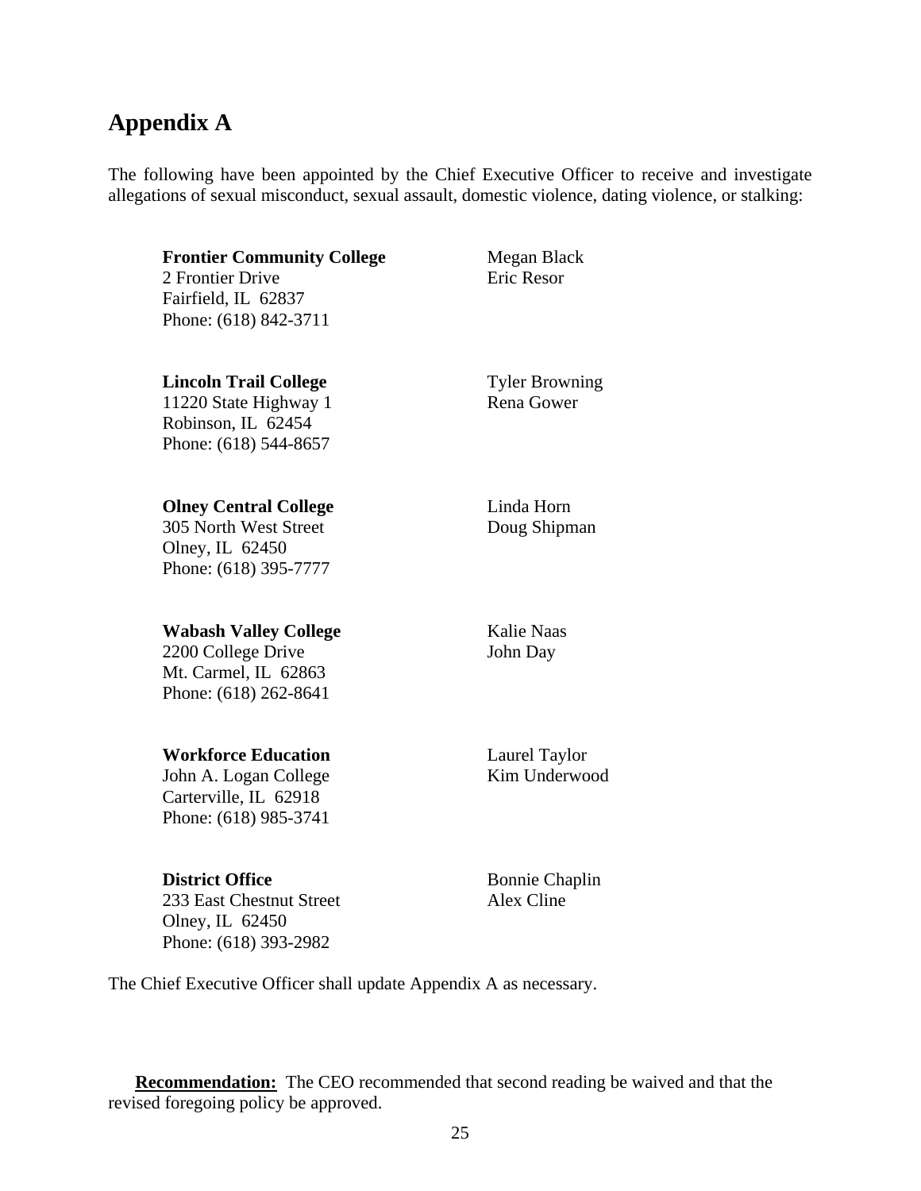## Appendix A

The following have been appointed by the Chief Executive Officer to receive and investigate allegations of sexual misconduct, sexual assault, domestic violence, dating violence, or stalking:

| | |
|---|---|
| **Frontier Community College**<br>2 Frontier Drive<br>Fairfield, IL 62837<br>Phone: (618) 842-3711 | Megan Black<br>Eric Resor |
| **Lincoln Trail College**<br>11220 State Highway 1<br>Robinson, IL 62454<br>Phone: (618) 544-8657 | Tyler Browning<br>Rena Gower |
| **Olney Central College**<br>305 North West Street<br>Olney, IL 62450<br>Phone: (618) 395-7777 | Linda Horn<br>Doug Shipman |
| **Wabash Valley College**<br>2200 College Drive<br>Mt. Carmel, IL 62863<br>Phone: (618) 262-8641 | Kalie Naas<br>John Day |
| **Workforce Education**<br>John A. Logan College<br>Carterville, IL 62918<br>Phone: (618) 985-3741 | Laurel Taylor<br>Kim Underwood |
| **District Office**<br>233 East Chestnut Street<br>Olney, IL 62450<br>Phone: (618) 393-2982 | Bonnie Chaplin<br>Alex Cline |

The Chief Executive Officer shall update Appendix A as necessary.

**Recommendation:** The CEO recommended that second reading be waived and that the revised foregoing policy be approved.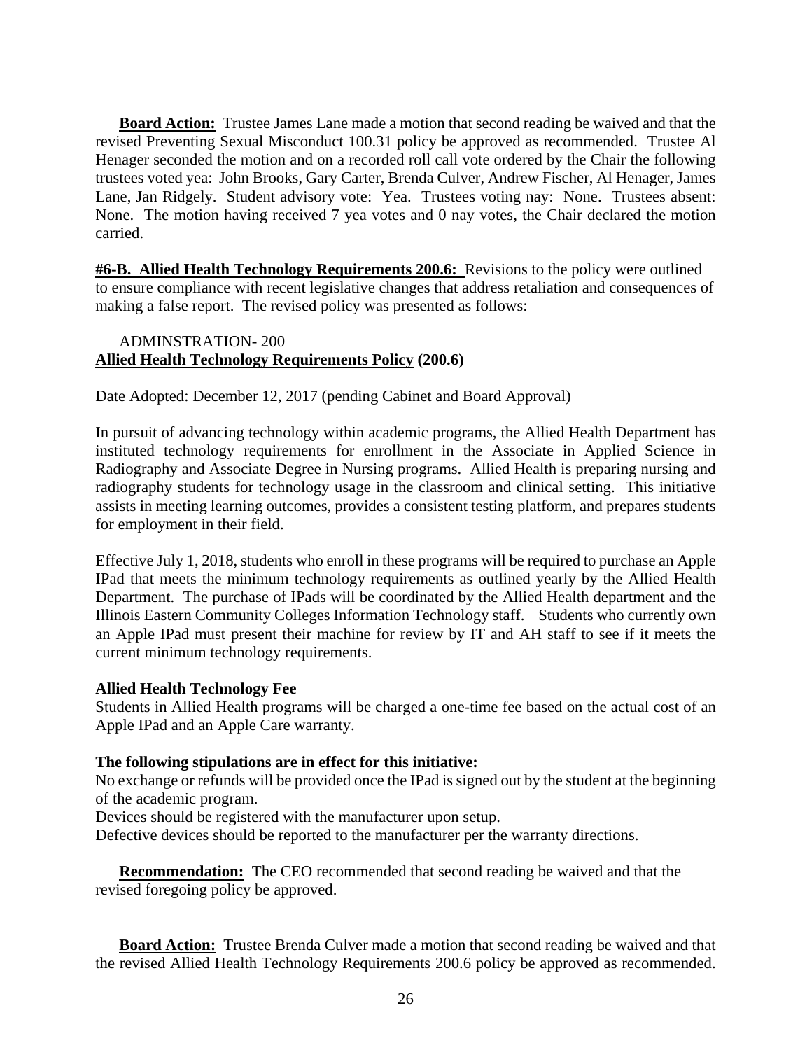**Board Action:** Trustee James Lane made a motion that second reading be waived and that the revised Preventing Sexual Misconduct 100.31 policy be approved as recommended. Trustee Al Henager seconded the motion and on a recorded roll call vote ordered by the Chair the following trustees voted yea: John Brooks, Gary Carter, Brenda Culver, Andrew Fischer, Al Henager, James Lane, Jan Ridgely. Student advisory vote: Yea. Trustees voting nay: None. Trustees absent: None. The motion having received 7 yea votes and 0 nay votes, the Chair declared the motion carried.

**#6-B. Allied Health Technology Requirements 200.6:** Revisions to the policy were outlined to ensure compliance with recent legislative changes that address retaliation and consequences of making a false report. The revised policy was presented as follows:

ADMINSTRATION- 200

**Allied Health Technology Requirements Policy (200.6)**

Date Adopted: December 12, 2017 (pending Cabinet and Board Approval)

In pursuit of advancing technology within academic programs, the Allied Health Department has instituted technology requirements for enrollment in the Associate in Applied Science in Radiography and Associate Degree in Nursing programs. Allied Health is preparing nursing and radiography students for technology usage in the classroom and clinical setting. This initiative assists in meeting learning outcomes, provides a consistent testing platform, and prepares students for employment in their field.

Effective July 1, 2018, students who enroll in these programs will be required to purchase an Apple IPad that meets the minimum technology requirements as outlined yearly by the Allied Health Department. The purchase of IPads will be coordinated by the Allied Health department and the Illinois Eastern Community Colleges Information Technology staff. Students who currently own an Apple IPad must present their machine for review by IT and AH staff to see if it meets the current minimum technology requirements.

**Allied Health Technology Fee**

Students in Allied Health programs will be charged a one-time fee based on the actual cost of an Apple IPad and an Apple Care warranty.

**The following stipulations are in effect for this initiative:**

No exchange or refunds will be provided once the IPad is signed out by the student at the beginning of the academic program.

Devices should be registered with the manufacturer upon setup.

Defective devices should be reported to the manufacturer per the warranty directions.

**Recommendation:** The CEO recommended that second reading be waived and that the revised foregoing policy be approved.

**Board Action:** Trustee Brenda Culver made a motion that second reading be waived and that the revised Allied Health Technology Requirements 200.6 policy be approved as recommended.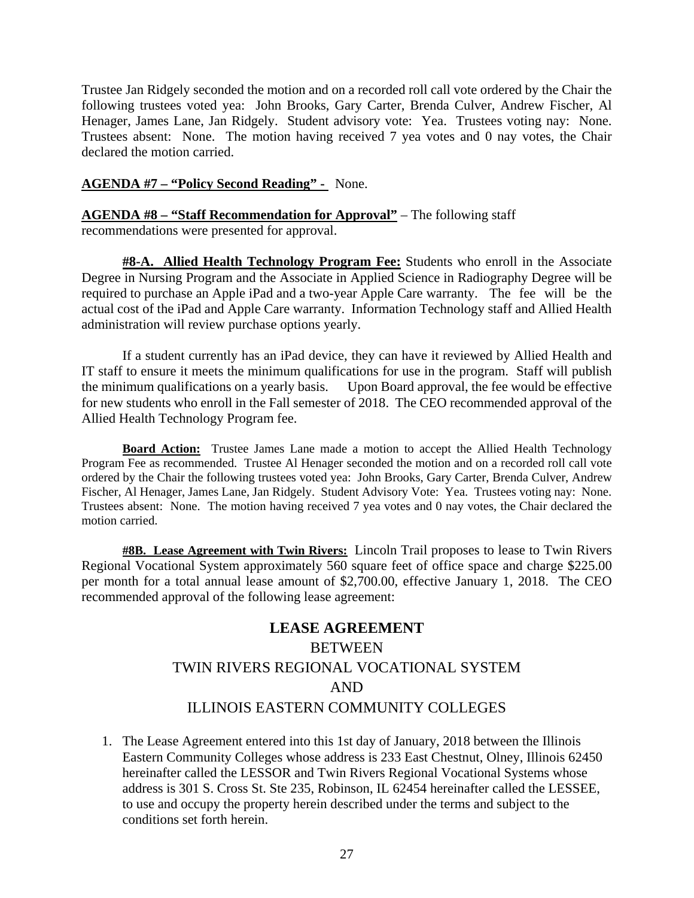Trustee Jan Ridgely seconded the motion and on a recorded roll call vote ordered by the Chair the following trustees voted yea: John Brooks, Gary Carter, Brenda Culver, Andrew Fischer, Al Henager, James Lane, Jan Ridgely. Student advisory vote: Yea. Trustees voting nay: None. Trustees absent: None. The motion having received 7 yea votes and 0 nay votes, the Chair declared the motion carried.

**AGENDA #7 – "Policy Second Reading" -** None.

**AGENDA #8 – "Staff Recommendation for Approval"** – The following staff recommendations were presented for approval.

**#8-A. Allied Health Technology Program Fee:** Students who enroll in the Associate Degree in Nursing Program and the Associate in Applied Science in Radiography Degree will be required to purchase an Apple iPad and a two-year Apple Care warranty. The fee will be the actual cost of the iPad and Apple Care warranty. Information Technology staff and Allied Health administration will review purchase options yearly.

If a student currently has an iPad device, they can have it reviewed by Allied Health and IT staff to ensure it meets the minimum qualifications for use in the program. Staff will publish the minimum qualifications on a yearly basis. Upon Board approval, the fee would be effective for new students who enroll in the Fall semester of 2018. The CEO recommended approval of the Allied Health Technology Program fee.

**Board Action:** Trustee James Lane made a motion to accept the Allied Health Technology Program Fee as recommended. Trustee Al Henager seconded the motion and on a recorded roll call vote ordered by the Chair the following trustees voted yea: John Brooks, Gary Carter, Brenda Culver, Andrew Fischer, Al Henager, James Lane, Jan Ridgely. Student Advisory Vote: Yea. Trustees voting nay: None. Trustees absent: None. The motion having received 7 yea votes and 0 nay votes, the Chair declared the motion carried.

**#8B. Lease Agreement with Twin Rivers:** Lincoln Trail proposes to lease to Twin Rivers Regional Vocational System approximately 560 square feet of office space and charge $225.00 per month for a total annual lease amount of $2,700.00, effective January 1, 2018. The CEO recommended approval of the following lease agreement:

## LEASE AGREEMENT
### BETWEEN
### TWIN RIVERS REGIONAL VOCATIONAL SYSTEM
### AND
### ILLINOIS EASTERN COMMUNITY COLLEGES

1. The Lease Agreement entered into this 1st day of January, 2018 between the Illinois Eastern Community Colleges whose address is 233 East Chestnut, Olney, Illinois 62450 hereinafter called the LESSOR and Twin Rivers Regional Vocational Systems whose address is 301 S. Cross St. Ste 235, Robinson, IL 62454 hereinafter called the LESSEE, to use and occupy the property herein described under the terms and subject to the conditions set forth herein.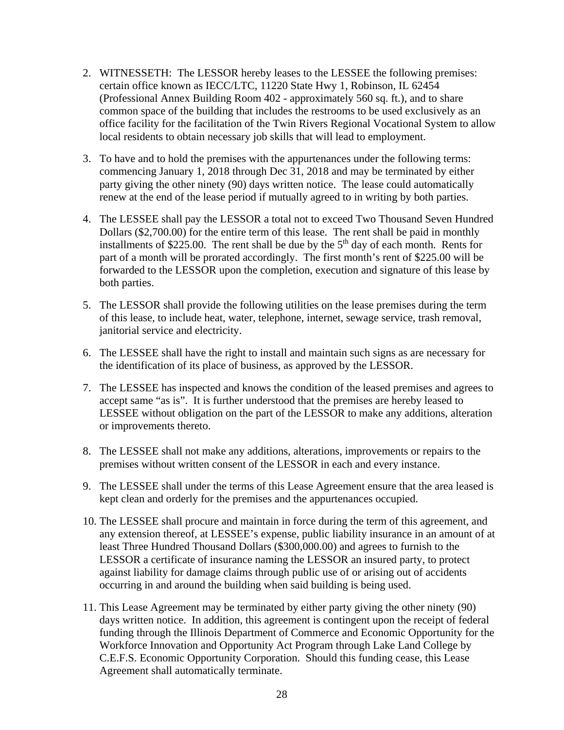2. WITNESSETH: The LESSOR hereby leases to the LESSEE the following premises: certain office known as IECC/LTC, 11220 State Hwy 1, Robinson, IL 62454 (Professional Annex Building Room 402 - approximately 560 sq. ft.), and to share common space of the building that includes the restrooms to be used exclusively as an office facility for the facilitation of the Twin Rivers Regional Vocational System to allow local residents to obtain necessary job skills that will lead to employment.

3. To have and to hold the premises with the appurtenances under the following terms: commencing January 1, 2018 through Dec 31, 2018 and may be terminated by either party giving the other ninety (90) days written notice. The lease could automatically renew at the end of the lease period if mutually agreed to in writing by both parties.

4. The LESSEE shall pay the LESSOR a total not to exceed Two Thousand Seven Hundred Dollars ($2,700.00) for the entire term of this lease. The rent shall be paid in monthly installments of $225.00. The rent shall be due by the 5th day of each month. Rents for part of a month will be prorated accordingly. The first month's rent of $225.00 will be forwarded to the LESSOR upon the completion, execution and signature of this lease by both parties.

5. The LESSOR shall provide the following utilities on the lease premises during the term of this lease, to include heat, water, telephone, internet, sewage service, trash removal, janitorial service and electricity.

6. The LESSEE shall have the right to install and maintain such signs as are necessary for the identification of its place of business, as approved by the LESSOR.

7. The LESSEE has inspected and knows the condition of the leased premises and agrees to accept same "as is". It is further understood that the premises are hereby leased to LESSEE without obligation on the part of the LESSOR to make any additions, alteration or improvements thereto.

8. The LESSEE shall not make any additions, alterations, improvements or repairs to the premises without written consent of the LESSOR in each and every instance.

9. The LESSEE shall under the terms of this Lease Agreement ensure that the area leased is kept clean and orderly for the premises and the appurtenances occupied.

10. The LESSEE shall procure and maintain in force during the term of this agreement, and any extension thereof, at LESSEE's expense, public liability insurance in an amount of at least Three Hundred Thousand Dollars ($300,000.00) and agrees to furnish to the LESSOR a certificate of insurance naming the LESSOR an insured party, to protect against liability for damage claims through public use of or arising out of accidents occurring in and around the building when said building is being used.

11. This Lease Agreement may be terminated by either party giving the other ninety (90) days written notice. In addition, this agreement is contingent upon the receipt of federal funding through the Illinois Department of Commerce and Economic Opportunity for the Workforce Innovation and Opportunity Act Program through Lake Land College by C.E.F.S. Economic Opportunity Corporation. Should this funding cease, this Lease Agreement shall automatically terminate.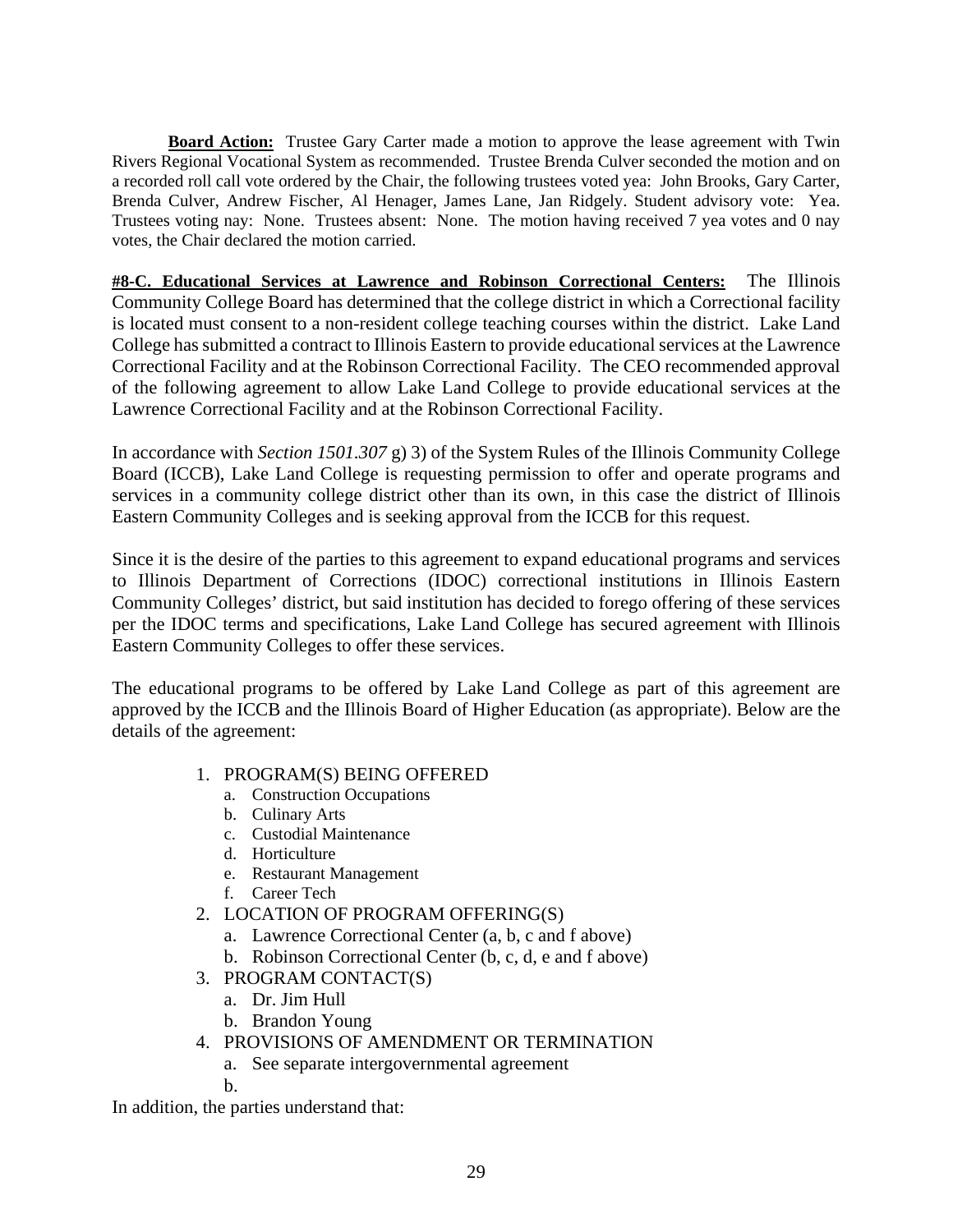**Board Action:** Trustee Gary Carter made a motion to approve the lease agreement with Twin Rivers Regional Vocational System as recommended. Trustee Brenda Culver seconded the motion and on a recorded roll call vote ordered by the Chair, the following trustees voted yea: John Brooks, Gary Carter, Brenda Culver, Andrew Fischer, Al Henager, James Lane, Jan Ridgely. Student advisory vote: Yea. Trustees voting nay: None. Trustees absent: None. The motion having received 7 yea votes and 0 nay votes, the Chair declared the motion carried.

**#8-C. Educational Services at Lawrence and Robinson Correctional Centers:** The Illinois Community College Board has determined that the college district in which a Correctional facility is located must consent to a non-resident college teaching courses within the district. Lake Land College has submitted a contract to Illinois Eastern to provide educational services at the Lawrence Correctional Facility and at the Robinson Correctional Facility. The CEO recommended approval of the following agreement to allow Lake Land College to provide educational services at the Lawrence Correctional Facility and at the Robinson Correctional Facility.

In accordance with *Section 1501.307* g) 3) of the System Rules of the Illinois Community College Board (ICCB), Lake Land College is requesting permission to offer and operate programs and services in a community college district other than its own, in this case the district of Illinois Eastern Community Colleges and is seeking approval from the ICCB for this request.

Since it is the desire of the parties to this agreement to expand educational programs and services to Illinois Department of Corrections (IDOC) correctional institutions in Illinois Eastern Community Colleges' district, but said institution has decided to forego offering of these services per the IDOC terms and specifications, Lake Land College has secured agreement with Illinois Eastern Community Colleges to offer these services.

The educational programs to be offered by Lake Land College as part of this agreement are approved by the ICCB and the Illinois Board of Higher Education (as appropriate). Below are the details of the agreement:

1. PROGRAM(S) BEING OFFERED
   a. Construction Occupations
   b. Culinary Arts
   c. Custodial Maintenance
   d. Horticulture
   e. Restaurant Management
   f. Career Tech
2. LOCATION OF PROGRAM OFFERING(S)
   a. Lawrence Correctional Center (a, b, c and f above)
   b. Robinson Correctional Center (b, c, d, e and f above)
3. PROGRAM CONTACT(S)
   a. Dr. Jim Hull
   b. Brandon Young
4. PROVISIONS OF AMENDMENT OR TERMINATION
   a. See separate intergovernmental agreement
   b.

In addition, the parties understand that: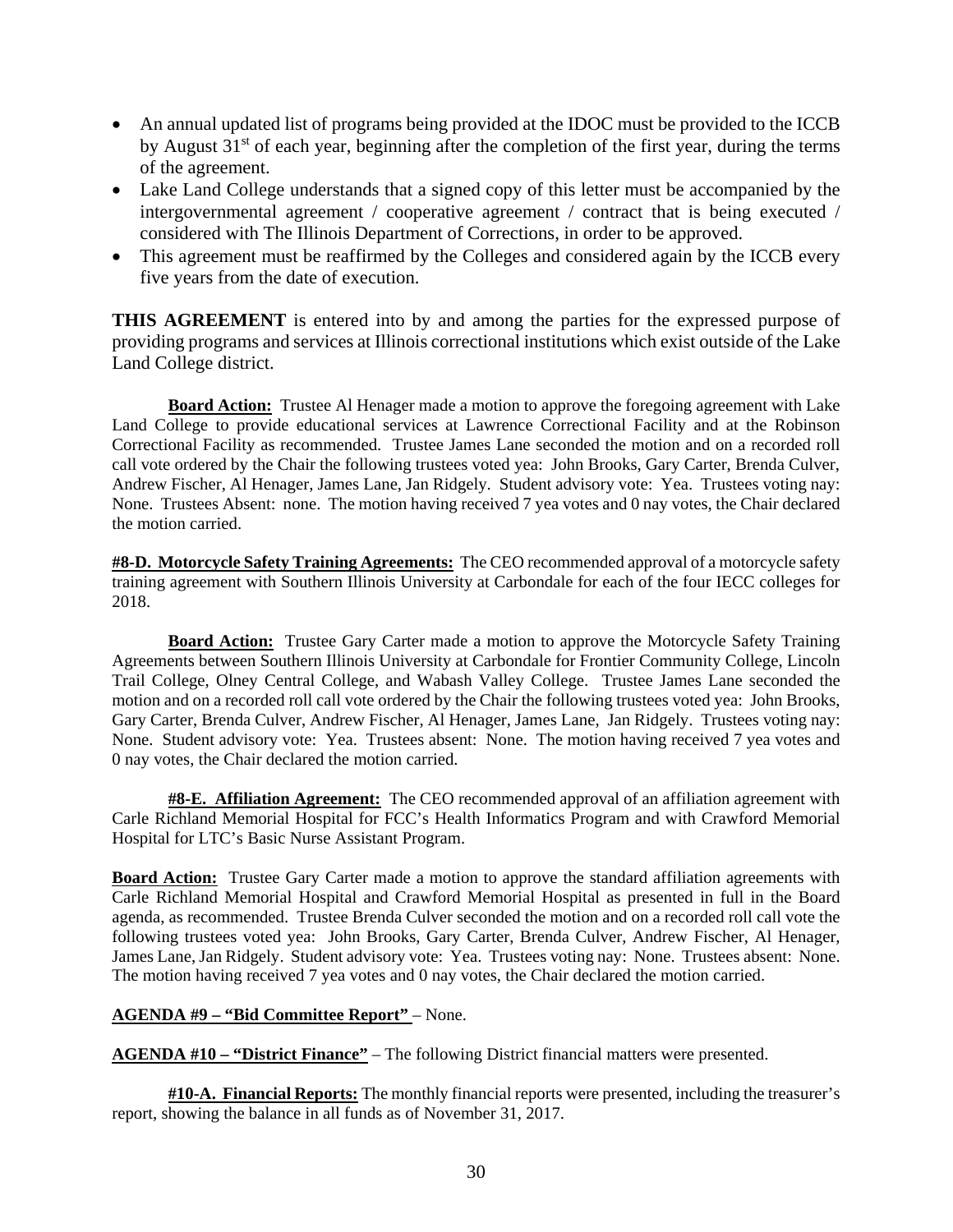- An annual updated list of programs being provided at the IDOC must be provided to the ICCB by August 31st of each year, beginning after the completion of the first year, during the terms of the agreement.
- Lake Land College understands that a signed copy of this letter must be accompanied by the intergovernmental agreement / cooperative agreement / contract that is being executed / considered with The Illinois Department of Corrections, in order to be approved.
- This agreement must be reaffirmed by the Colleges and considered again by the ICCB every five years from the date of execution.

**THIS AGREEMENT** is entered into by and among the parties for the expressed purpose of providing programs and services at Illinois correctional institutions which exist outside of the Lake Land College district.

**Board Action:** Trustee Al Henager made a motion to approve the foregoing agreement with Lake Land College to provide educational services at Lawrence Correctional Facility and at the Robinson Correctional Facility as recommended. Trustee James Lane seconded the motion and on a recorded roll call vote ordered by the Chair the following trustees voted yea: John Brooks, Gary Carter, Brenda Culver, Andrew Fischer, Al Henager, James Lane, Jan Ridgely. Student advisory vote: Yea. Trustees voting nay: None. Trustees Absent: none. The motion having received 7 yea votes and 0 nay votes, the Chair declared the motion carried.

**#8-D. Motorcycle Safety Training Agreements:** The CEO recommended approval of a motorcycle safety training agreement with Southern Illinois University at Carbondale for each of the four IECC colleges for 2018.

**Board Action:** Trustee Gary Carter made a motion to approve the Motorcycle Safety Training Agreements between Southern Illinois University at Carbondale for Frontier Community College, Lincoln Trail College, Olney Central College, and Wabash Valley College. Trustee James Lane seconded the motion and on a recorded roll call vote ordered by the Chair the following trustees voted yea: John Brooks, Gary Carter, Brenda Culver, Andrew Fischer, Al Henager, James Lane, Jan Ridgely. Trustees voting nay: None. Student advisory vote: Yea. Trustees absent: None. The motion having received 7 yea votes and 0 nay votes, the Chair declared the motion carried.

**#8-E. Affiliation Agreement:** The CEO recommended approval of an affiliation agreement with Carle Richland Memorial Hospital for FCC's Health Informatics Program and with Crawford Memorial Hospital for LTC's Basic Nurse Assistant Program.

**Board Action:** Trustee Gary Carter made a motion to approve the standard affiliation agreements with Carle Richland Memorial Hospital and Crawford Memorial Hospital as presented in full in the Board agenda, as recommended. Trustee Brenda Culver seconded the motion and on a recorded roll call vote the following trustees voted yea: John Brooks, Gary Carter, Brenda Culver, Andrew Fischer, Al Henager, James Lane, Jan Ridgely. Student advisory vote: Yea. Trustees voting nay: None. Trustees absent: None. The motion having received 7 yea votes and 0 nay votes, the Chair declared the motion carried.

**AGENDA #9 – "Bid Committee Report"** – None.

**AGENDA #10 – "District Finance"** – The following District financial matters were presented.

**#10-A. Financial Reports:** The monthly financial reports were presented, including the treasurer's report, showing the balance in all funds as of November 31, 2017.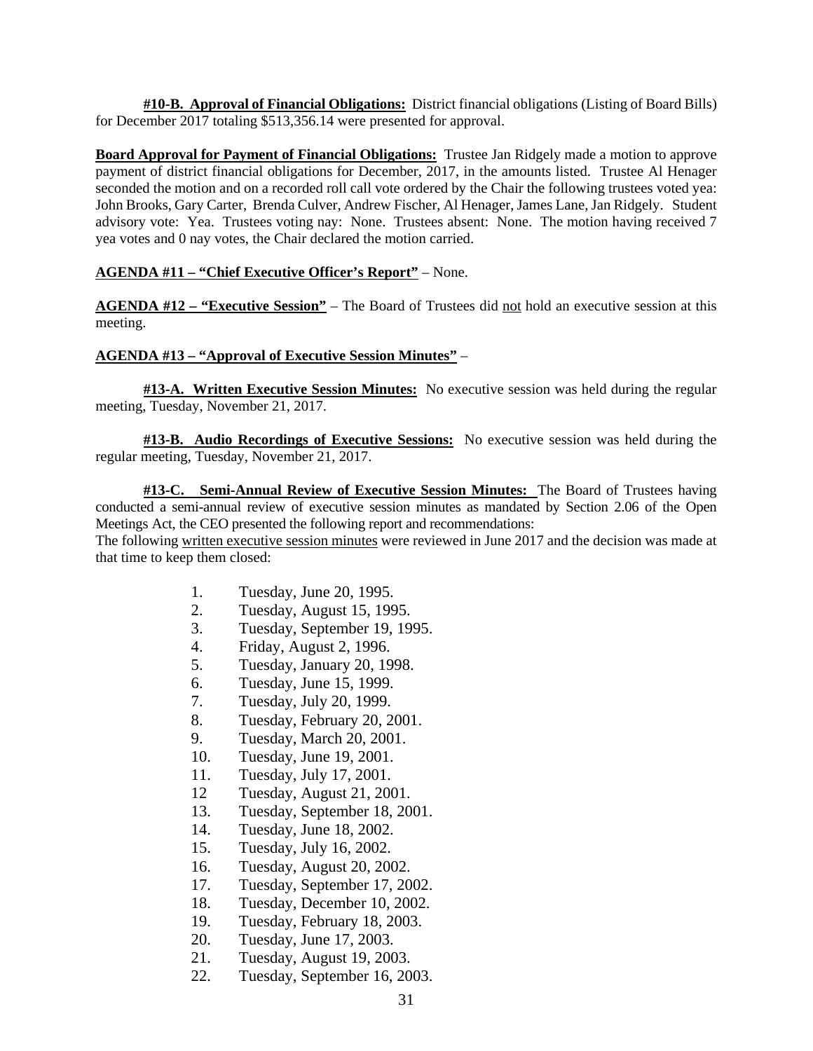**#10-B. Approval of Financial Obligations:** District financial obligations (Listing of Board Bills) for December 2017 totaling $513,356.14 were presented for approval.

**Board Approval for Payment of Financial Obligations:** Trustee Jan Ridgely made a motion to approve payment of district financial obligations for December, 2017, in the amounts listed. Trustee Al Henager seconded the motion and on a recorded roll call vote ordered by the Chair the following trustees voted yea: John Brooks, Gary Carter, Brenda Culver, Andrew Fischer, Al Henager, James Lane, Jan Ridgely. Student advisory vote: Yea. Trustees voting nay: None. Trustees absent: None. The motion having received 7 yea votes and 0 nay votes, the Chair declared the motion carried.

**AGENDA #11 – "Chief Executive Officer's Report"** – None.

**AGENDA #12 – "Executive Session"** – The Board of Trustees did not hold an executive session at this meeting.

**AGENDA #13 – "Approval of Executive Session Minutes"** –

**#13-A. Written Executive Session Minutes:** No executive session was held during the regular meeting, Tuesday, November 21, 2017.

**#13-B. Audio Recordings of Executive Sessions:** No executive session was held during the regular meeting, Tuesday, November 21, 2017.

**#13-C. Semi-Annual Review of Executive Session Minutes:** The Board of Trustees having conducted a semi-annual review of executive session minutes as mandated by Section 2.06 of the Open Meetings Act, the CEO presented the following report and recommendations:
The following written executive session minutes were reviewed in June 2017 and the decision was made at that time to keep them closed:

1. Tuesday, June 20, 1995.
2. Tuesday, August 15, 1995.
3. Tuesday, September 19, 1995.
4. Friday, August 2, 1996.
5. Tuesday, January 20, 1998.
6. Tuesday, June 15, 1999.
7. Tuesday, July 20, 1999.
8. Tuesday, February 20, 2001.
9. Tuesday, March 20, 2001.
10. Tuesday, June 19, 2001.
11. Tuesday, July 17, 2001.
12. Tuesday, August 21, 2001.
13. Tuesday, September 18, 2001.
14. Tuesday, June 18, 2002.
15. Tuesday, July 16, 2002.
16. Tuesday, August 20, 2002.
17. Tuesday, September 17, 2002.
18. Tuesday, December 10, 2002.
19. Tuesday, February 18, 2003.
20. Tuesday, June 17, 2003.
21. Tuesday, August 19, 2003.
22. Tuesday, September 16, 2003.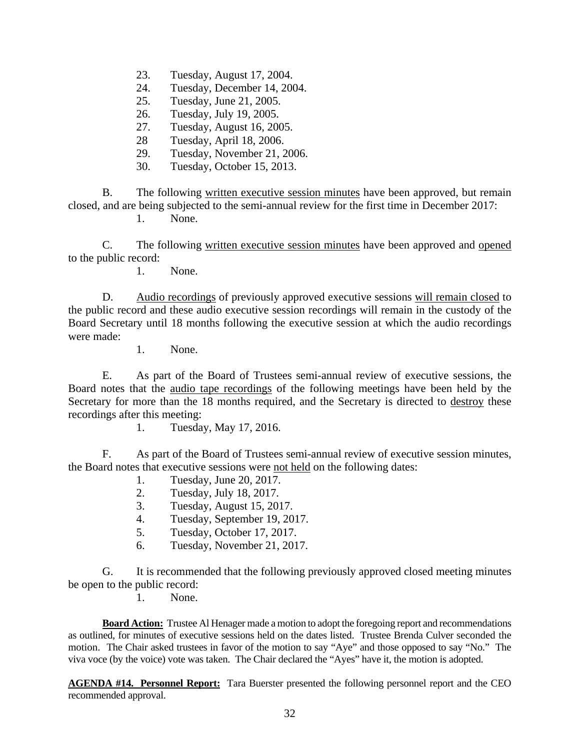23. Tuesday, August 17, 2004.
24. Tuesday, December 14, 2004.
25. Tuesday, June 21, 2005.
26. Tuesday, July 19, 2005.
27. Tuesday, August 16, 2005.
28 Tuesday, April 18, 2006.
29. Tuesday, November 21, 2006.
30. Tuesday, October 15, 2013.

B. The following <u>written executive session minutes</u> have been approved, but remain closed, and are being subjected to the semi-annual review for the first time in December 2017:

1. None.

C. The following <u>written executive session minutes</u> have been approved and <u>opened</u> to the public record:

1. None.

D. <u>Audio recordings</u> of previously approved executive sessions <u>will remain closed</u> to the public record and these audio executive session recordings will remain in the custody of the Board Secretary until 18 months following the executive session at which the audio recordings were made:

1. None.

E. As part of the Board of Trustees semi-annual review of executive sessions, the Board notes that the <u>audio tape recordings</u> of the following meetings have been held by the Secretary for more than the 18 months required, and the Secretary is directed to <u>destroy</u> these recordings after this meeting:

1. Tuesday, May 17, 2016.

F. As part of the Board of Trustees semi-annual review of executive session minutes, the Board notes that executive sessions were <u>not held</u> on the following dates:

1. Tuesday, June 20, 2017.
2. Tuesday, July 18, 2017.
3. Tuesday, August 15, 2017.
4. Tuesday, September 19, 2017.
5. Tuesday, October 17, 2017.
6. Tuesday, November 21, 2017.

G. It is recommended that the following previously approved closed meeting minutes be open to the public record:

1. None.

**<u>Board Action:</u>** Trustee Al Henager made a motion to adopt the foregoing report and recommendations as outlined, for minutes of executive sessions held on the dates listed. Trustee Brenda Culver seconded the motion. The Chair asked trustees in favor of the motion to say "Aye" and those opposed to say "No." The viva voce (by the voice) vote was taken. The Chair declared the "Ayes" have it, the motion is adopted.

**<u>AGENDA #14. Personnel Report:</u>** Tara Buerster presented the following personnel report and the CEO recommended approval.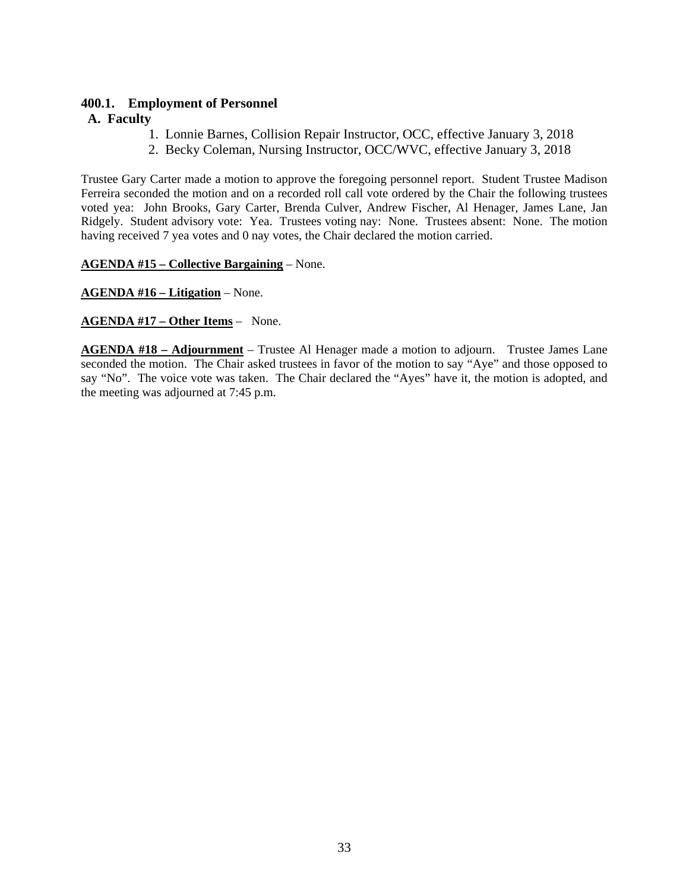**400.1. Employment of Personnel**

**A. Faculty**

1. Lonnie Barnes, Collision Repair Instructor, OCC, effective January 3, 2018
2. Becky Coleman, Nursing Instructor, OCC/WVC, effective January 3, 2018

Trustee Gary Carter made a motion to approve the foregoing personnel report. Student Trustee Madison Ferreira seconded the motion and on a recorded roll call vote ordered by the Chair the following trustees voted yea: John Brooks, Gary Carter, Brenda Culver, Andrew Fischer, Al Henager, James Lane, Jan Ridgely. Student advisory vote: Yea. Trustees voting nay: None. Trustees absent: None. The motion having received 7 yea votes and 0 nay votes, the Chair declared the motion carried.

**AGENDA #15 – Collective Bargaining** – None.

**AGENDA #16 – Litigation** – None.

**AGENDA #17 – Other Items** – None.

**AGENDA #18 – Adjournment** – Trustee Al Henager made a motion to adjourn. Trustee James Lane seconded the motion. The Chair asked trustees in favor of the motion to say "Aye" and those opposed to say "No". The voice vote was taken. The Chair declared the "Ayes" have it, the motion is adopted, and the meeting was adjourned at 7:45 p.m.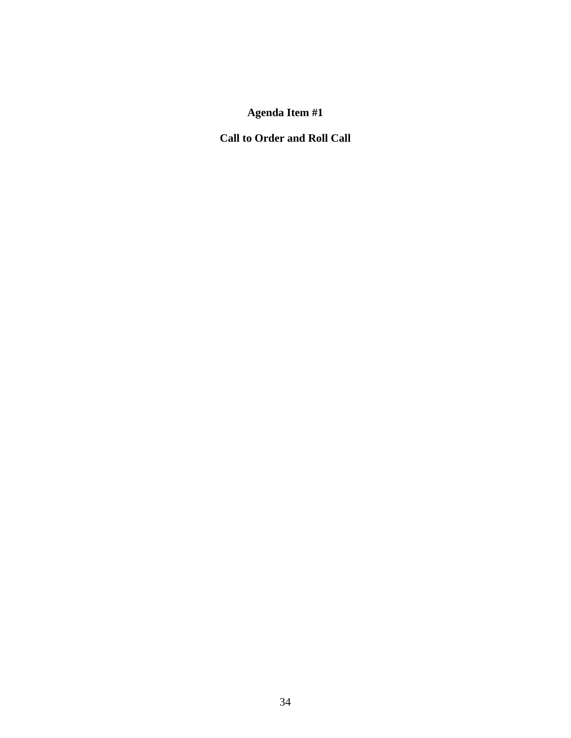# Agenda Item #1

## Call to Order and Roll Call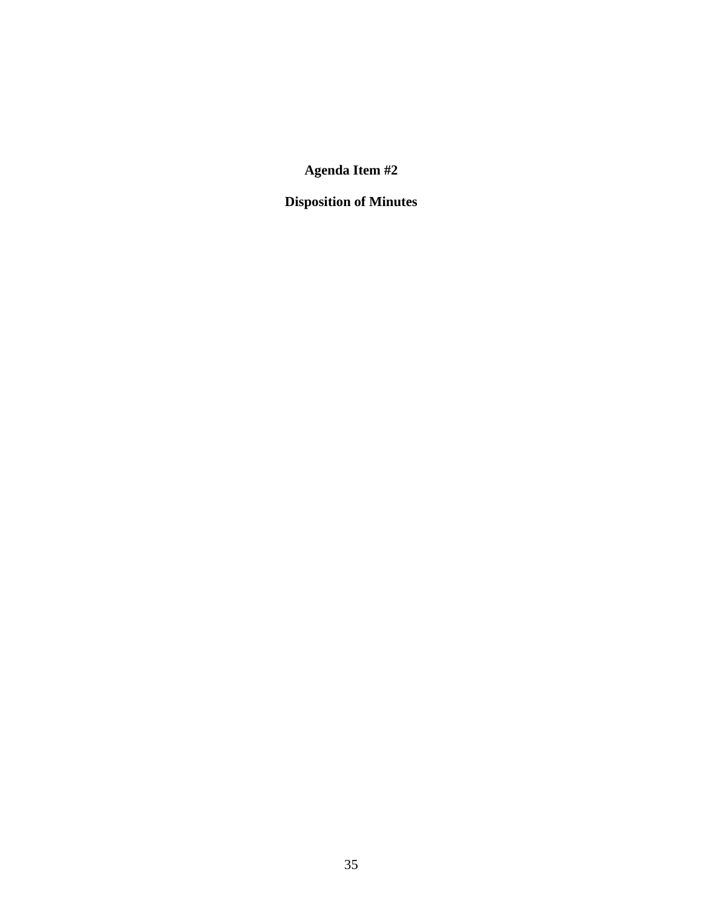**Agenda Item #2**

**Disposition of Minutes**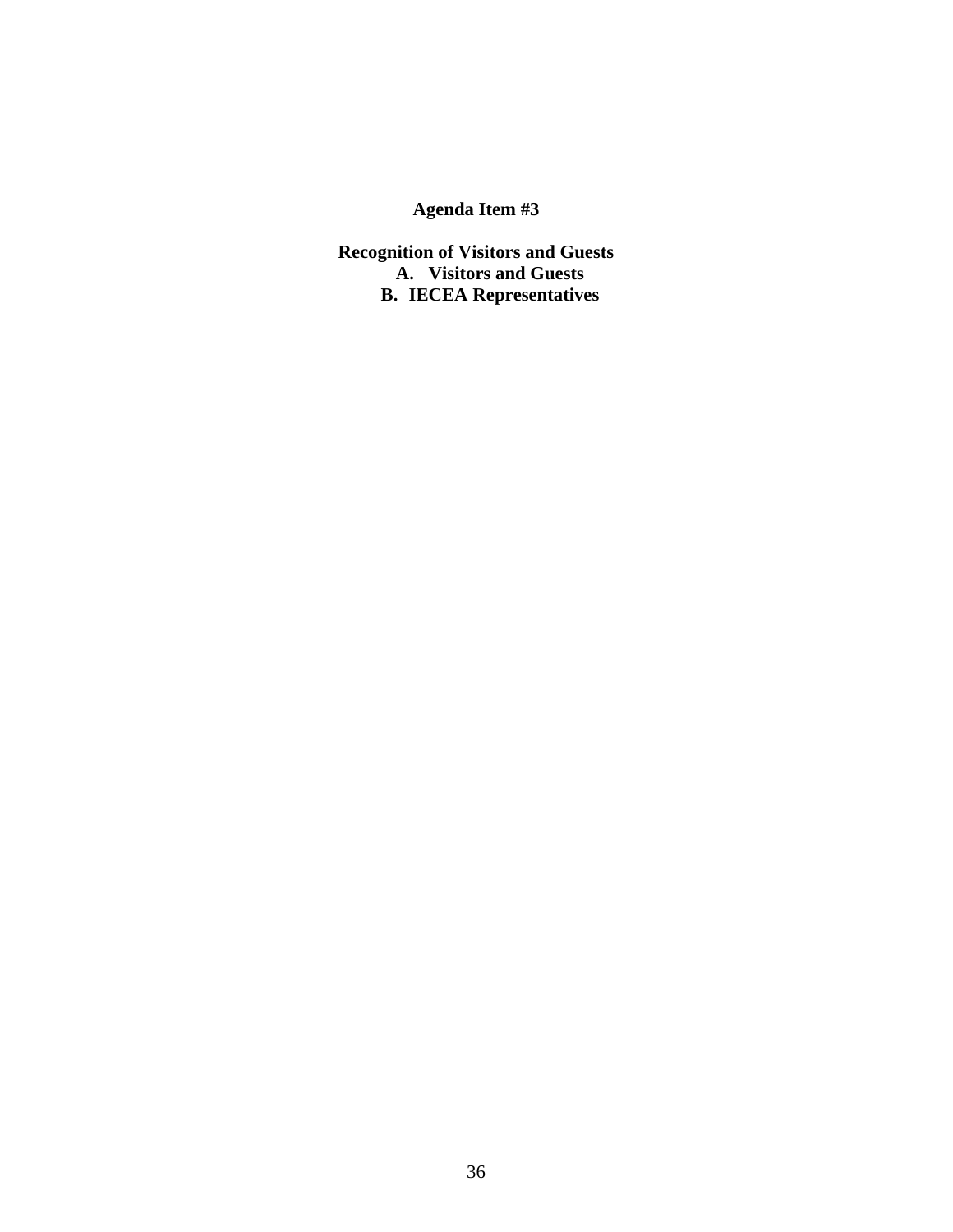**Agenda Item #3**

**Recognition of Visitors and Guests**

**A. Visitors and Guests**

**B. IECEA Representatives**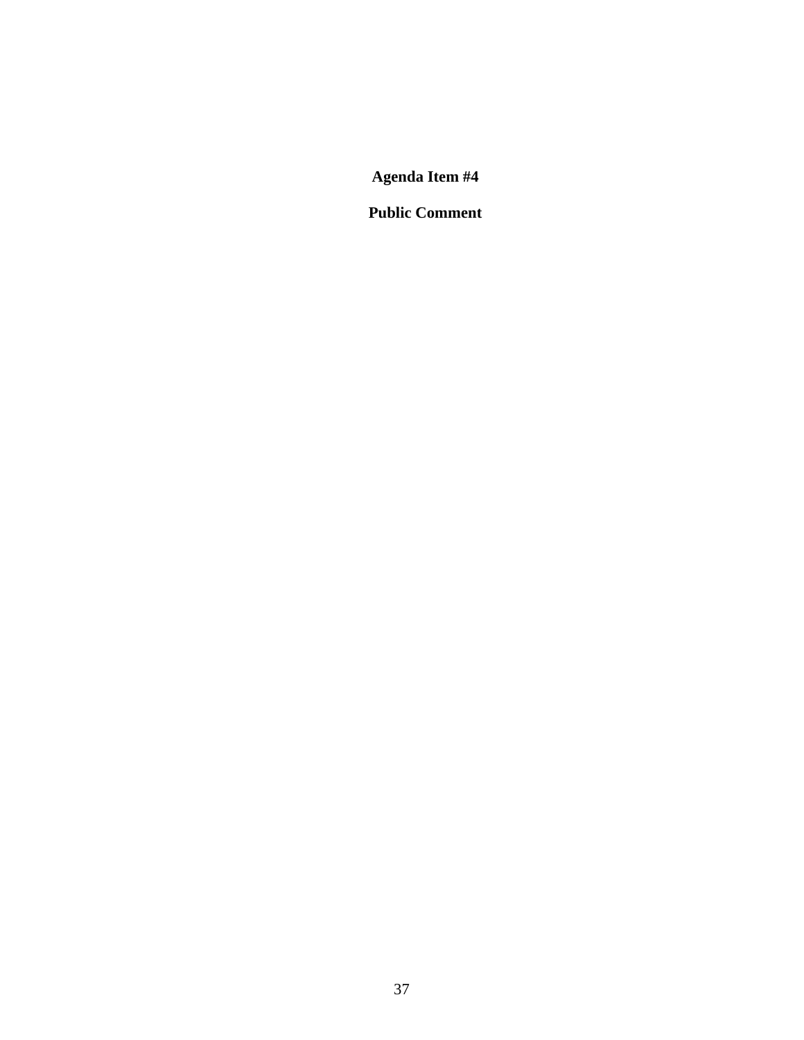**Agenda Item #4**

**Public Comment**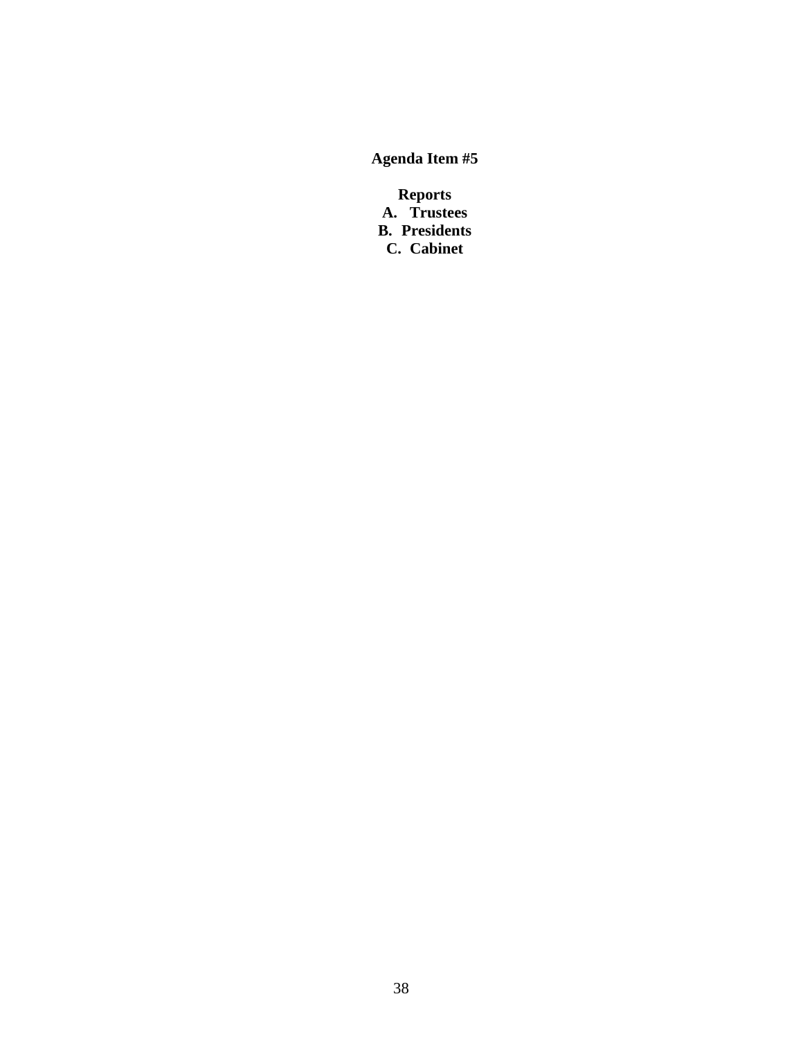**Agenda Item #5**

**Reports**

**A. Trustees**

**B. Presidents**

**C. Cabinet**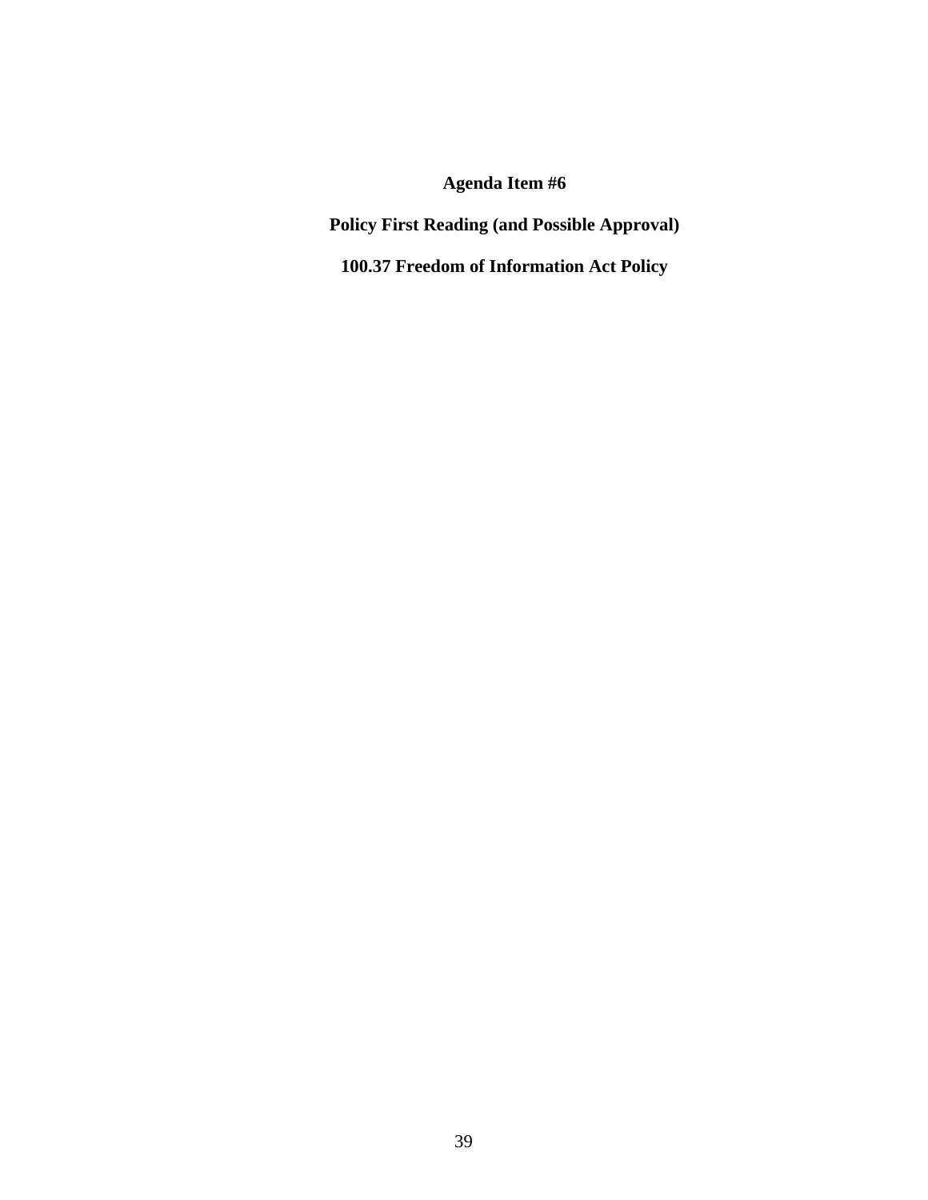**Agenda Item #6**

**Policy First Reading (and Possible Approval)**

**100.37 Freedom of Information Act Policy**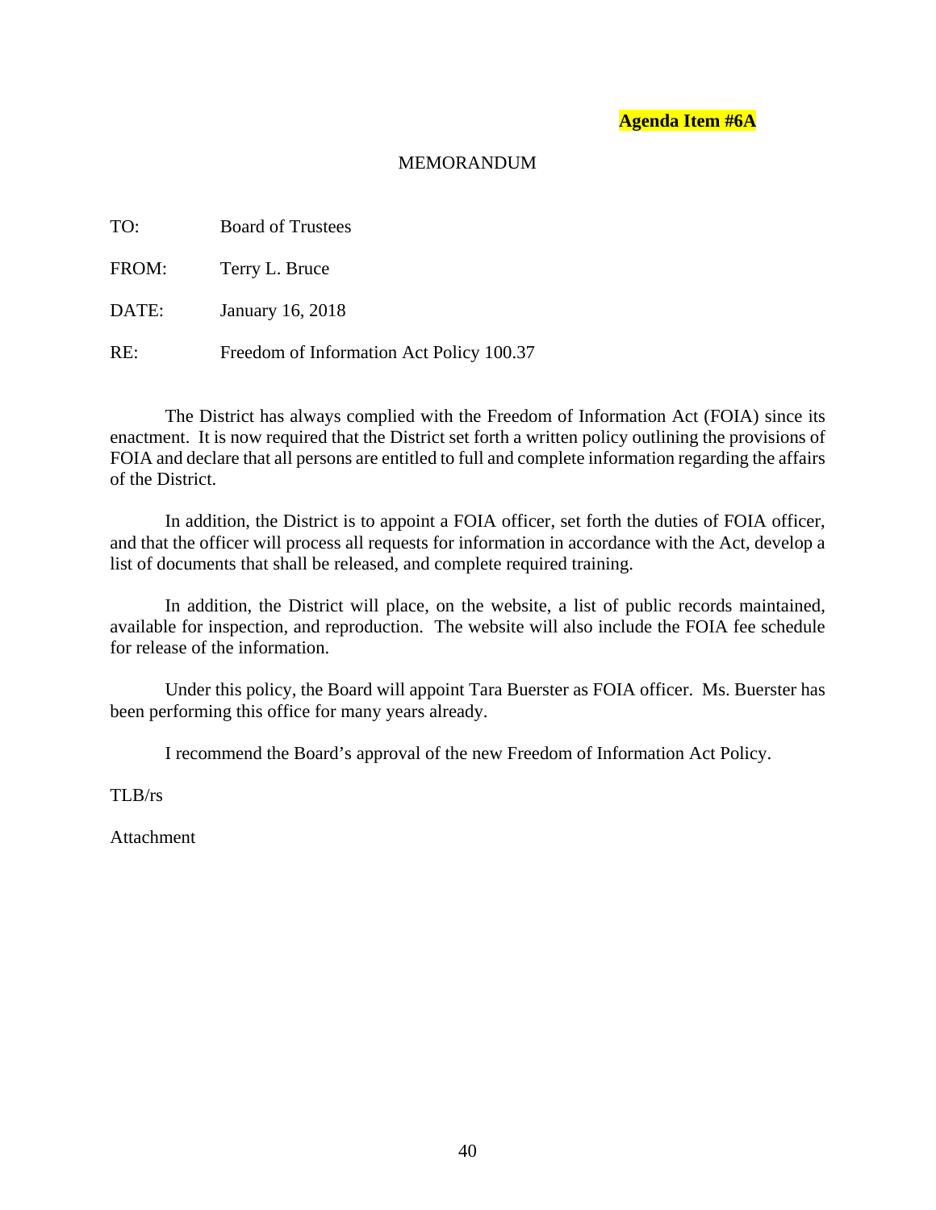**Agenda Item #6A**

MEMORANDUM

TO: Board of Trustees

FROM: Terry L. Bruce

DATE: January 16, 2018

RE: Freedom of Information Act Policy 100.37

The District has always complied with the Freedom of Information Act (FOIA) since its enactment. It is now required that the District set forth a written policy outlining the provisions of FOIA and declare that all persons are entitled to full and complete information regarding the affairs of the District.

In addition, the District is to appoint a FOIA officer, set forth the duties of FOIA officer, and that the officer will process all requests for information in accordance with the Act, develop a list of documents that shall be released, and complete required training.

In addition, the District will place, on the website, a list of public records maintained, available for inspection, and reproduction. The website will also include the FOIA fee schedule for release of the information.

Under this policy, the Board will appoint Tara Buerster as FOIA officer. Ms. Buerster has been performing this office for many years already.

I recommend the Board's approval of the new Freedom of Information Act Policy.

TLB/rs

Attachment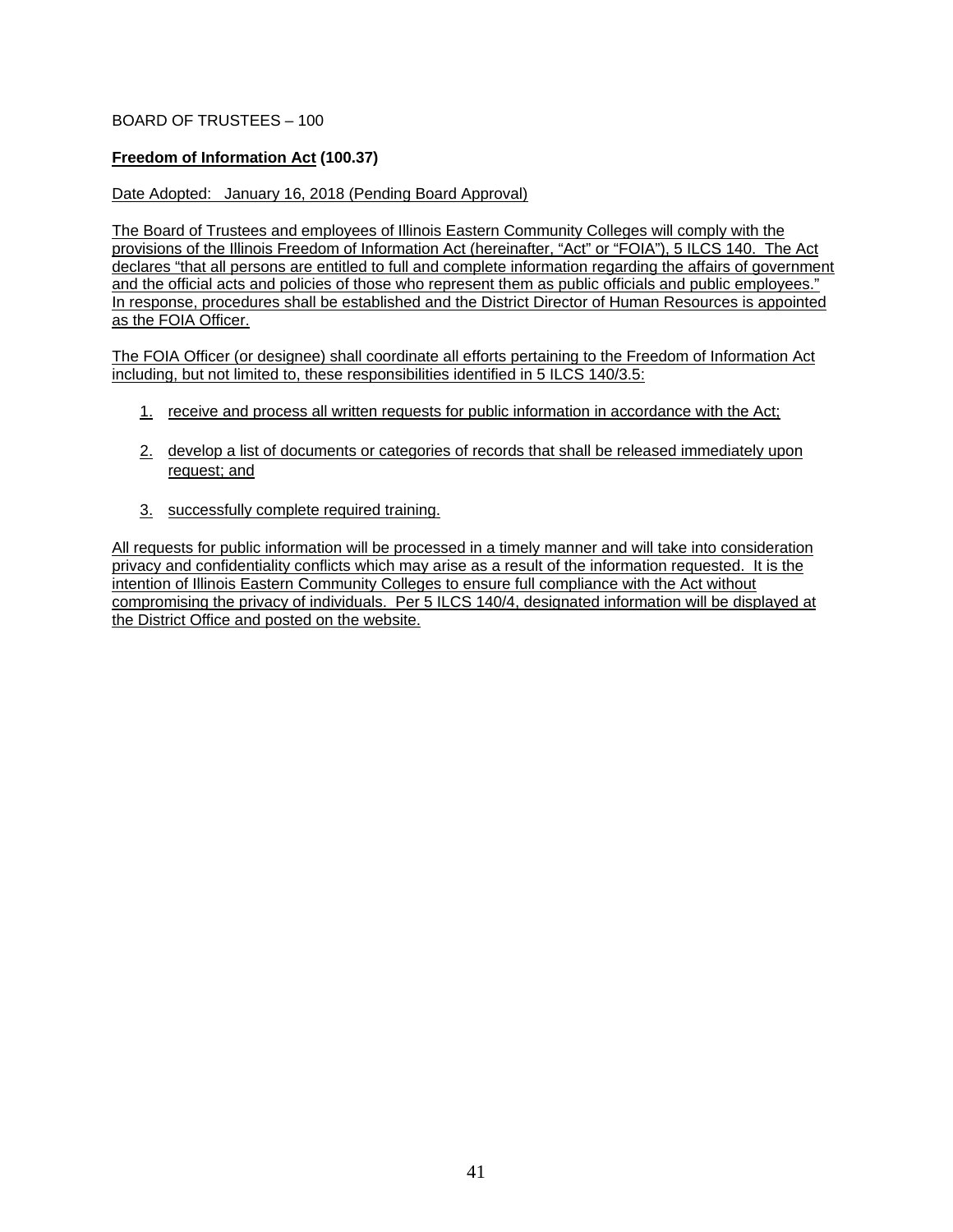BOARD OF TRUSTEES – 100

**Freedom of Information Act (100.37)**

Date Adopted: January 16, 2018 (Pending Board Approval)

The Board of Trustees and employees of Illinois Eastern Community Colleges will comply with the provisions of the Illinois Freedom of Information Act (hereinafter, "Act" or "FOIA"), 5 ILCS 140. The Act declares "that all persons are entitled to full and complete information regarding the affairs of government and the official acts and policies of those who represent them as public officials and public employees." In response, procedures shall be established and the District Director of Human Resources is appointed as the FOIA Officer.

The FOIA Officer (or designee) shall coordinate all efforts pertaining to the Freedom of Information Act including, but not limited to, these responsibilities identified in 5 ILCS 140/3.5:

1. receive and process all written requests for public information in accordance with the Act;
2. develop a list of documents or categories of records that shall be released immediately upon request; and
3. successfully complete required training.

All requests for public information will be processed in a timely manner and will take into consideration privacy and confidentiality conflicts which may arise as a result of the information requested. It is the intention of Illinois Eastern Community Colleges to ensure full compliance with the Act without compromising the privacy of individuals. Per 5 ILCS 140/4, designated information will be displayed at the District Office and posted on the website.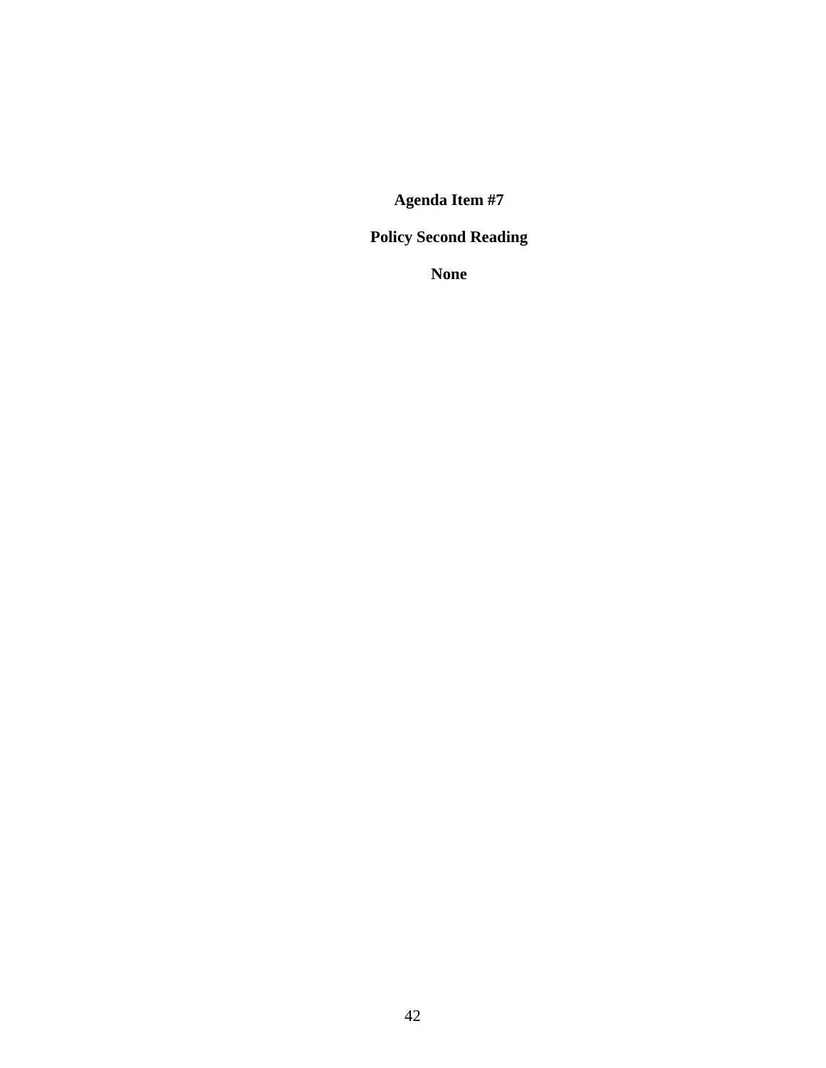**Agenda Item #7**

**Policy Second Reading**

**None**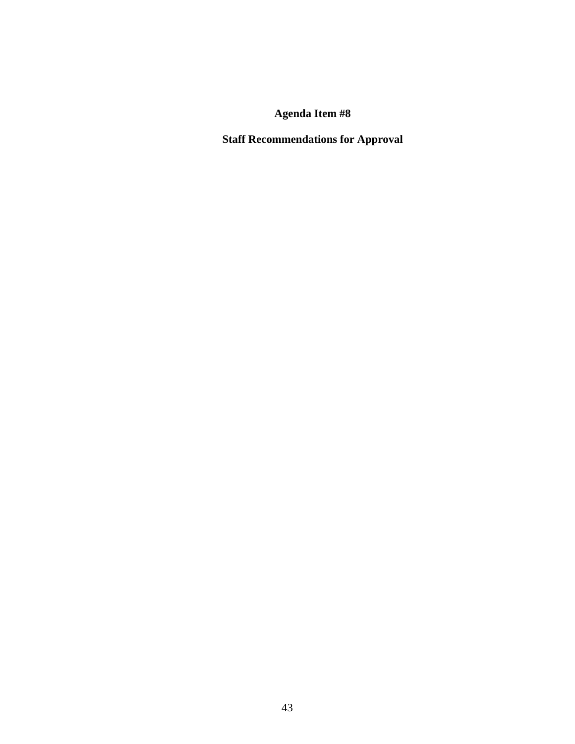# Agenda Item #8

## Staff Recommendations for Approval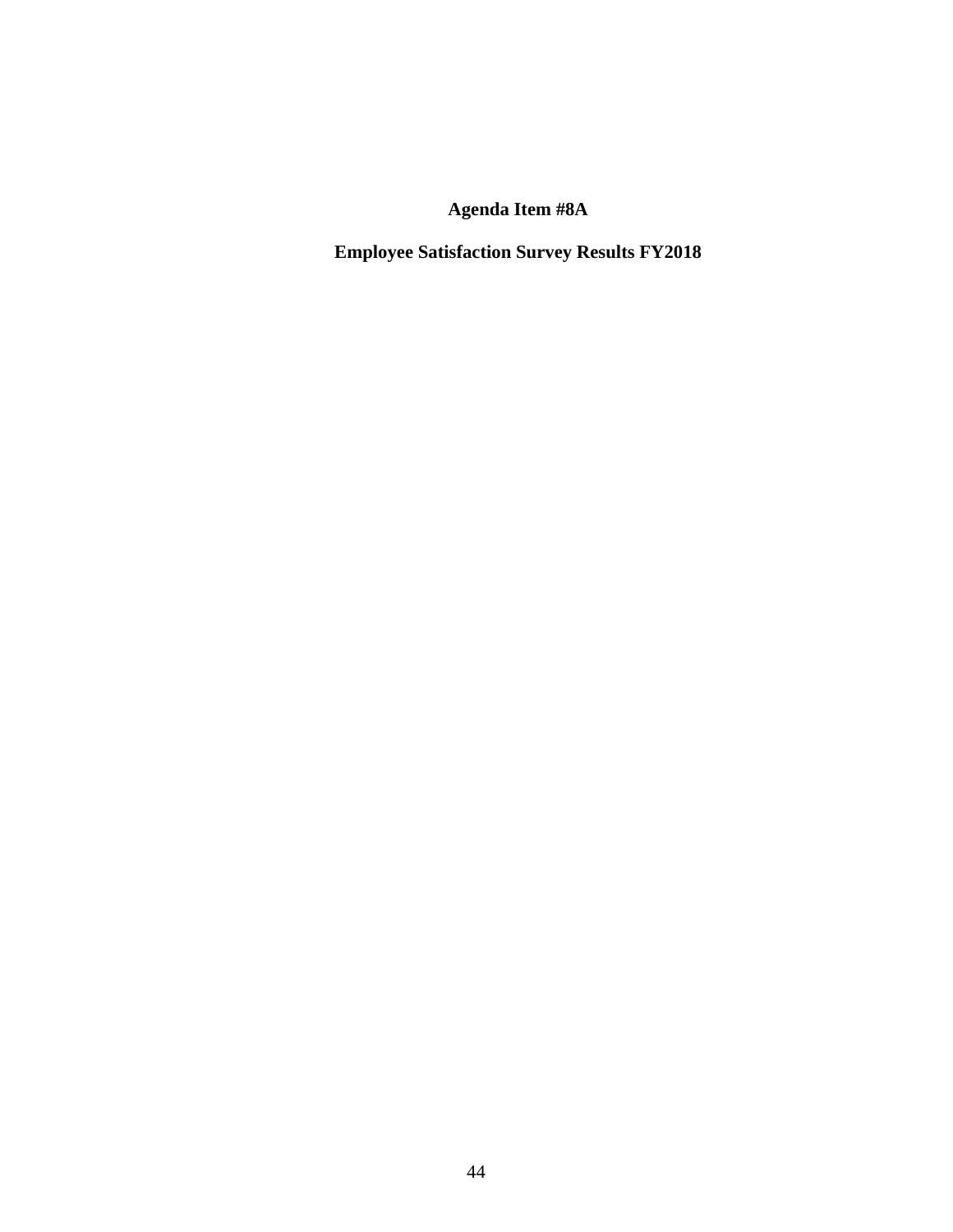**Agenda Item #8A**

**Employee Satisfaction Survey Results FY2018**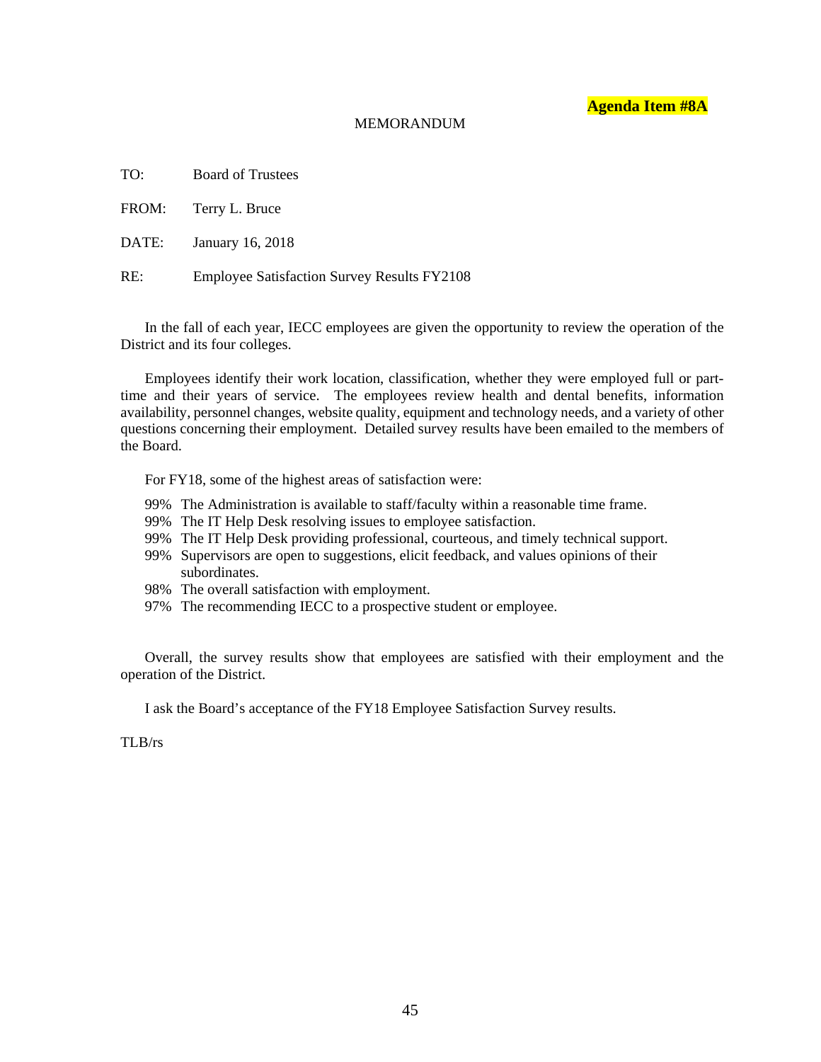**Agenda Item #8A**

MEMORANDUM

TO: Board of Trustees

FROM: Terry L. Bruce

DATE: January 16, 2018

RE: Employee Satisfaction Survey Results FY2108

In the fall of each year, IECC employees are given the opportunity to review the operation of the District and its four colleges.

Employees identify their work location, classification, whether they were employed full or part-time and their years of service. The employees review health and dental benefits, information availability, personnel changes, website quality, equipment and technology needs, and a variety of other questions concerning their employment. Detailed survey results have been emailed to the members of the Board.

For FY18, some of the highest areas of satisfaction were:

- 99% The Administration is available to staff/faculty within a reasonable time frame.
- 99% The IT Help Desk resolving issues to employee satisfaction.
- 99% The IT Help Desk providing professional, courteous, and timely technical support.
- 99% Supervisors are open to suggestions, elicit feedback, and values opinions of their subordinates.
- 98% The overall satisfaction with employment.
- 97% The recommending IECC to a prospective student or employee.

Overall, the survey results show that employees are satisfied with their employment and the operation of the District.

I ask the Board's acceptance of the FY18 Employee Satisfaction Survey results.

TLB/rs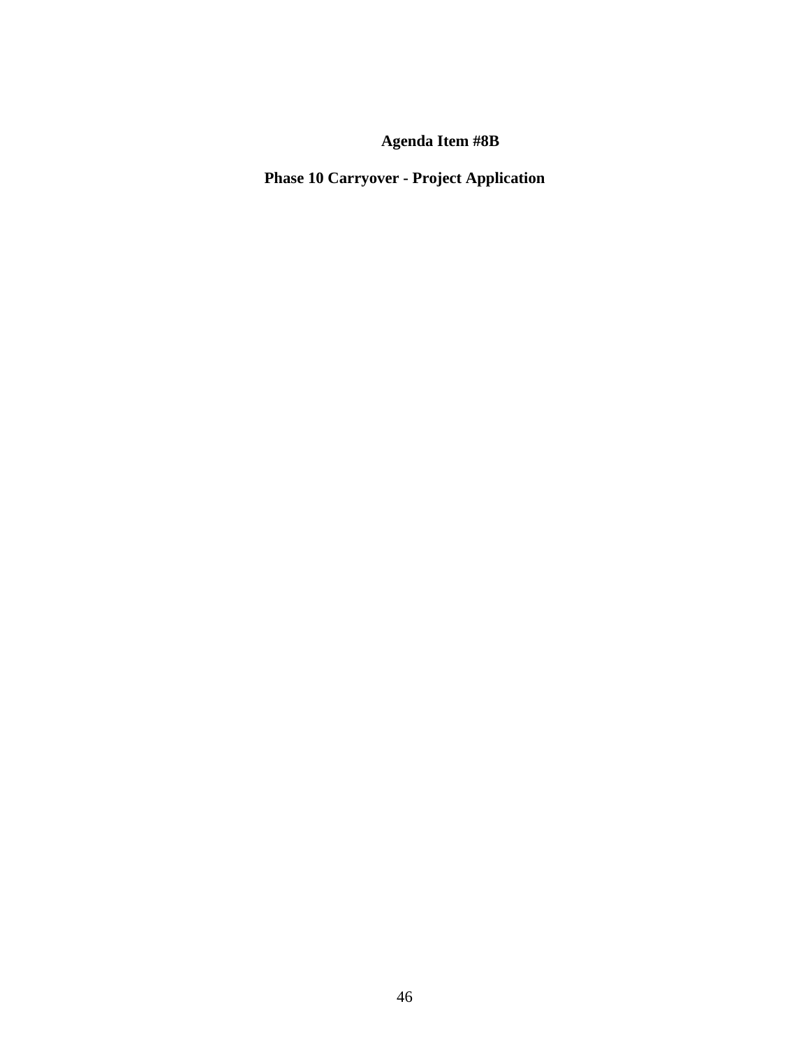**Agenda Item #8B**

**Phase 10 Carryover - Project Application**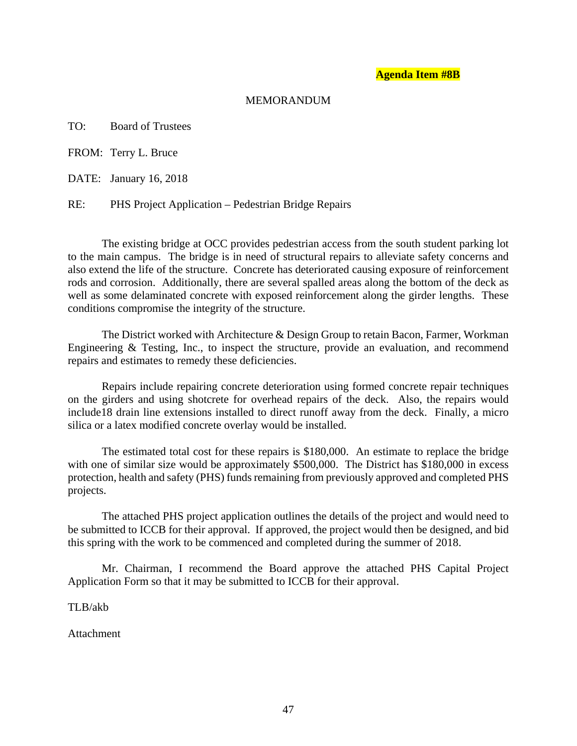**Agenda Item #8B**

MEMORANDUM

TO: Board of Trustees

FROM: Terry L. Bruce

DATE: January 16, 2018

RE: PHS Project Application – Pedestrian Bridge Repairs

The existing bridge at OCC provides pedestrian access from the south student parking lot to the main campus. The bridge is in need of structural repairs to alleviate safety concerns and also extend the life of the structure. Concrete has deteriorated causing exposure of reinforcement rods and corrosion. Additionally, there are several spalled areas along the bottom of the deck as well as some delaminated concrete with exposed reinforcement along the girder lengths. These conditions compromise the integrity of the structure.

The District worked with Architecture & Design Group to retain Bacon, Farmer, Workman Engineering & Testing, Inc., to inspect the structure, provide an evaluation, and recommend repairs and estimates to remedy these deficiencies.

Repairs include repairing concrete deterioration using formed concrete repair techniques on the girders and using shotcrete for overhead repairs of the deck. Also, the repairs would include18 drain line extensions installed to direct runoff away from the deck. Finally, a micro silica or a latex modified concrete overlay would be installed.

The estimated total cost for these repairs is $180,000. An estimate to replace the bridge with one of similar size would be approximately $500,000. The District has $180,000 in excess protection, health and safety (PHS) funds remaining from previously approved and completed PHS projects.

The attached PHS project application outlines the details of the project and would need to be submitted to ICCB for their approval. If approved, the project would then be designed, and bid this spring with the work to be commenced and completed during the summer of 2018.

Mr. Chairman, I recommend the Board approve the attached PHS Capital Project Application Form so that it may be submitted to ICCB for their approval.

TLB/akb

Attachment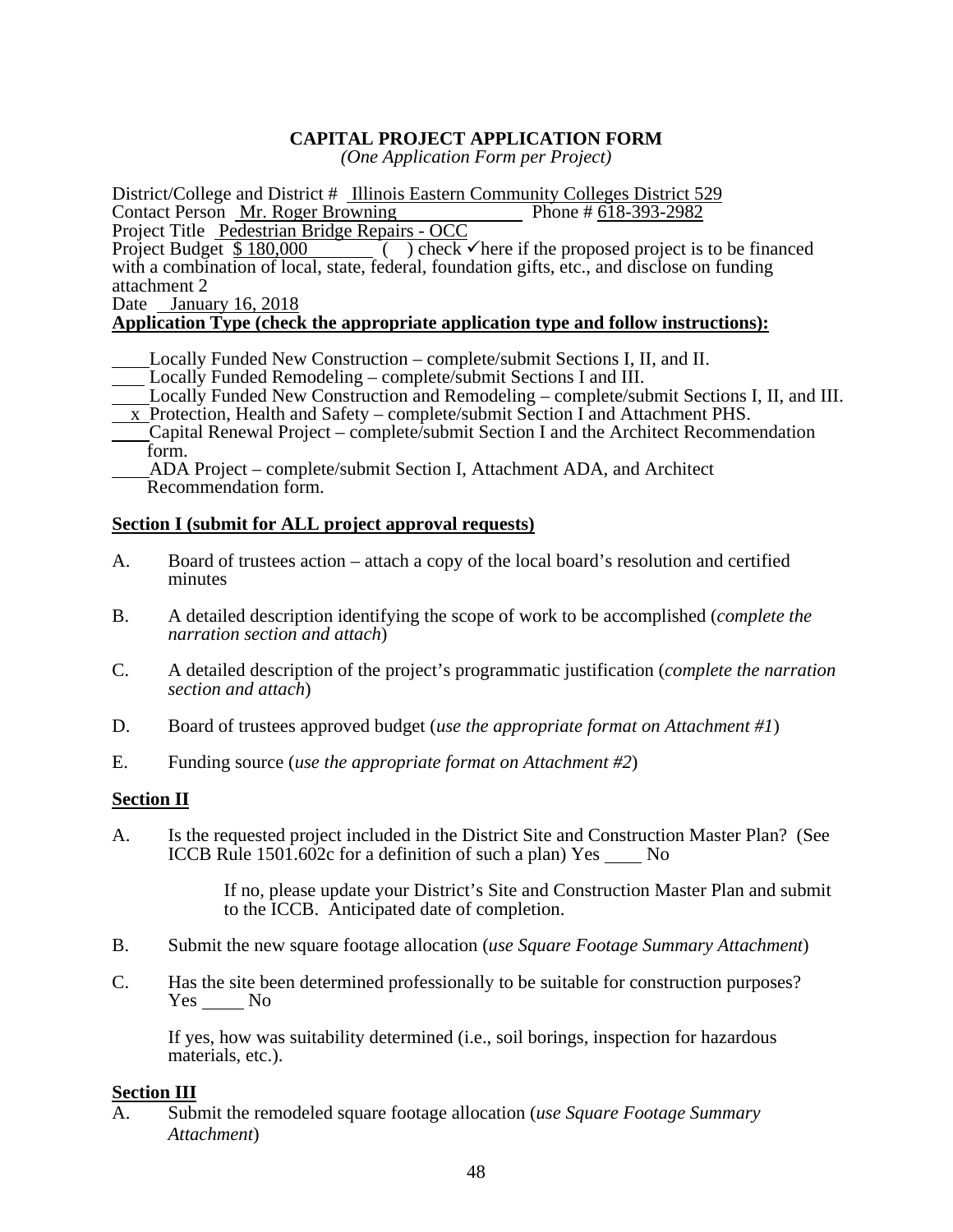**CAPITAL PROJECT APPLICATION FORM**

*(One Application Form per Project)*

District/College and District # Illinois Eastern Community Colleges District 529
Contact Person Mr. Roger Browning Phone # 618-393-2982
Project Title Pedestrian Bridge Repairs - OCC
Project Budget $ 180,000 ( ) check ✓here if the proposed project is to be financed with a combination of local, state, federal, foundation gifts, etc., and disclose on funding attachment 2
Date January 16, 2018

**Application Type (check the appropriate application type and follow instructions):**

____Locally Funded New Construction – complete/submit Sections I, II, and II.
____Locally Funded Remodeling – complete/submit Sections I and III.
____Locally Funded New Construction and Remodeling – complete/submit Sections I, II, and III.
__x__Protection, Health and Safety – complete/submit Section I and Attachment PHS.
____Capital Renewal Project – complete/submit Section I and the Architect Recommendation form.
____ADA Project – complete/submit Section I, Attachment ADA, and Architect Recommendation form.

**Section I (submit for ALL project approval requests)**

A. Board of trustees action – attach a copy of the local board's resolution and certified minutes

B. A detailed description identifying the scope of work to be accomplished (*complete the narration section and attach*)

C. A detailed description of the project's programmatic justification (*complete the narration section and attach*)

D. Board of trustees approved budget (*use the appropriate format on Attachment #1*)

E. Funding source (*use the appropriate format on Attachment #2*)

**Section II**

A. Is the requested project included in the District Site and Construction Master Plan? (See ICCB Rule 1501.602c for a definition of such a plan) Yes ____ No

If no, please update your District's Site and Construction Master Plan and submit to the ICCB. Anticipated date of completion.

B. Submit the new square footage allocation (*use Square Footage Summary Attachment*)

C. Has the site been determined professionally to be suitable for construction purposes? Yes ____ No

If yes, how was suitability determined (i.e., soil borings, inspection for hazardous materials, etc.).

**Section III**

A. Submit the remodeled square footage allocation (*use Square Footage Summary Attachment*)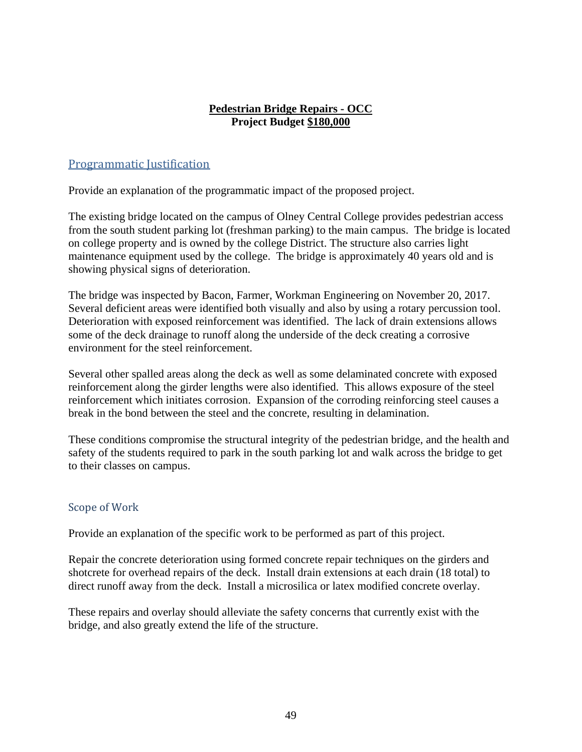**Pedestrian Bridge Repairs - OCC**
**Project Budget $180,000**

## Programmatic Justification

Provide an explanation of the programmatic impact of the proposed project.

The existing bridge located on the campus of Olney Central College provides pedestrian access from the south student parking lot (freshman parking) to the main campus. The bridge is located on college property and is owned by the college District. The structure also carries light maintenance equipment used by the college. The bridge is approximately 40 years old and is showing physical signs of deterioration.

The bridge was inspected by Bacon, Farmer, Workman Engineering on November 20, 2017. Several deficient areas were identified both visually and also by using a rotary percussion tool. Deterioration with exposed reinforcement was identified. The lack of drain extensions allows some of the deck drainage to runoff along the underside of the deck creating a corrosive environment for the steel reinforcement.

Several other spalled areas along the deck as well as some delaminated concrete with exposed reinforcement along the girder lengths were also identified. This allows exposure of the steel reinforcement which initiates corrosion. Expansion of the corroding reinforcing steel causes a break in the bond between the steel and the concrete, resulting in delamination.

These conditions compromise the structural integrity of the pedestrian bridge, and the health and safety of the students required to park in the south parking lot and walk across the bridge to get to their classes on campus.

### Scope of Work

Provide an explanation of the specific work to be performed as part of this project.

Repair the concrete deterioration using formed concrete repair techniques on the girders and shotcrete for overhead repairs of the deck. Install drain extensions at each drain (18 total) to direct runoff away from the deck. Install a microsilica or latex modified concrete overlay.

These repairs and overlay should alleviate the safety concerns that currently exist with the bridge, and also greatly extend the life of the structure.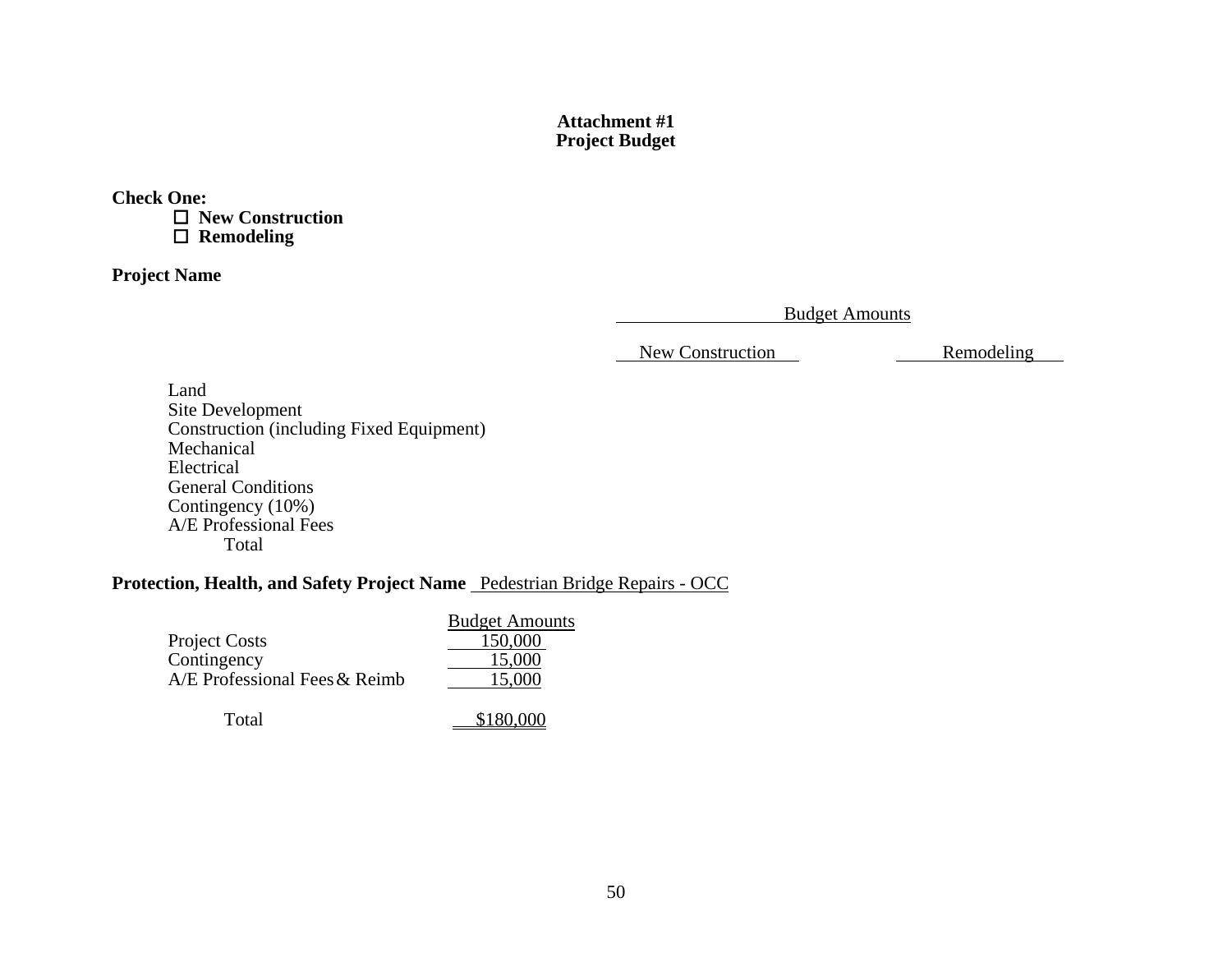**Attachment #1**
**Project Budget**

**Check One:**

- ☐ **New Construction**
- ☐ **Remodeling**

**Project Name**

| | Budget Amounts | |
|---|---|---|
| | New Construction | Remodeling |
| Land | | |
| Site Development | | |
| Construction (including Fixed Equipment) | | |
| Mechanical | | |
| Electrical | | |
| General Conditions | | |
| Contingency (10%) | | |
| A/E Professional Fees | | |
| Total | | |

**Protection, Health, and Safety Project Name** Pedestrian Bridge Repairs - OCC

| | Budget Amounts |
|---|---|
| Project Costs | 150,000 |
| Contingency | 15,000 |
| A/E Professional Fees & Reimb | 15,000 |
| Total | $180,000 |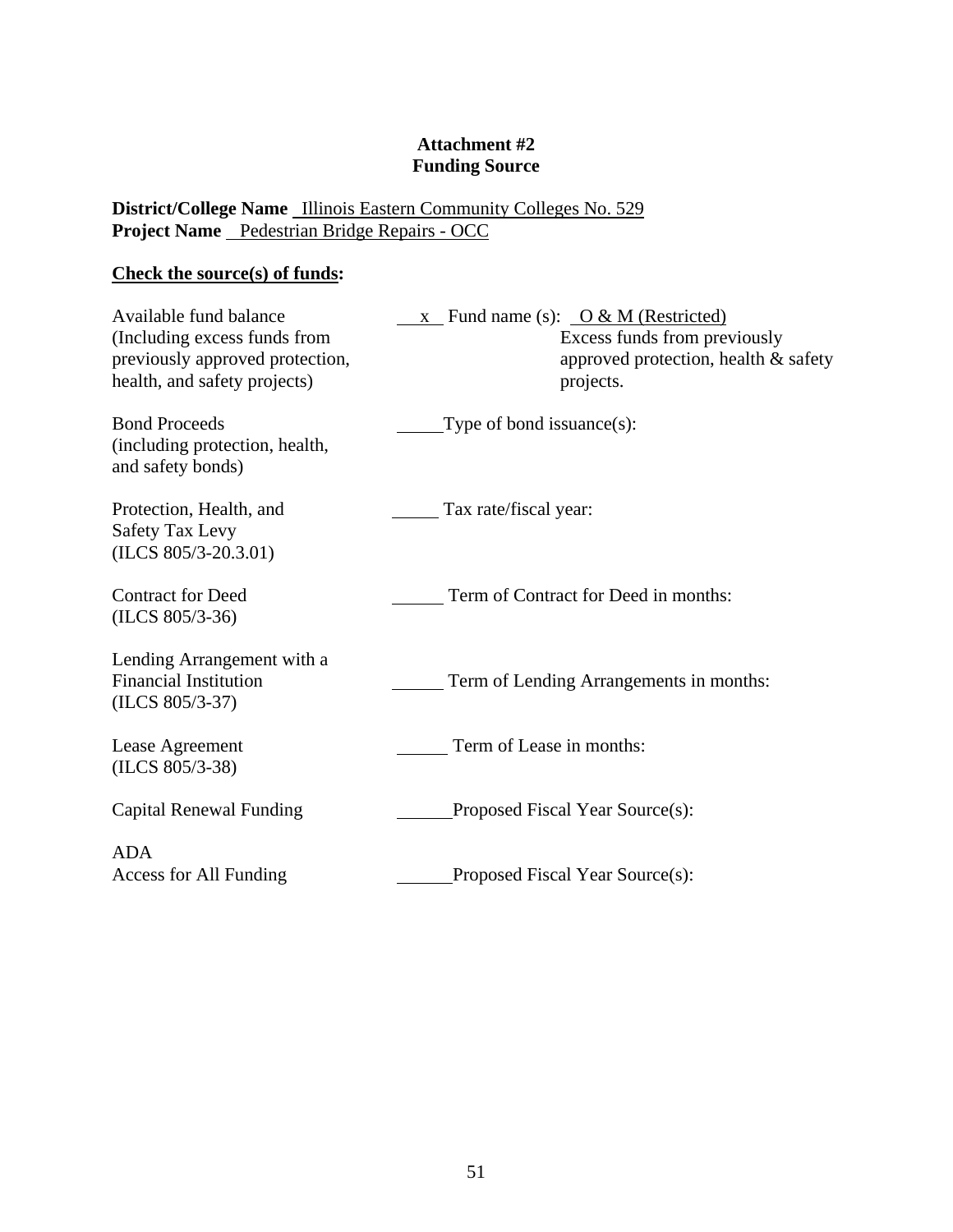**Attachment #2**
**Funding Source**

**District/College Name** Illinois Eastern Community Colleges No. 529
**Project Name** Pedestrian Bridge Repairs - OCC

**Check the source(s) of funds:**

| Source | |
|---|---|
| Available fund balance (Including excess funds from previously approved protection, health, and safety projects) | x Fund name (s): O & M (Restricted) Excess funds from previously approved protection, health & safety projects. |
| Bond Proceeds (including protection, health, and safety bonds) | ____ Type of bond issuance(s): |
| Protection, Health, and Safety Tax Levy (ILCS 805/3-20.3.01) | ____ Tax rate/fiscal year: |
| Contract for Deed (ILCS 805/3-36) | ____ Term of Contract for Deed in months: |
| Lending Arrangement with a Financial Institution (ILCS 805/3-37) | ____ Term of Lending Arrangements in months: |
| Lease Agreement (ILCS 805/3-38) | ____ Term of Lease in months: |
| Capital Renewal Funding | ____ Proposed Fiscal Year Source(s): |
| ADA Access for All Funding | ____ Proposed Fiscal Year Source(s): |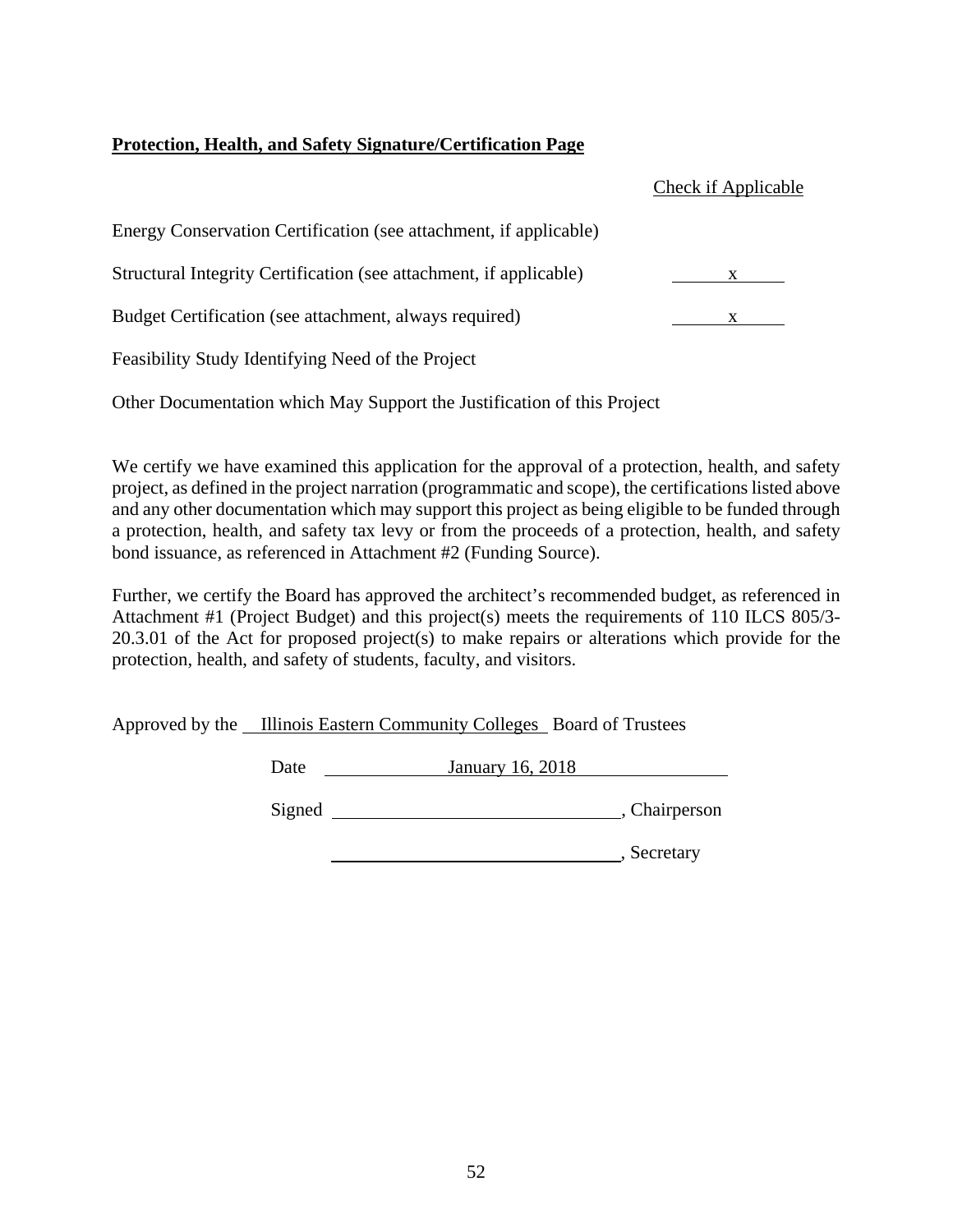**Protection, Health, and Safety Signature/Certification Page**

| | Check if Applicable |
|---|---|
| Energy Conservation Certification (see attachment, if applicable) | |
| Structural Integrity Certification (see attachment, if applicable) | x |
| Budget Certification (see attachment, always required) | x |
| Feasibility Study Identifying Need of the Project | |
| Other Documentation which May Support the Justification of this Project | |

We certify we have examined this application for the approval of a protection, health, and safety project, as defined in the project narration (programmatic and scope), the certifications listed above and any other documentation which may support this project as being eligible to be funded through a protection, health, and safety tax levy or from the proceeds of a protection, health, and safety bond issuance, as referenced in Attachment #2 (Funding Source).

Further, we certify the Board has approved the architect's recommended budget, as referenced in Attachment #1 (Project Budget) and this project(s) meets the requirements of 110 ILCS 805/3-20.3.01 of the Act for proposed project(s) to make repairs or alterations which provide for the protection, health, and safety of students, faculty, and visitors.

Approved by the Illinois Eastern Community Colleges Board of Trustees

Date January 16, 2018

Signed \_\_\_\_\_\_\_\_\_\_\_\_\_\_\_\_\_\_\_\_\_\_\_\_\_\_\_\_\_\_, Chairperson

\_\_\_\_\_\_\_\_\_\_\_\_\_\_\_\_\_\_\_\_\_\_\_\_\_\_\_\_\_\_, Secretary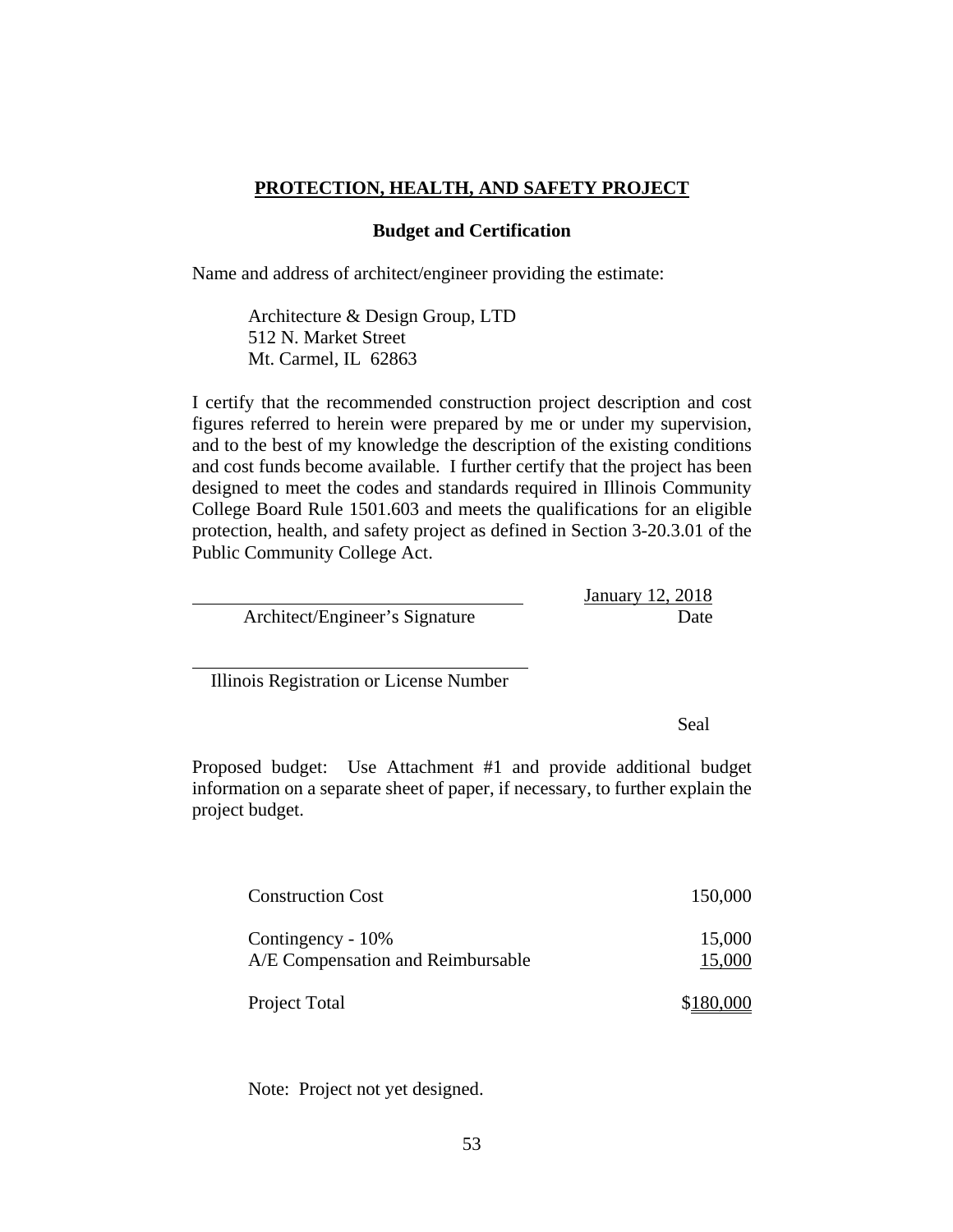## PROTECTION, HEALTH, AND SAFETY PROJECT

### Budget and Certification

Name and address of architect/engineer providing the estimate:

Architecture & Design Group, LTD
512 N. Market Street
Mt. Carmel, IL 62863

I certify that the recommended construction project description and cost figures referred to herein were prepared by me or under my supervision, and to the best of my knowledge the description of the existing conditions and cost funds become available. I further certify that the project has been designed to meet the codes and standards required in Illinois Community College Board Rule 1501.603 and meets the qualifications for an eligible protection, health, and safety project as defined in Section 3-20.3.01 of the Public Community College Act.

______________________________ January 12, 2018
Architect/Engineer's Signature Date

______________________________
Illinois Registration or License Number

Seal

Proposed budget: Use Attachment #1 and provide additional budget information on a separate sheet of paper, if necessary, to further explain the project budget.

| | |
|---|---|
| Construction Cost | 150,000 |
| Contingency - 10% | 15,000 |
| A/E Compensation and Reimbursable | 15,000 |
| Project Total | $180,000 |

Note: Project not yet designed.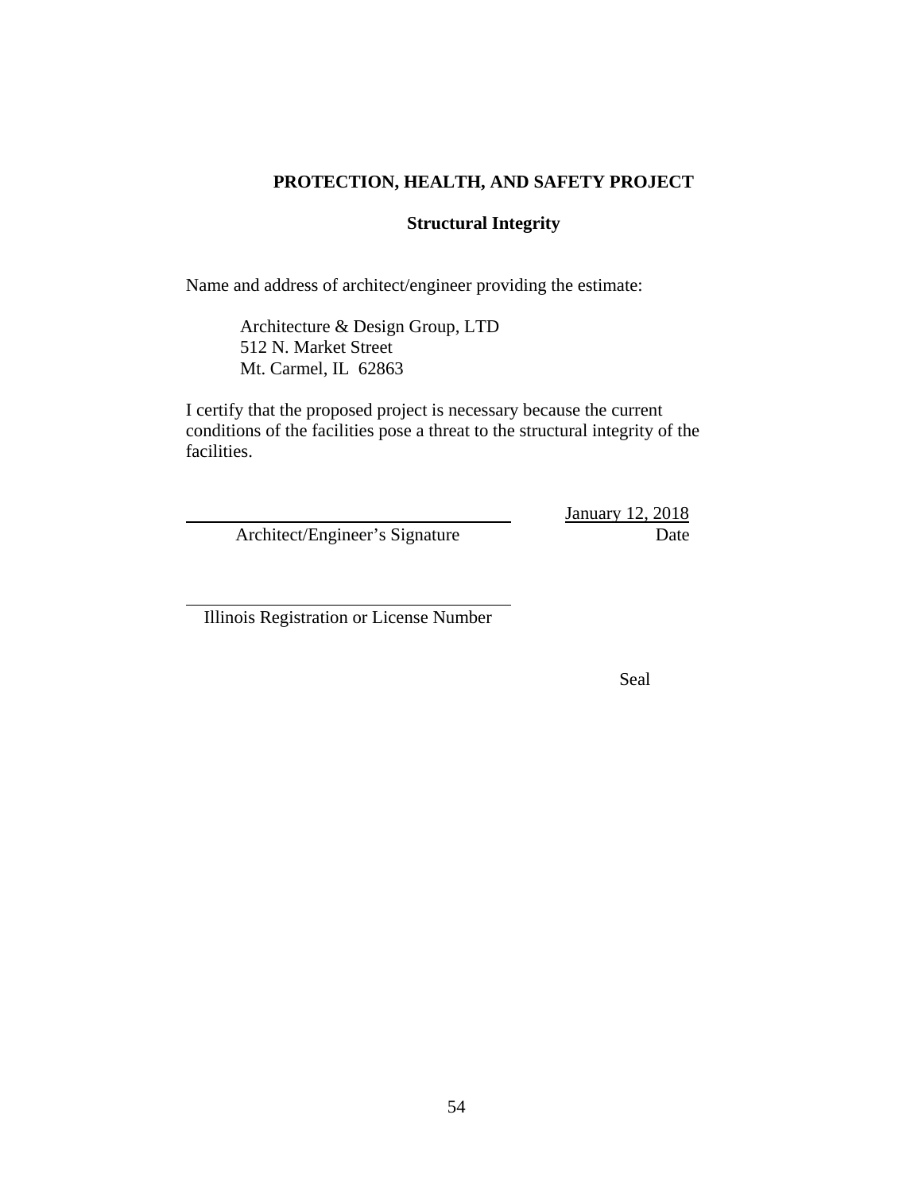**PROTECTION, HEALTH, AND SAFETY PROJECT**

**Structural Integrity**

Name and address of architect/engineer providing the estimate:

Architecture & Design Group, LTD
512 N. Market Street
Mt. Carmel, IL 62863

I certify that the proposed project is necessary because the current conditions of the facilities pose a threat to the structural integrity of the facilities.

\_\_\_\_\_\_\_\_\_\_\_\_\_\_\_\_\_\_\_\_\_\_\_\_\_\_\_\_\_\_\_\_ January 12, 2018

Architect/Engineer's Signature Date

\_\_\_\_\_\_\_\_\_\_\_\_\_\_\_\_\_\_\_\_\_\_\_\_\_\_\_\_\_\_\_\_

Illinois Registration or License Number

Seal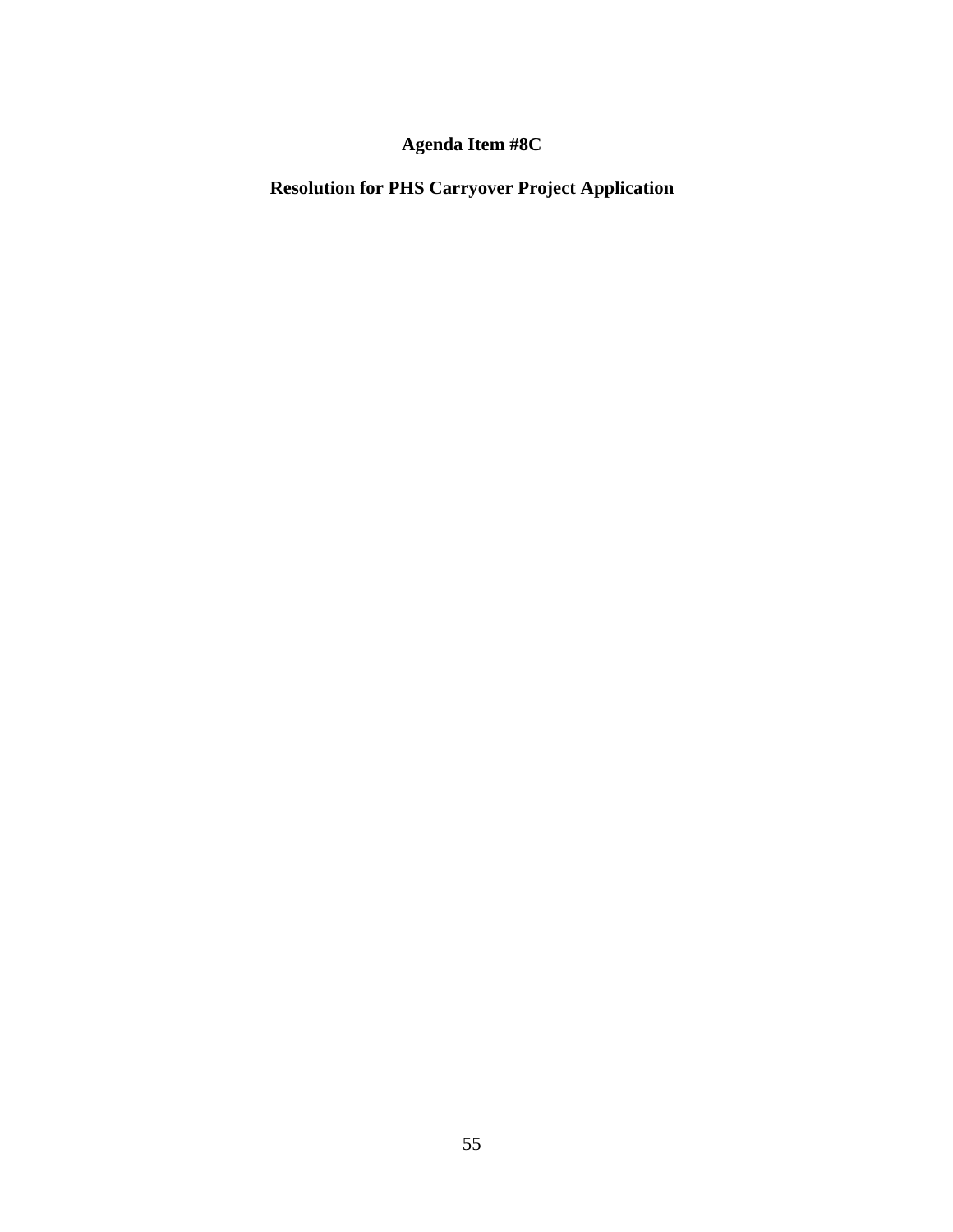**Agenda Item #8C**

**Resolution for PHS Carryover Project Application**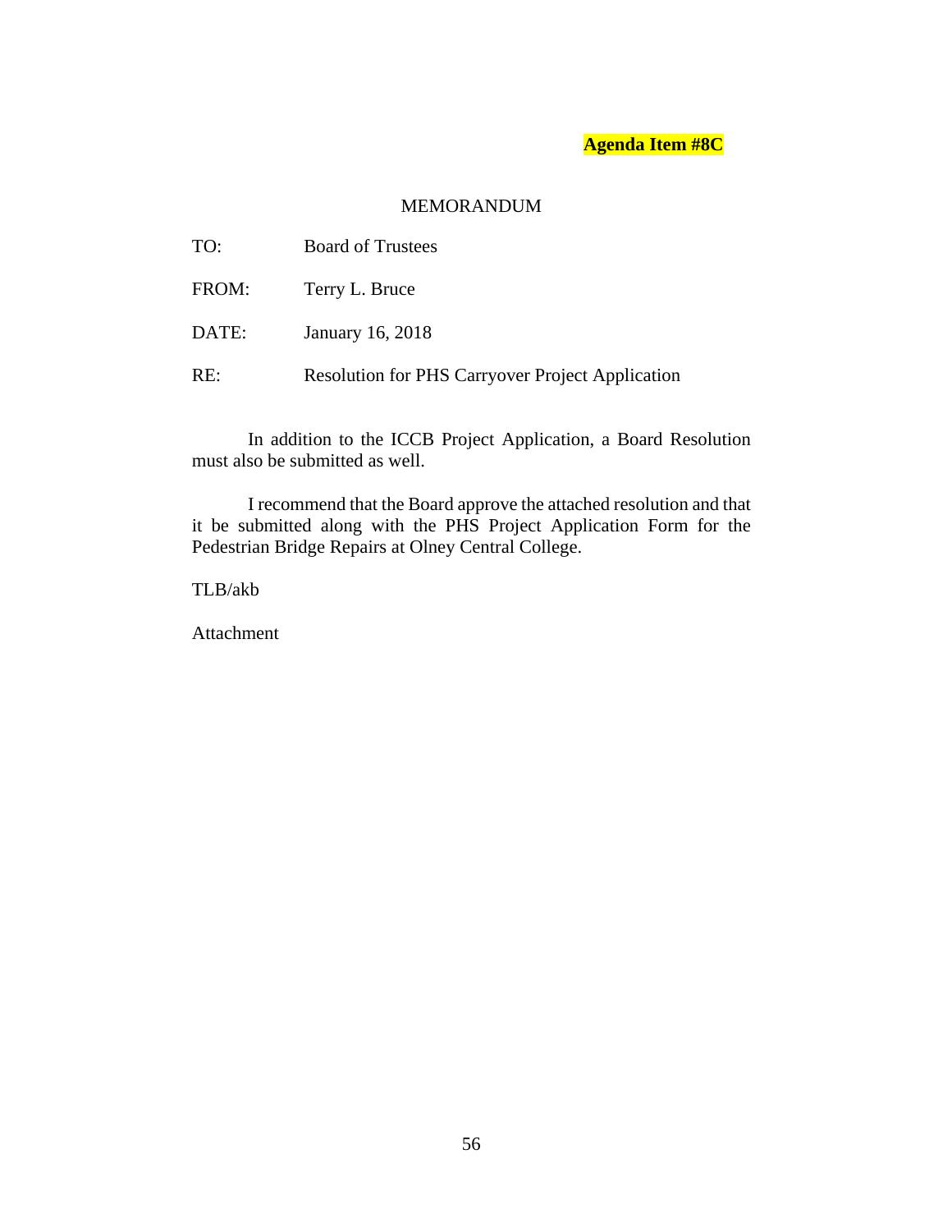**Agenda Item #8C**

MEMORANDUM

TO: Board of Trustees

FROM: Terry L. Bruce

DATE: January 16, 2018

RE: Resolution for PHS Carryover Project Application

In addition to the ICCB Project Application, a Board Resolution must also be submitted as well.

I recommend that the Board approve the attached resolution and that it be submitted along with the PHS Project Application Form for the Pedestrian Bridge Repairs at Olney Central College.

TLB/akb

Attachment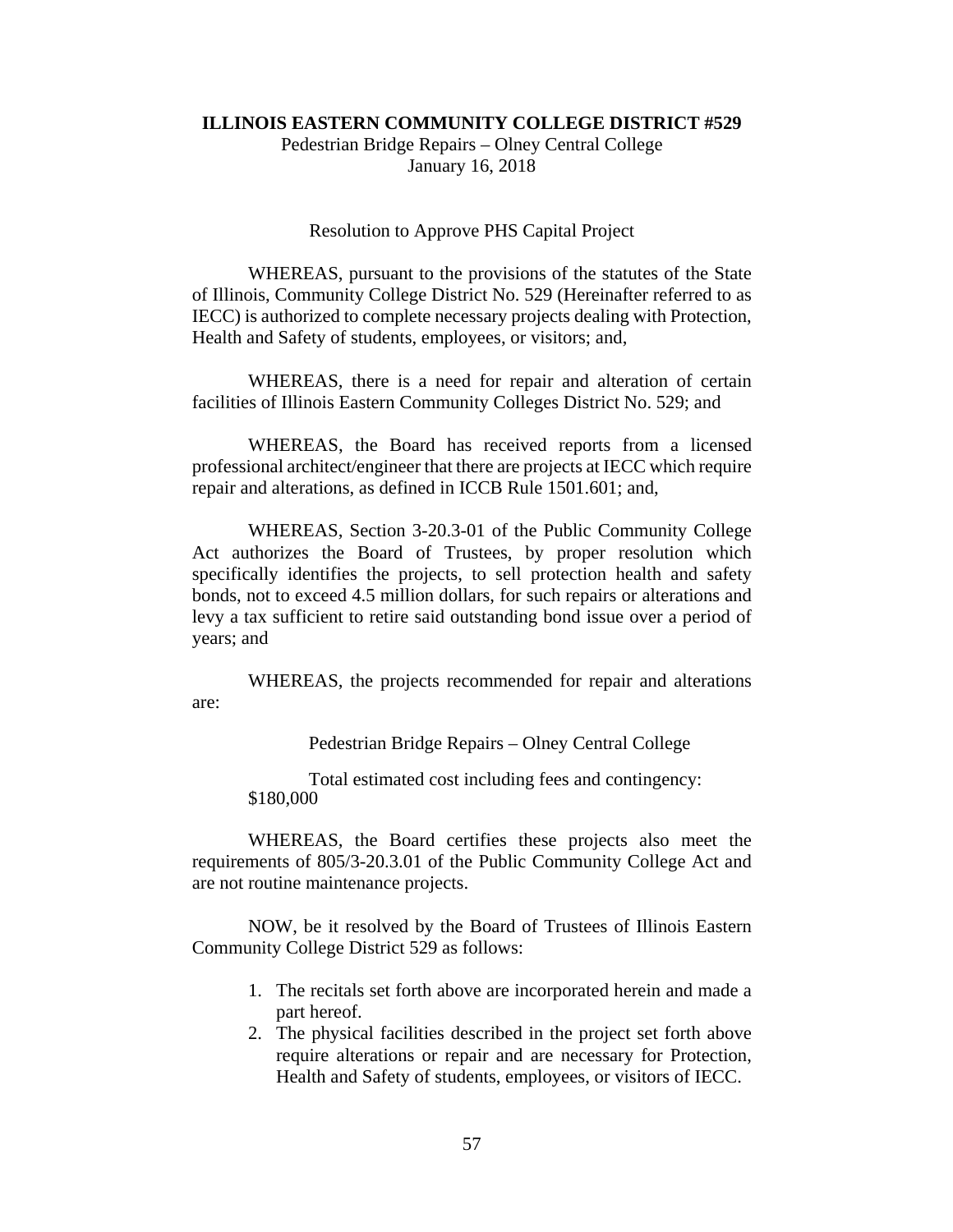**ILLINOIS EASTERN COMMUNITY COLLEGE DISTRICT #529**

Pedestrian Bridge Repairs – Olney Central College

January 16, 2018

Resolution to Approve PHS Capital Project

WHEREAS, pursuant to the provisions of the statutes of the State of Illinois, Community College District No. 529 (Hereinafter referred to as IECC) is authorized to complete necessary projects dealing with Protection, Health and Safety of students, employees, or visitors; and,

WHEREAS, there is a need for repair and alteration of certain facilities of Illinois Eastern Community Colleges District No. 529; and

WHEREAS, the Board has received reports from a licensed professional architect/engineer that there are projects at IECC which require repair and alterations, as defined in ICCB Rule 1501.601; and,

WHEREAS, Section 3-20.3-01 of the Public Community College Act authorizes the Board of Trustees, by proper resolution which specifically identifies the projects, to sell protection health and safety bonds, not to exceed 4.5 million dollars, for such repairs or alterations and levy a tax sufficient to retire said outstanding bond issue over a period of years; and

WHEREAS, the projects recommended for repair and alterations are:

Pedestrian Bridge Repairs – Olney Central College

Total estimated cost including fees and contingency: $180,000

WHEREAS, the Board certifies these projects also meet the requirements of 805/3-20.3.01 of the Public Community College Act and are not routine maintenance projects.

NOW, be it resolved by the Board of Trustees of Illinois Eastern Community College District 529 as follows:

1. The recitals set forth above are incorporated herein and made a part hereof.
2. The physical facilities described in the project set forth above require alterations or repair and are necessary for Protection, Health and Safety of students, employees, or visitors of IECC.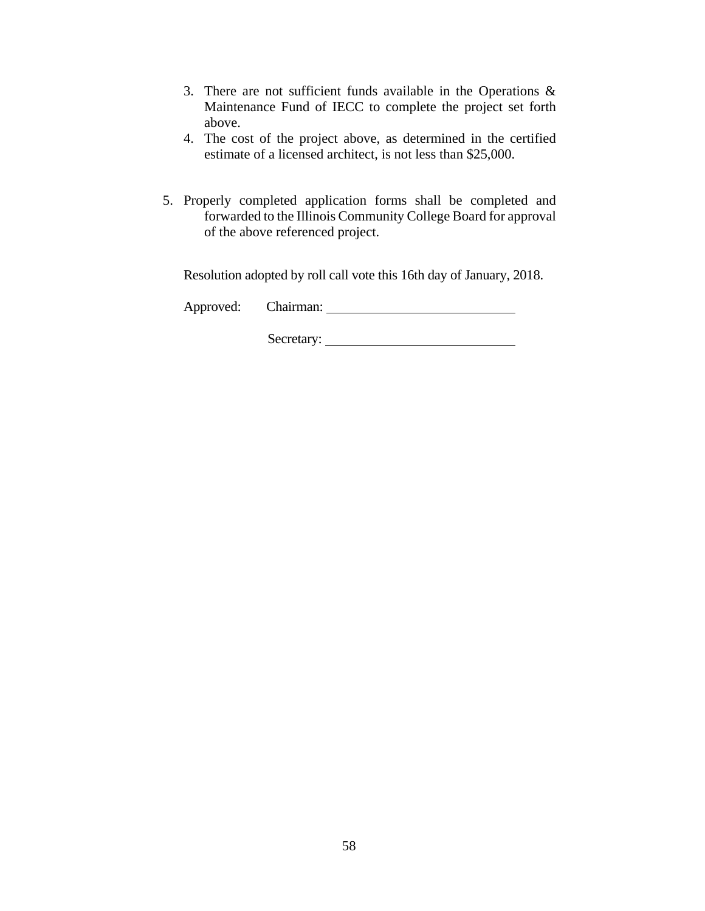3. There are not sufficient funds available in the Operations & Maintenance Fund of IECC to complete the project set forth above.
4. The cost of the project above, as determined in the certified estimate of a licensed architect, is not less than $25,000.

5. Properly completed application forms shall be completed and forwarded to the Illinois Community College Board for approval of the above referenced project.

Resolution adopted by roll call vote this 16th day of January, 2018.

Approved: Chairman: ____________________________

Secretary: ____________________________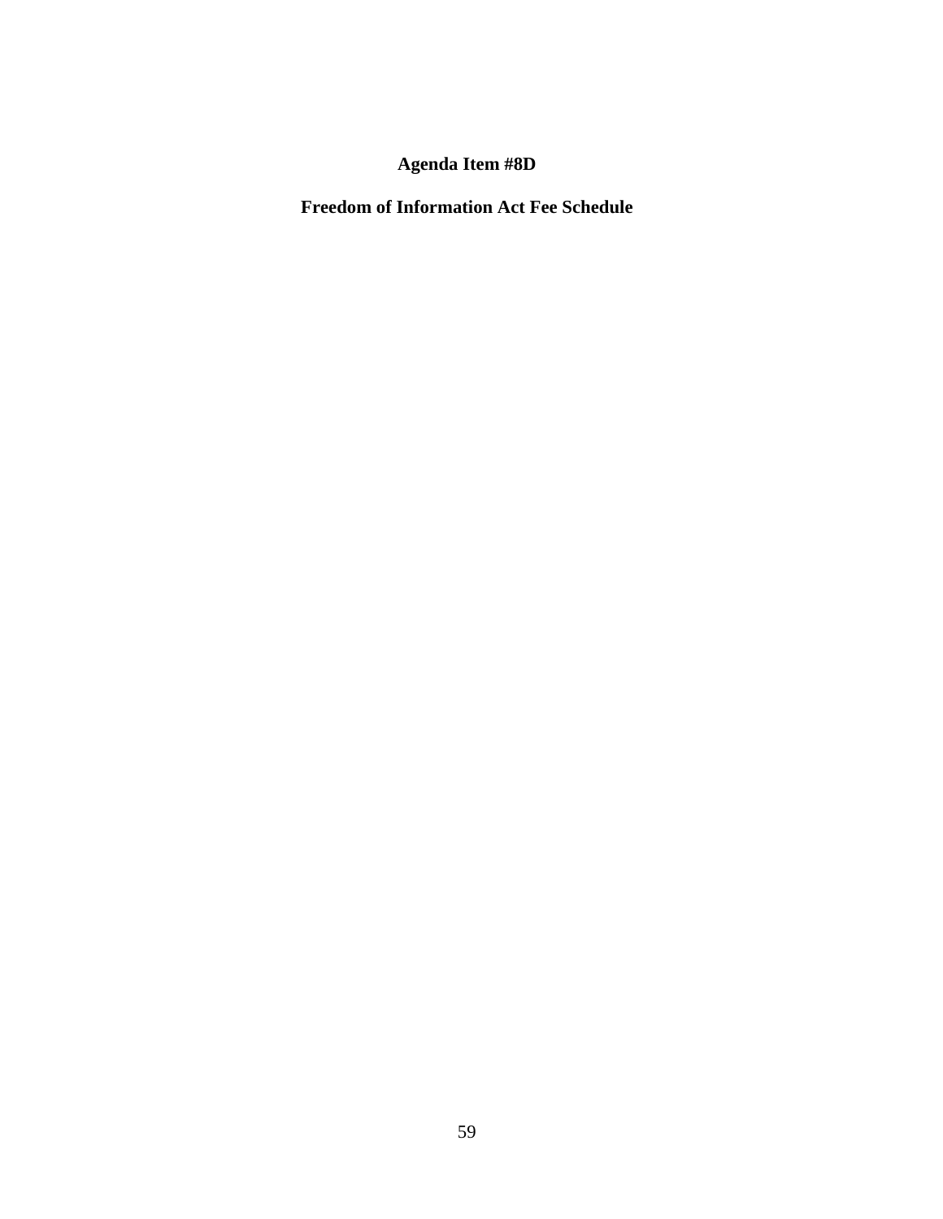# Agenda Item #8D

## Freedom of Information Act Fee Schedule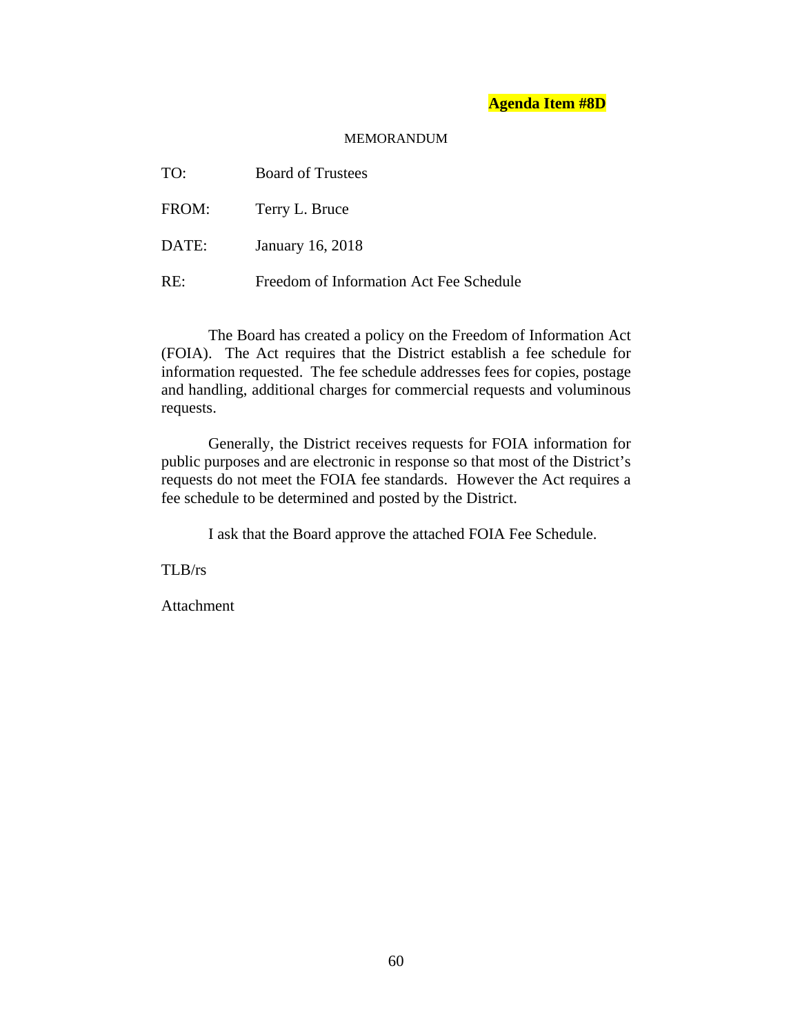**Agenda Item #8D**

MEMORANDUM

TO: Board of Trustees

FROM: Terry L. Bruce

DATE: January 16, 2018

RE: Freedom of Information Act Fee Schedule

The Board has created a policy on the Freedom of Information Act (FOIA). The Act requires that the District establish a fee schedule for information requested. The fee schedule addresses fees for copies, postage and handling, additional charges for commercial requests and voluminous requests.

Generally, the District receives requests for FOIA information for public purposes and are electronic in response so that most of the District's requests do not meet the FOIA fee standards. However the Act requires a fee schedule to be determined and posted by the District.

I ask that the Board approve the attached FOIA Fee Schedule.

TLB/rs

Attachment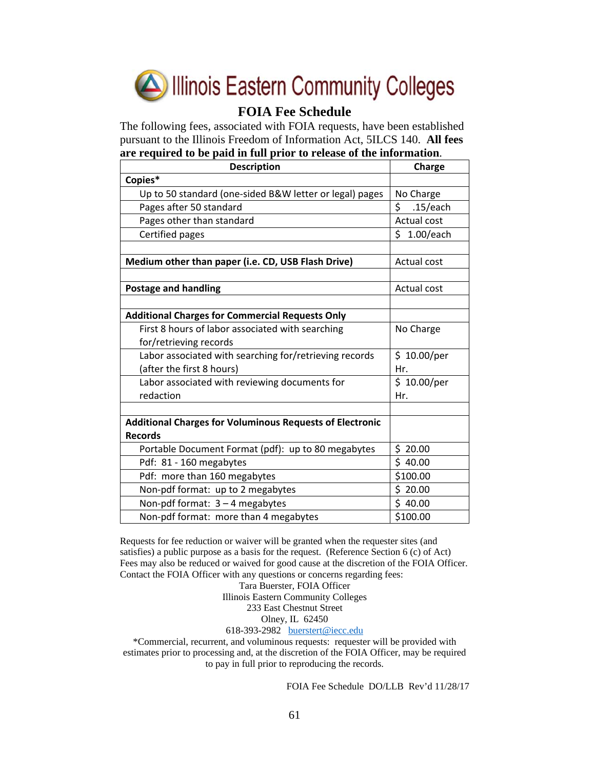# Illinois Eastern Community Colleges

## FOIA Fee Schedule

The following fees, associated with FOIA requests, have been established pursuant to the Illinois Freedom of Information Act, 5ILCS 140. **All fees are required to be paid in full prior to release of the information**.

| Description | Charge |
|---|---|
| **Copies*** | |
| Up to 50 standard (one-sided B&W letter or legal) pages | No Charge |
| Pages after 50 standard | $ .15/each |
| Pages other than standard | Actual cost |
| Certified pages | $ 1.00/each |
| | |
| **Medium other than paper (i.e. CD, USB Flash Drive)** | Actual cost |
| | |
| **Postage and handling** | Actual cost |
| | |
| **Additional Charges for Commercial Requests Only** | |
| First 8 hours of labor associated with searching for/retrieving records | No Charge |
| Labor associated with searching for/retrieving records (after the first 8 hours) | $ 10.00/per Hr. |
| Labor associated with reviewing documents for redaction | $ 10.00/per Hr. |
| | |
| **Additional Charges for Voluminous Requests of Electronic Records** | |
| Portable Document Format (pdf): up to 80 megabytes | $ 20.00 |
| Pdf: 81 - 160 megabytes | $ 40.00 |
| Pdf: more than 160 megabytes | $100.00 |
| Non-pdf format: up to 2 megabytes | $ 20.00 |
| Non-pdf format: 3 – 4 megabytes | $ 40.00 |
| Non-pdf format: more than 4 megabytes | $100.00 |

Requests for fee reduction or waiver will be granted when the requester sites (and satisfies) a public purpose as a basis for the request. (Reference Section 6 (c) of Act) Fees may also be reduced or waived for good cause at the discretion of the FOIA Officer. Contact the FOIA Officer with any questions or concerns regarding fees:

Tara Buerster, FOIA Officer
Illinois Eastern Community Colleges
233 East Chestnut Street
Olney, IL 62450
618-393-2982 buerstert@iecc.edu

*Commercial, recurrent, and voluminous requests: requester will be provided with estimates prior to processing and, at the discretion of the FOIA Officer, may be required to pay in full prior to reproducing the records.

FOIA Fee Schedule DO/LLB Rev'd 11/28/17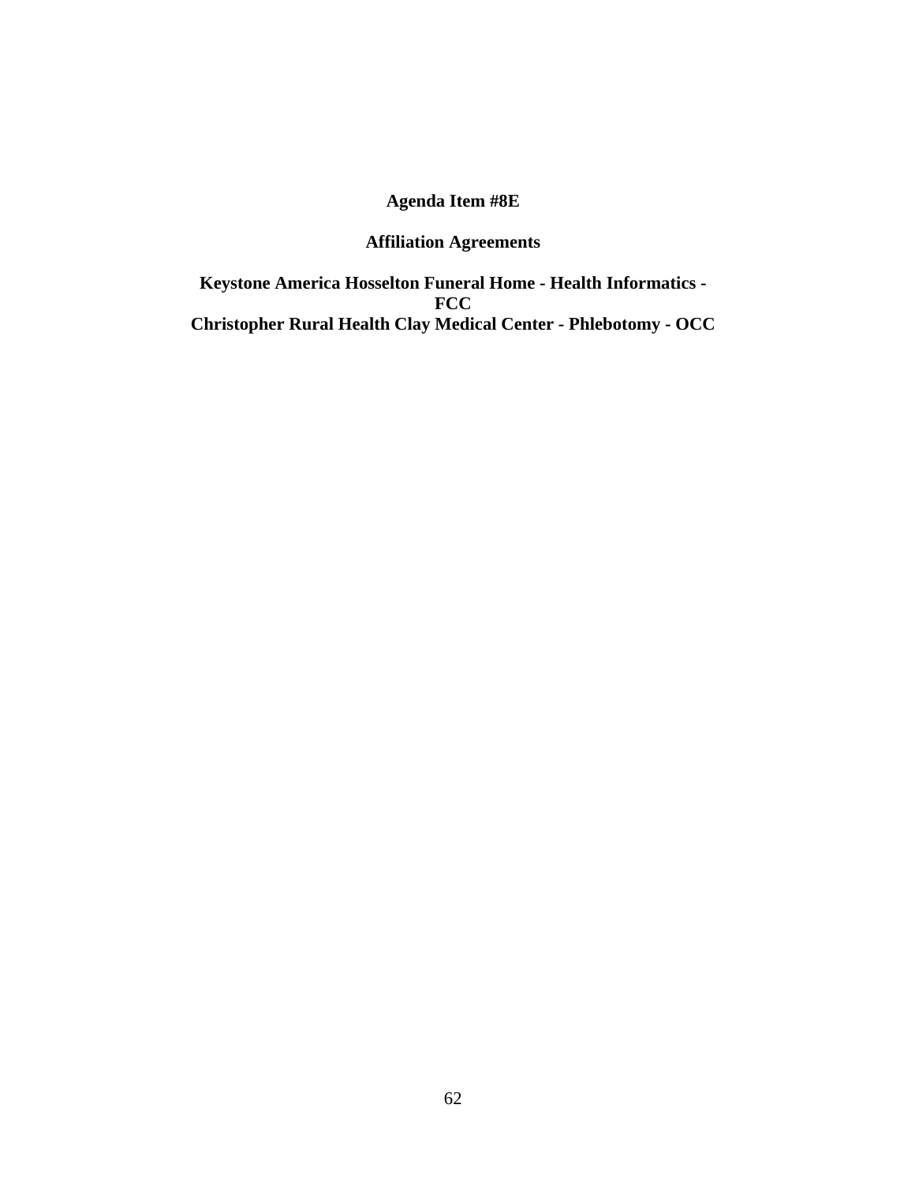**Agenda Item #8E**

**Affiliation Agreements**

**Keystone America Hosselton Funeral Home - Health Informatics - FCC**
**Christopher Rural Health Clay Medical Center - Phlebotomy - OCC**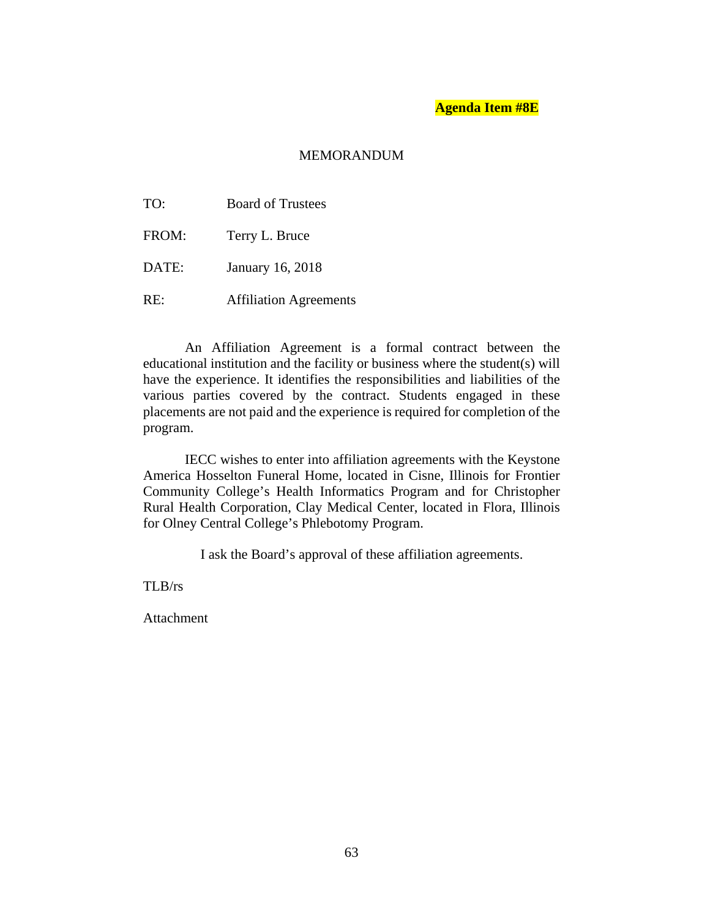**Agenda Item #8E**

MEMORANDUM

TO: Board of Trustees

FROM: Terry L. Bruce

DATE: January 16, 2018

RE: Affiliation Agreements

An Affiliation Agreement is a formal contract between the educational institution and the facility or business where the student(s) will have the experience. It identifies the responsibilities and liabilities of the various parties covered by the contract. Students engaged in these placements are not paid and the experience is required for completion of the program.

IECC wishes to enter into affiliation agreements with the Keystone America Hosselton Funeral Home, located in Cisne, Illinois for Frontier Community College's Health Informatics Program and for Christopher Rural Health Corporation, Clay Medical Center, located in Flora, Illinois for Olney Central College's Phlebotomy Program.

I ask the Board's approval of these affiliation agreements.

TLB/rs

Attachment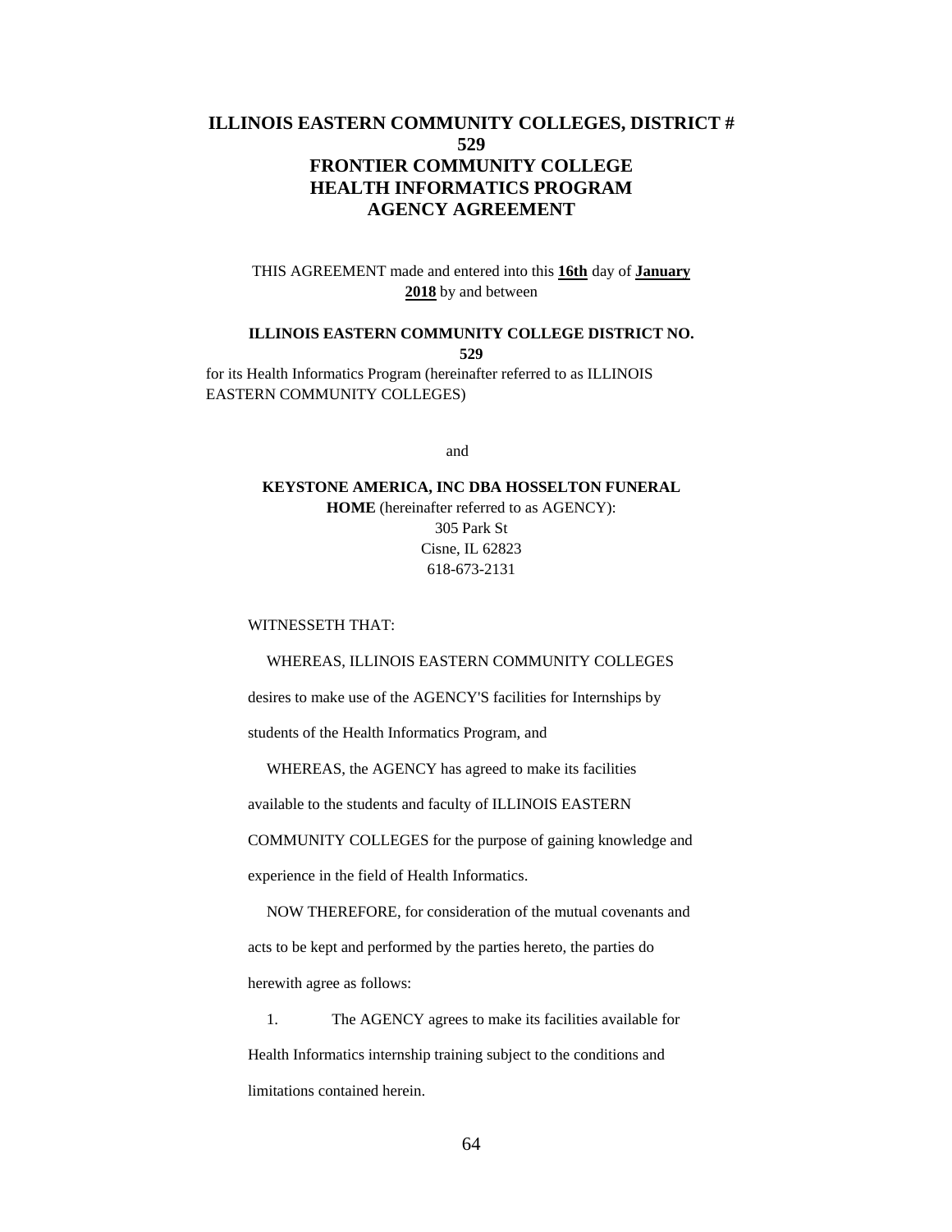# ILLINOIS EASTERN COMMUNITY COLLEGES, DISTRICT # 529
# FRONTIER COMMUNITY COLLEGE
# HEALTH INFORMATICS PROGRAM
# AGENCY AGREEMENT

THIS AGREEMENT made and entered into this **16th** day of **January 2018** by and between

**ILLINOIS EASTERN COMMUNITY COLLEGE DISTRICT NO. 529**

for its Health Informatics Program (hereinafter referred to as ILLINOIS EASTERN COMMUNITY COLLEGES)

and

**KEYSTONE AMERICA, INC DBA HOSSELTON FUNERAL HOME** (hereinafter referred to as AGENCY):
305 Park St
Cisne, IL 62823
618-673-2131

WITNESSETH THAT:

WHEREAS, ILLINOIS EASTERN COMMUNITY COLLEGES desires to make use of the AGENCY'S facilities for Internships by students of the Health Informatics Program, and

WHEREAS, the AGENCY has agreed to make its facilities available to the students and faculty of ILLINOIS EASTERN COMMUNITY COLLEGES for the purpose of gaining knowledge and experience in the field of Health Informatics.

NOW THEREFORE, for consideration of the mutual covenants and acts to be kept and performed by the parties hereto, the parties do herewith agree as follows:

1. The AGENCY agrees to make its facilities available for Health Informatics internship training subject to the conditions and limitations contained herein.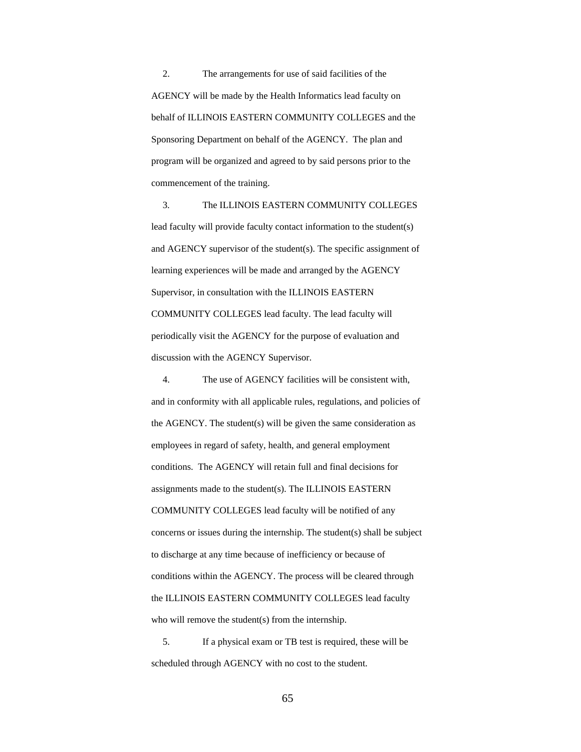2. The arrangements for use of said facilities of the AGENCY will be made by the Health Informatics lead faculty on behalf of ILLINOIS EASTERN COMMUNITY COLLEGES and the Sponsoring Department on behalf of the AGENCY. The plan and program will be organized and agreed to by said persons prior to the commencement of the training.

3. The ILLINOIS EASTERN COMMUNITY COLLEGES lead faculty will provide faculty contact information to the student(s) and AGENCY supervisor of the student(s). The specific assignment of learning experiences will be made and arranged by the AGENCY Supervisor, in consultation with the ILLINOIS EASTERN COMMUNITY COLLEGES lead faculty. The lead faculty will periodically visit the AGENCY for the purpose of evaluation and discussion with the AGENCY Supervisor.

4. The use of AGENCY facilities will be consistent with, and in conformity with all applicable rules, regulations, and policies of the AGENCY. The student(s) will be given the same consideration as employees in regard of safety, health, and general employment conditions. The AGENCY will retain full and final decisions for assignments made to the student(s). The ILLINOIS EASTERN COMMUNITY COLLEGES lead faculty will be notified of any concerns or issues during the internship. The student(s) shall be subject to discharge at any time because of inefficiency or because of conditions within the AGENCY. The process will be cleared through the ILLINOIS EASTERN COMMUNITY COLLEGES lead faculty who will remove the student(s) from the internship.

5. If a physical exam or TB test is required, these will be scheduled through AGENCY with no cost to the student.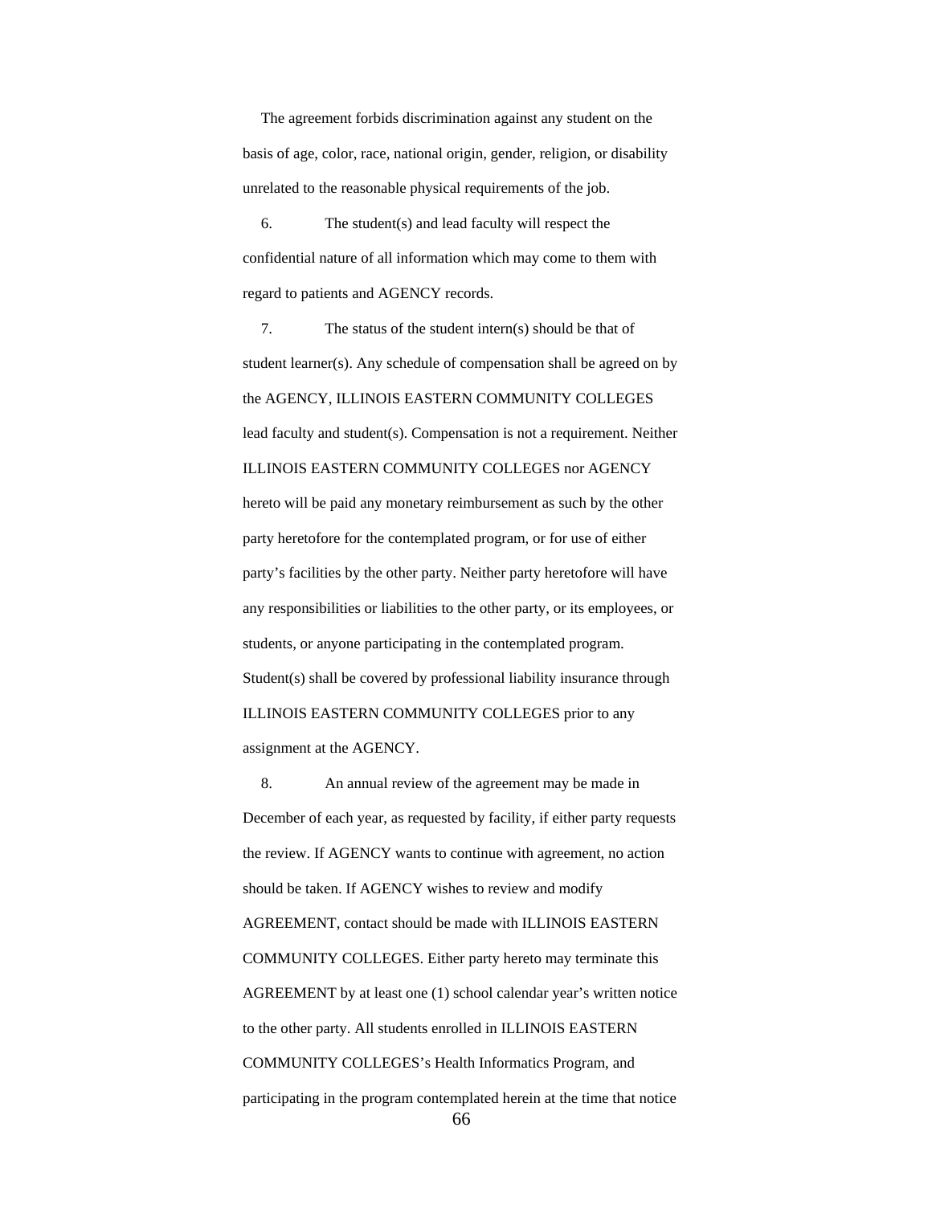The agreement forbids discrimination against any student on the basis of age, color, race, national origin, gender, religion, or disability unrelated to the reasonable physical requirements of the job.

6. The student(s) and lead faculty will respect the confidential nature of all information which may come to them with regard to patients and AGENCY records.

7. The status of the student intern(s) should be that of student learner(s). Any schedule of compensation shall be agreed on by the AGENCY, ILLINOIS EASTERN COMMUNITY COLLEGES lead faculty and student(s). Compensation is not a requirement. Neither ILLINOIS EASTERN COMMUNITY COLLEGES nor AGENCY hereto will be paid any monetary reimbursement as such by the other party heretofore for the contemplated program, or for use of either party's facilities by the other party. Neither party heretofore will have any responsibilities or liabilities to the other party, or its employees, or students, or anyone participating in the contemplated program. Student(s) shall be covered by professional liability insurance through ILLINOIS EASTERN COMMUNITY COLLEGES prior to any assignment at the AGENCY.

8. An annual review of the agreement may be made in December of each year, as requested by facility, if either party requests the review. If AGENCY wants to continue with agreement, no action should be taken. If AGENCY wishes to review and modify AGREEMENT, contact should be made with ILLINOIS EASTERN COMMUNITY COLLEGES. Either party hereto may terminate this AGREEMENT by at least one (1) school calendar year's written notice to the other party. All students enrolled in ILLINOIS EASTERN COMMUNITY COLLEGES's Health Informatics Program, and participating in the program contemplated herein at the time that notice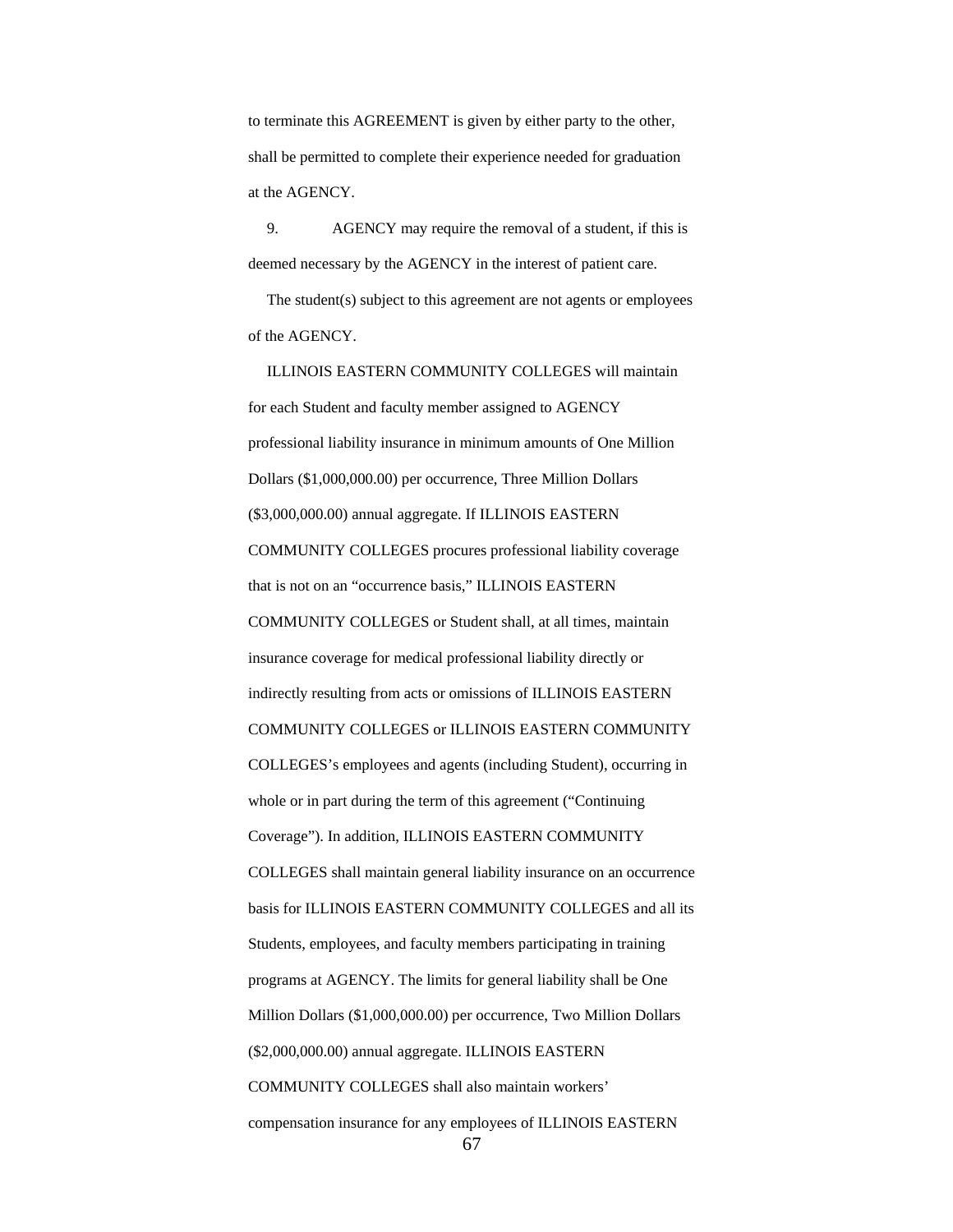to terminate this AGREEMENT is given by either party to the other, shall be permitted to complete their experience needed for graduation at the AGENCY.

9. AGENCY may require the removal of a student, if this is deemed necessary by the AGENCY in the interest of patient care.

The student(s) subject to this agreement are not agents or employees of the AGENCY.

ILLINOIS EASTERN COMMUNITY COLLEGES will maintain for each Student and faculty member assigned to AGENCY professional liability insurance in minimum amounts of One Million Dollars ($1,000,000.00) per occurrence, Three Million Dollars ($3,000,000.00) annual aggregate. If ILLINOIS EASTERN COMMUNITY COLLEGES procures professional liability coverage that is not on an "occurrence basis," ILLINOIS EASTERN COMMUNITY COLLEGES or Student shall, at all times, maintain insurance coverage for medical professional liability directly or indirectly resulting from acts or omissions of ILLINOIS EASTERN COMMUNITY COLLEGES or ILLINOIS EASTERN COMMUNITY COLLEGES's employees and agents (including Student), occurring in whole or in part during the term of this agreement ("Continuing Coverage"). In addition, ILLINOIS EASTERN COMMUNITY COLLEGES shall maintain general liability insurance on an occurrence basis for ILLINOIS EASTERN COMMUNITY COLLEGES and all its Students, employees, and faculty members participating in training programs at AGENCY. The limits for general liability shall be One Million Dollars ($1,000,000.00) per occurrence, Two Million Dollars ($2,000,000.00) annual aggregate. ILLINOIS EASTERN COMMUNITY COLLEGES shall also maintain workers' compensation insurance for any employees of ILLINOIS EASTERN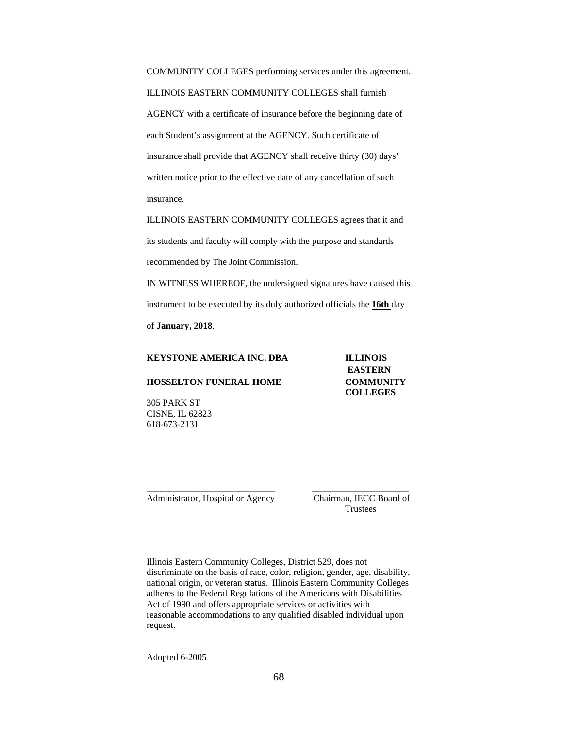COMMUNITY COLLEGES performing services under this agreement. ILLINOIS EASTERN COMMUNITY COLLEGES shall furnish AGENCY with a certificate of insurance before the beginning date of each Student's assignment at the AGENCY. Such certificate of insurance shall provide that AGENCY shall receive thirty (30) days' written notice prior to the effective date of any cancellation of such insurance.

ILLINOIS EASTERN COMMUNITY COLLEGES agrees that it and its students and faculty will comply with the purpose and standards recommended by The Joint Commission.

IN WITNESS WHEREOF, the undersigned signatures have caused this instrument to be executed by its duly authorized officials the **16th** day of **January, 2018**.

| **KEYSTONE AMERICA INC. DBA HOSSELTON FUNERAL HOME** | **ILLINOIS EASTERN COMMUNITY COLLEGES** |
|---|---|
| 305 PARK ST<br>CISNE, IL 62823<br>618-673-2131 | |
| ____________________________ | _____________________ |
| Administrator, Hospital or Agency | Chairman, IECC Board of Trustees |

Illinois Eastern Community Colleges, District 529, does not discriminate on the basis of race, color, religion, gender, age, disability, national origin, or veteran status. Illinois Eastern Community Colleges adheres to the Federal Regulations of the Americans with Disabilities Act of 1990 and offers appropriate services or activities with reasonable accommodations to any qualified disabled individual upon request.

Adopted 6-2005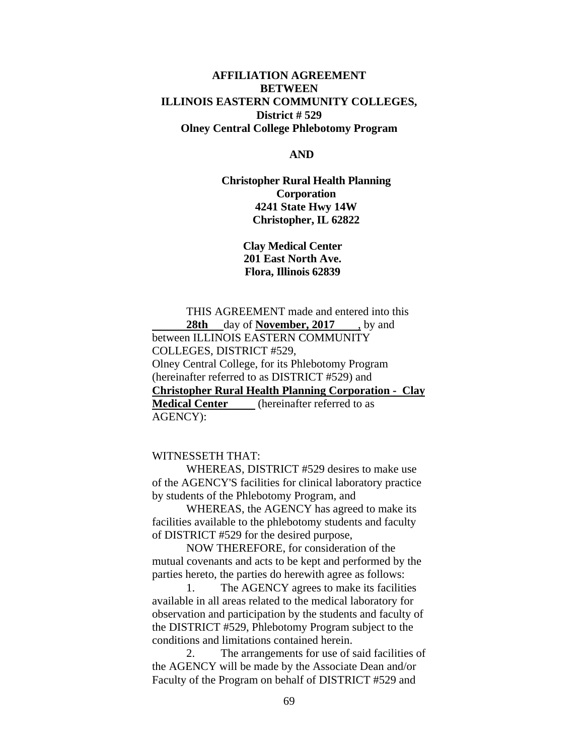**AFFILIATION AGREEMENT**
**BETWEEN**
**ILLINOIS EASTERN COMMUNITY COLLEGES,**
**District # 529**
**Olney Central College Phlebotomy Program**

**AND**

**Christopher Rural Health Planning Corporation**
**4241 State Hwy 14W**
**Christopher, IL 62822**

**Clay Medical Center**
**201 East North Ave.**
**Flora, Illinois 62839**

THIS AGREEMENT made and entered into this **28th** day of **November, 2017**, by and between ILLINOIS EASTERN COMMUNITY COLLEGES, DISTRICT #529, Olney Central College, for its Phlebotomy Program (hereinafter referred to as DISTRICT #529) and **Christopher Rural Health Planning Corporation - Clay Medical Center** (hereinafter referred to as AGENCY):

WITNESSETH THAT:

WHEREAS, DISTRICT #529 desires to make use of the AGENCY'S facilities for clinical laboratory practice by students of the Phlebotomy Program, and

WHEREAS, the AGENCY has agreed to make its facilities available to the phlebotomy students and faculty of DISTRICT #529 for the desired purpose,

NOW THEREFORE, for consideration of the mutual covenants and acts to be kept and performed by the parties hereto, the parties do herewith agree as follows:

1. The AGENCY agrees to make its facilities available in all areas related to the medical laboratory for observation and participation by the students and faculty of the DISTRICT #529, Phlebotomy Program subject to the conditions and limitations contained herein.

2. The arrangements for use of said facilities of the AGENCY will be made by the Associate Dean and/or Faculty of the Program on behalf of DISTRICT #529 and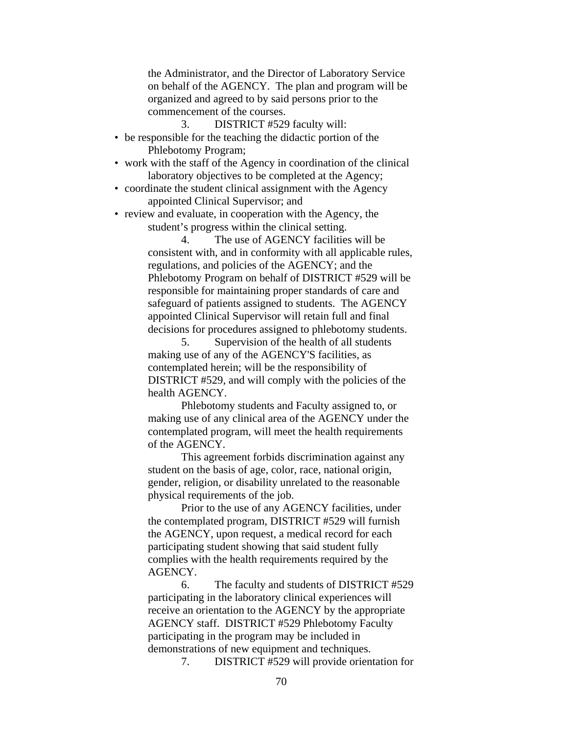the Administrator, and the Director of Laboratory Service on behalf of the AGENCY. The plan and program will be organized and agreed to by said persons prior to the commencement of the courses.

3. DISTRICT #529 faculty will:

- be responsible for the teaching the didactic portion of the Phlebotomy Program;
- work with the staff of the Agency in coordination of the clinical laboratory objectives to be completed at the Agency;
- coordinate the student clinical assignment with the Agency appointed Clinical Supervisor; and
- review and evaluate, in cooperation with the Agency, the student's progress within the clinical setting.

4. The use of AGENCY facilities will be consistent with, and in conformity with all applicable rules, regulations, and policies of the AGENCY; and the Phlebotomy Program on behalf of DISTRICT #529 will be responsible for maintaining proper standards of care and safeguard of patients assigned to students. The AGENCY appointed Clinical Supervisor will retain full and final decisions for procedures assigned to phlebotomy students.

5. Supervision of the health of all students making use of any of the AGENCY'S facilities, as contemplated herein; will be the responsibility of DISTRICT #529, and will comply with the policies of the health AGENCY.

Phlebotomy students and Faculty assigned to, or making use of any clinical area of the AGENCY under the contemplated program, will meet the health requirements of the AGENCY.

This agreement forbids discrimination against any student on the basis of age, color, race, national origin, gender, religion, or disability unrelated to the reasonable physical requirements of the job.

Prior to the use of any AGENCY facilities, under the contemplated program, DISTRICT #529 will furnish the AGENCY, upon request, a medical record for each participating student showing that said student fully complies with the health requirements required by the AGENCY.

6. The faculty and students of DISTRICT #529 participating in the laboratory clinical experiences will receive an orientation to the AGENCY by the appropriate AGENCY staff. DISTRICT #529 Phlebotomy Faculty participating in the program may be included in demonstrations of new equipment and techniques.

7. DISTRICT #529 will provide orientation for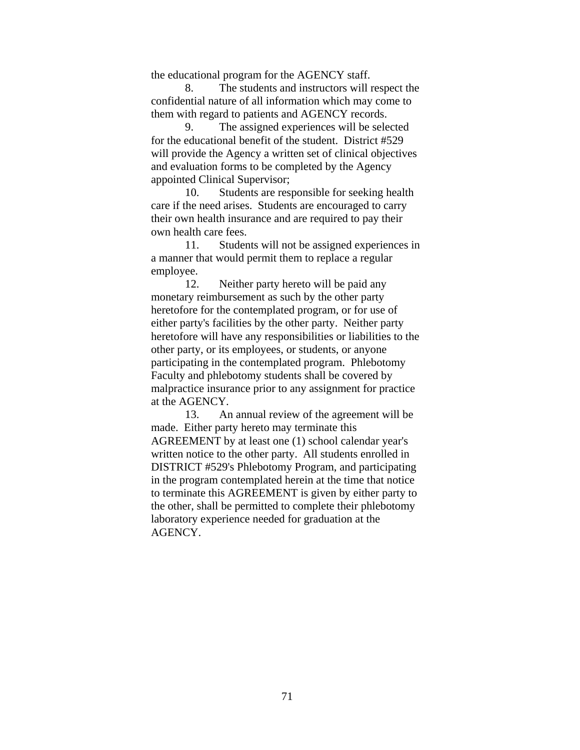the educational program for the AGENCY staff.

8. The students and instructors will respect the confidential nature of all information which may come to them with regard to patients and AGENCY records.

9. The assigned experiences will be selected for the educational benefit of the student. District #529 will provide the Agency a written set of clinical objectives and evaluation forms to be completed by the Agency appointed Clinical Supervisor;

10. Students are responsible for seeking health care if the need arises. Students are encouraged to carry their own health insurance and are required to pay their own health care fees.

11. Students will not be assigned experiences in a manner that would permit them to replace a regular employee.

12. Neither party hereto will be paid any monetary reimbursement as such by the other party heretofore for the contemplated program, or for use of either party's facilities by the other party. Neither party heretofore will have any responsibilities or liabilities to the other party, or its employees, or students, or anyone participating in the contemplated program. Phlebotomy Faculty and phlebotomy students shall be covered by malpractice insurance prior to any assignment for practice at the AGENCY.

13. An annual review of the agreement will be made. Either party hereto may terminate this AGREEMENT by at least one (1) school calendar year's written notice to the other party. All students enrolled in DISTRICT #529's Phlebotomy Program, and participating in the program contemplated herein at the time that notice to terminate this AGREEMENT is given by either party to the other, shall be permitted to complete their phlebotomy laboratory experience needed for graduation at the AGENCY.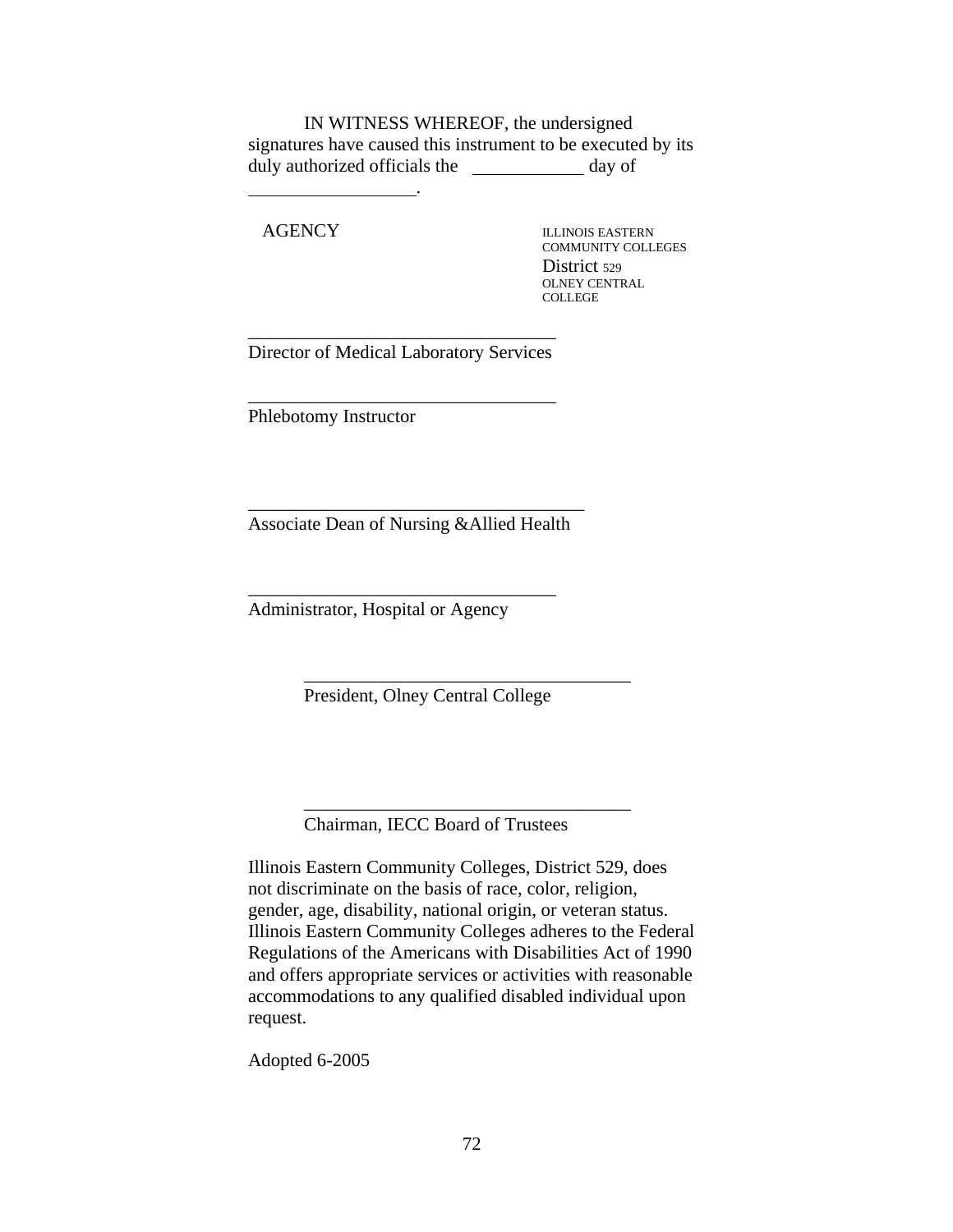IN WITNESS WHEREOF, the undersigned signatures have caused this instrument to be executed by its duly authorized officials the ____________ day of __________________.

| AGENCY | ILLINOIS EASTERN COMMUNITY COLLEGES District 529 OLNEY CENTRAL COLLEGE |
|---|---|

_________________________________
Director of Medical Laboratory Services

_________________________________
Phlebotomy Instructor

____________________________________
Associate Dean of Nursing &Allied Health

_________________________________
Administrator, Hospital or Agency

___________________________________
President, Olney Central College

___________________________________
Chairman, IECC Board of Trustees

Illinois Eastern Community Colleges, District 529, does not discriminate on the basis of race, color, religion, gender, age, disability, national origin, or veteran status. Illinois Eastern Community Colleges adheres to the Federal Regulations of the Americans with Disabilities Act of 1990 and offers appropriate services or activities with reasonable accommodations to any qualified disabled individual upon request.

Adopted 6-2005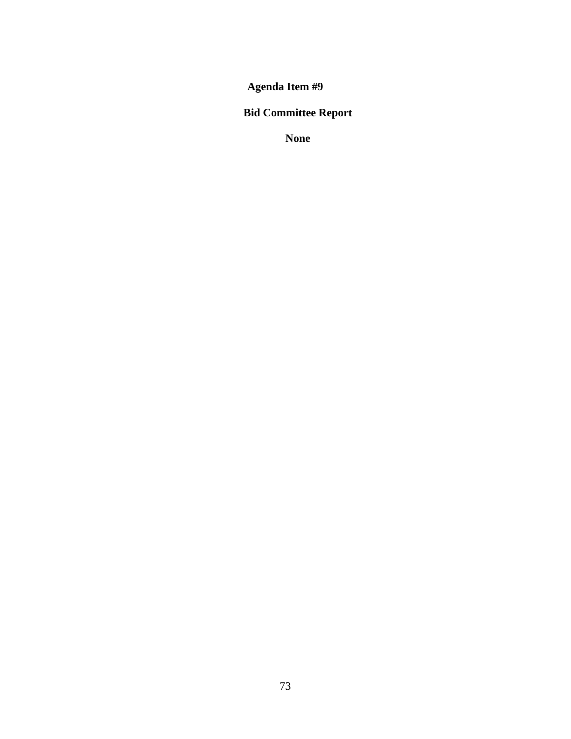**Agenda Item #9**

**Bid Committee Report**

**None**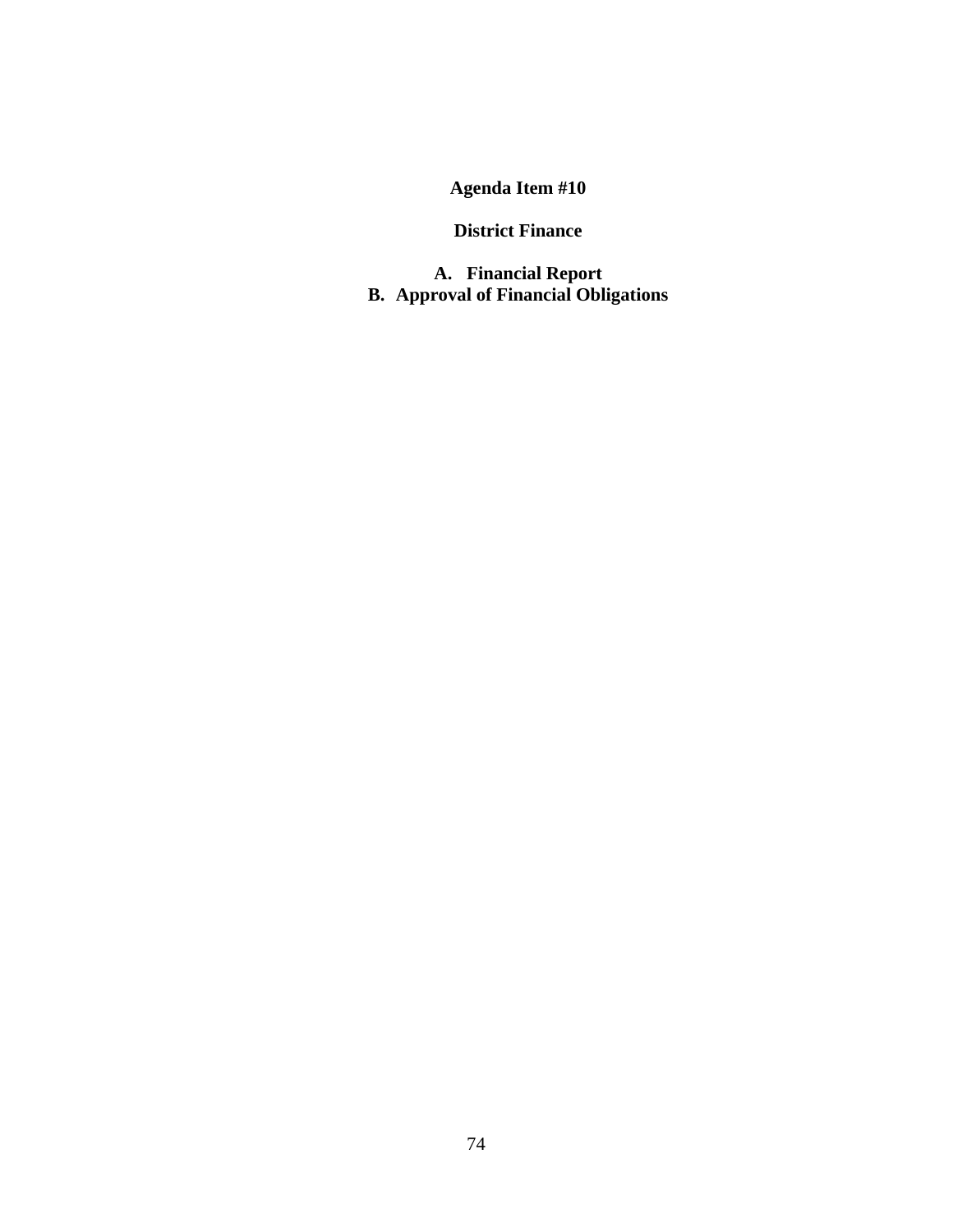**Agenda Item #10**

**District Finance**

**A. Financial Report**
**B. Approval of Financial Obligations**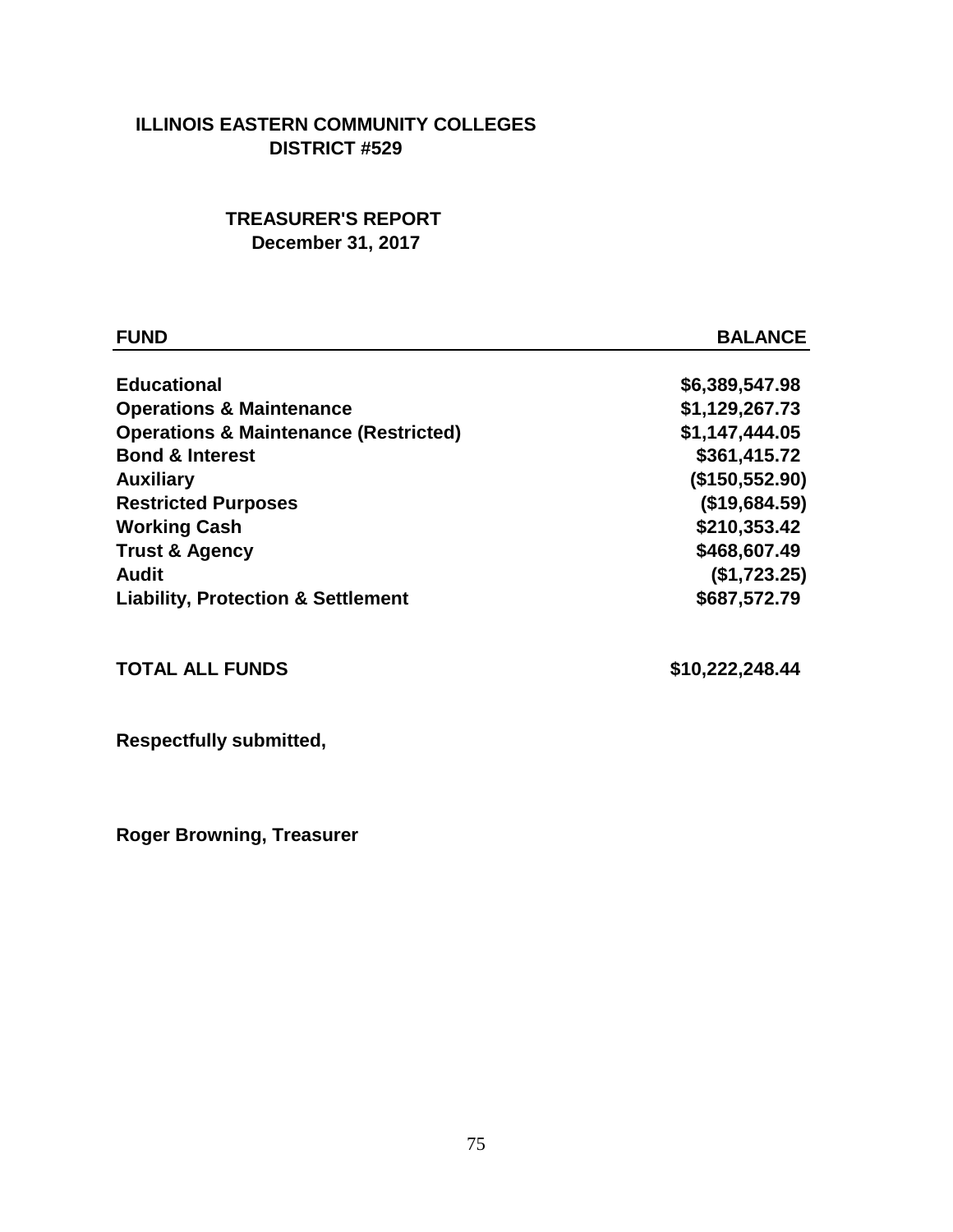# ILLINOIS EASTERN COMMUNITY COLLEGES
## DISTRICT #529

## TREASURER'S REPORT
### December 31, 2017

| FUND | BALANCE |
|---|---|
| **Educational** | **$6,389,547.98** |
| **Operations & Maintenance** | **$1,129,267.73** |
| **Operations & Maintenance (Restricted)** | **$1,147,444.05** |
| **Bond & Interest** | **$361,415.72** |
| **Auxiliary** | **($150,552.90)** |
| **Restricted Purposes** | **($19,684.59)** |
| **Working Cash** | **$210,353.42** |
| **Trust & Agency** | **$468,607.49** |
| **Audit** | **($1,723.25)** |
| **Liability, Protection & Settlement** | **$687,572.79** |
| | |
| **TOTAL ALL FUNDS** | **$10,222,248.44** |

**Respectfully submitted,**

**Roger Browning, Treasurer**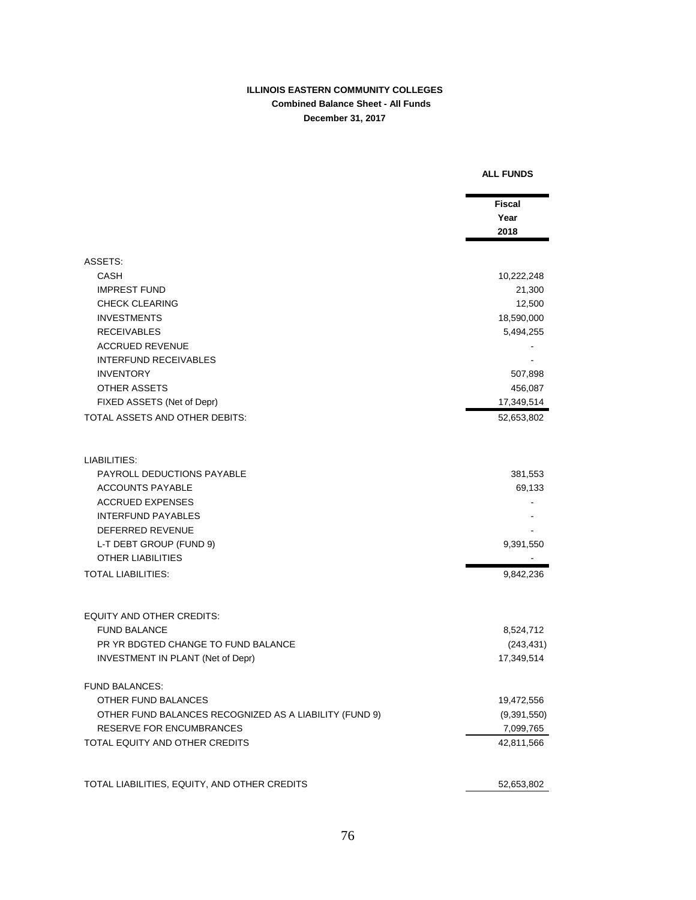**ILLINOIS EASTERN COMMUNITY COLLEGES**

**Combined Balance Sheet - All Funds**

**December 31, 2017**

| | ALL FUNDS |
|---|---|
| | **Fiscal Year 2018** |
| ASSETS: | |
| CASH | 10,222,248 |
| IMPREST FUND | 21,300 |
| CHECK CLEARING | 12,500 |
| INVESTMENTS | 18,590,000 |
| RECEIVABLES | 5,494,255 |
| ACCRUED REVENUE | - |
| INTERFUND RECEIVABLES | - |
| INVENTORY | 507,898 |
| OTHER ASSETS | 456,087 |
| FIXED ASSETS (Net of Depr) | 17,349,514 |
| TOTAL ASSETS AND OTHER DEBITS: | 52,653,802 |
| | |
| LIABILITIES: | |
| PAYROLL DEDUCTIONS PAYABLE | 381,553 |
| ACCOUNTS PAYABLE | 69,133 |
| ACCRUED EXPENSES | - |
| INTERFUND PAYABLES | - |
| DEFERRED REVENUE | - |
| L-T DEBT GROUP (FUND 9) | 9,391,550 |
| OTHER LIABILITIES | - |
| TOTAL LIABILITIES: | 9,842,236 |
| | |
| EQUITY AND OTHER CREDITS: | |
| FUND BALANCE | 8,524,712 |
| PR YR BDGTED CHANGE TO FUND BALANCE | (243,431) |
| INVESTMENT IN PLANT (Net of Depr) | 17,349,514 |
| | |
| FUND BALANCES: | |
| OTHER FUND BALANCES | 19,472,556 |
| OTHER FUND BALANCES RECOGNIZED AS A LIABILITY (FUND 9) | (9,391,550) |
| RESERVE FOR ENCUMBRANCES | 7,099,765 |
| TOTAL EQUITY AND OTHER CREDITS | 42,811,566 |
| | |
| TOTAL LIABILITIES, EQUITY, AND OTHER CREDITS | 52,653,802 |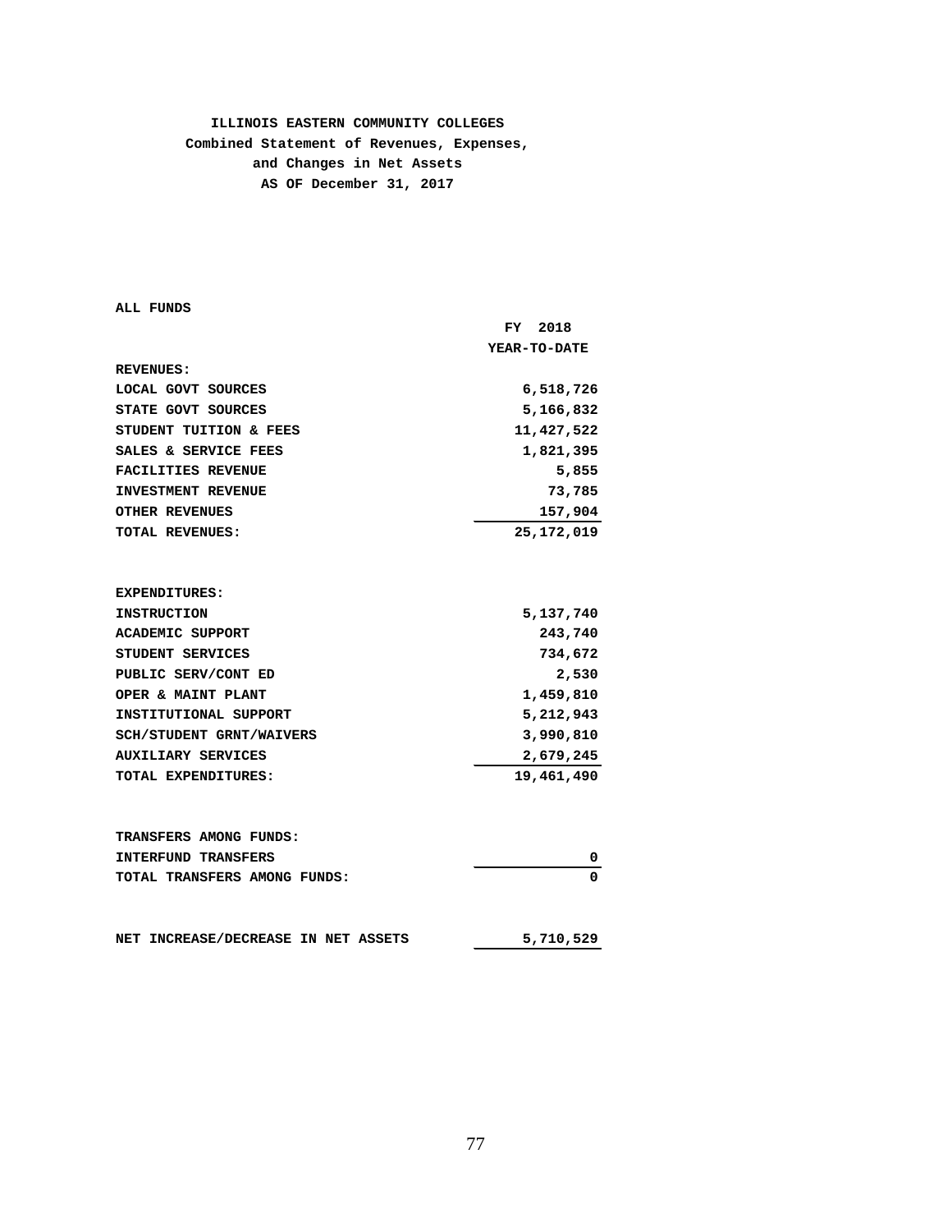**ILLINOIS EASTERN COMMUNITY COLLEGES**
**Combined Statement of Revenues, Expenses,**
**and Changes in Net Assets**
**AS OF December 31, 2017**

**ALL FUNDS**

| | FY 2018 YEAR-TO-DATE |
|---|---:|
| **REVENUES:** | |
| LOCAL GOVT SOURCES | 6,518,726 |
| STATE GOVT SOURCES | 5,166,832 |
| STUDENT TUITION & FEES | 11,427,522 |
| SALES & SERVICE FEES | 1,821,395 |
| FACILITIES REVENUE | 5,855 |
| INVESTMENT REVENUE | 73,785 |
| OTHER REVENUES | 157,904 |
| TOTAL REVENUES: | 25,172,019 |
| | |
| **EXPENDITURES:** | |
| INSTRUCTION | 5,137,740 |
| ACADEMIC SUPPORT | 243,740 |
| STUDENT SERVICES | 734,672 |
| PUBLIC SERV/CONT ED | 2,530 |
| OPER & MAINT PLANT | 1,459,810 |
| INSTITUTIONAL SUPPORT | 5,212,943 |
| SCH/STUDENT GRNT/WAIVERS | 3,990,810 |
| AUXILIARY SERVICES | 2,679,245 |
| TOTAL EXPENDITURES: | 19,461,490 |
| | |
| **TRANSFERS AMONG FUNDS:** | |
| INTERFUND TRANSFERS | 0 |
| TOTAL TRANSFERS AMONG FUNDS: | 0 |
| | |
| NET INCREASE/DECREASE IN NET ASSETS | 5,710,529 |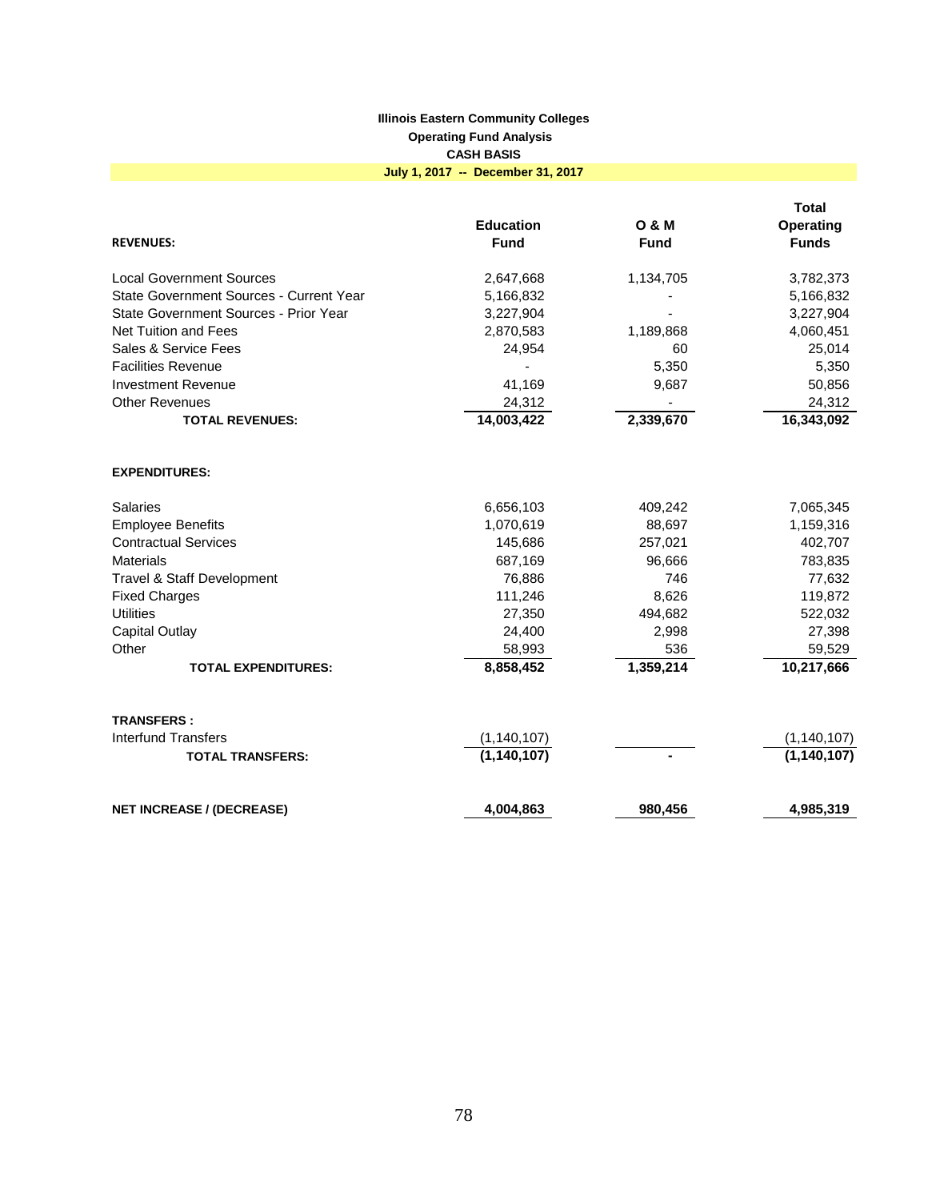**Illinois Eastern Community Colleges**
**Operating Fund Analysis**
**CASH BASIS**
**July 1, 2017 -- December 31, 2017**

| REVENUES: | Education Fund | O & M Fund | Total Operating Funds |
|---|---|---|---|
| Local Government Sources | 2,647,668 | 1,134,705 | 3,782,373 |
| State Government Sources - Current Year | 5,166,832 | - | 5,166,832 |
| State Government Sources - Prior Year | 3,227,904 | - | 3,227,904 |
| Net Tuition and Fees | 2,870,583 | 1,189,868 | 4,060,451 |
| Sales & Service Fees | 24,954 | 60 | 25,014 |
| Facilities Revenue | - | 5,350 | 5,350 |
| Investment Revenue | 41,169 | 9,687 | 50,856 |
| Other Revenues | 24,312 | - | 24,312 |
| **TOTAL REVENUES:** | **14,003,422** | **2,339,670** | **16,343,092** |
| | | | |
| **EXPENDITURES:** | | | |
| Salaries | 6,656,103 | 409,242 | 7,065,345 |
| Employee Benefits | 1,070,619 | 88,697 | 1,159,316 |
| Contractual Services | 145,686 | 257,021 | 402,707 |
| Materials | 687,169 | 96,666 | 783,835 |
| Travel & Staff Development | 76,886 | 746 | 77,632 |
| Fixed Charges | 111,246 | 8,626 | 119,872 |
| Utilities | 27,350 | 494,682 | 522,032 |
| Capital Outlay | 24,400 | 2,998 | 27,398 |
| Other | 58,993 | 536 | 59,529 |
| **TOTAL EXPENDITURES:** | **8,858,452** | **1,359,214** | **10,217,666** |
| | | | |
| **TRANSFERS :** | | | |
| Interfund Transfers | (1,140,107) | | (1,140,107) |
| **TOTAL TRANSFERS:** | **(1,140,107)** | **-** | **(1,140,107)** |
| | | | |
| **NET INCREASE / (DECREASE)** | **4,004,863** | **980,456** | **4,985,319** |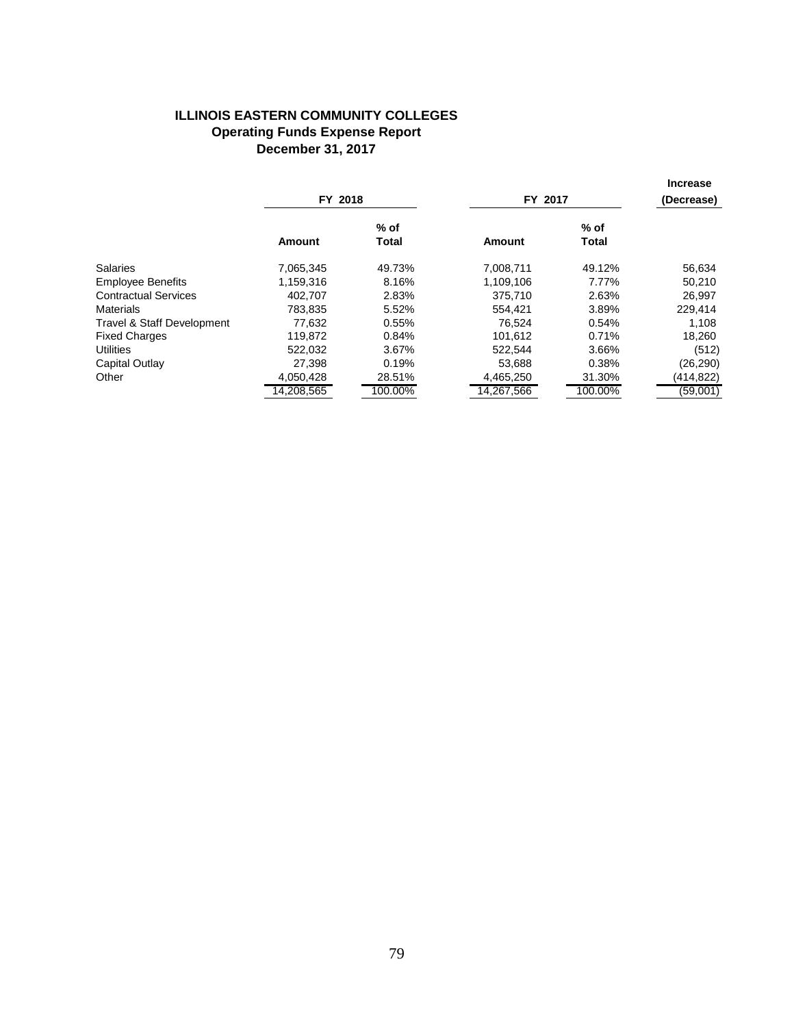# ILLINOIS EASTERN COMMUNITY COLLEGES
## Operating Funds Expense Report
## December 31, 2017

| | FY 2018 | | FY 2017 | | Increase (Decrease) |
|---|---|---|---|---|---|
| | Amount | % of Total | Amount | % of Total | |
| Salaries | 7,065,345 | 49.73% | 7,008,711 | 49.12% | 56,634 |
| Employee Benefits | 1,159,316 | 8.16% | 1,109,106 | 7.77% | 50,210 |
| Contractual Services | 402,707 | 2.83% | 375,710 | 2.63% | 26,997 |
| Materials | 783,835 | 5.52% | 554,421 | 3.89% | 229,414 |
| Travel & Staff Development | 77,632 | 0.55% | 76,524 | 0.54% | 1,108 |
| Fixed Charges | 119,872 | 0.84% | 101,612 | 0.71% | 18,260 |
| Utilities | 522,032 | 3.67% | 522,544 | 3.66% | (512) |
| Capital Outlay | 27,398 | 0.19% | 53,688 | 0.38% | (26,290) |
| Other | 4,050,428 | 28.51% | 4,465,250 | 31.30% | (414,822) |
| | 14,208,565 | 100.00% | 14,267,566 | 100.00% | (59,001) |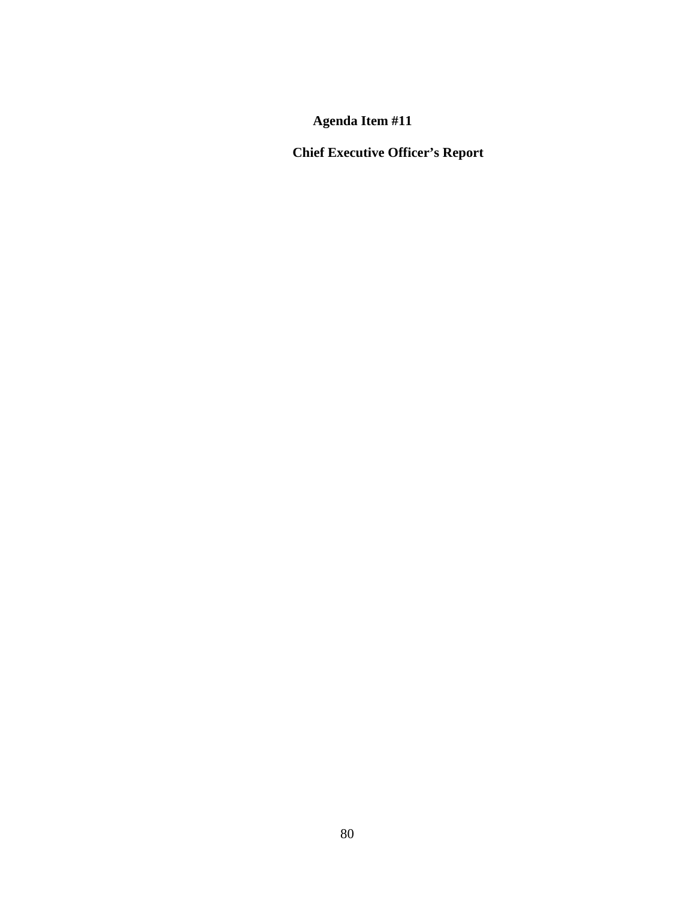**Agenda Item #11**

**Chief Executive Officer's Report**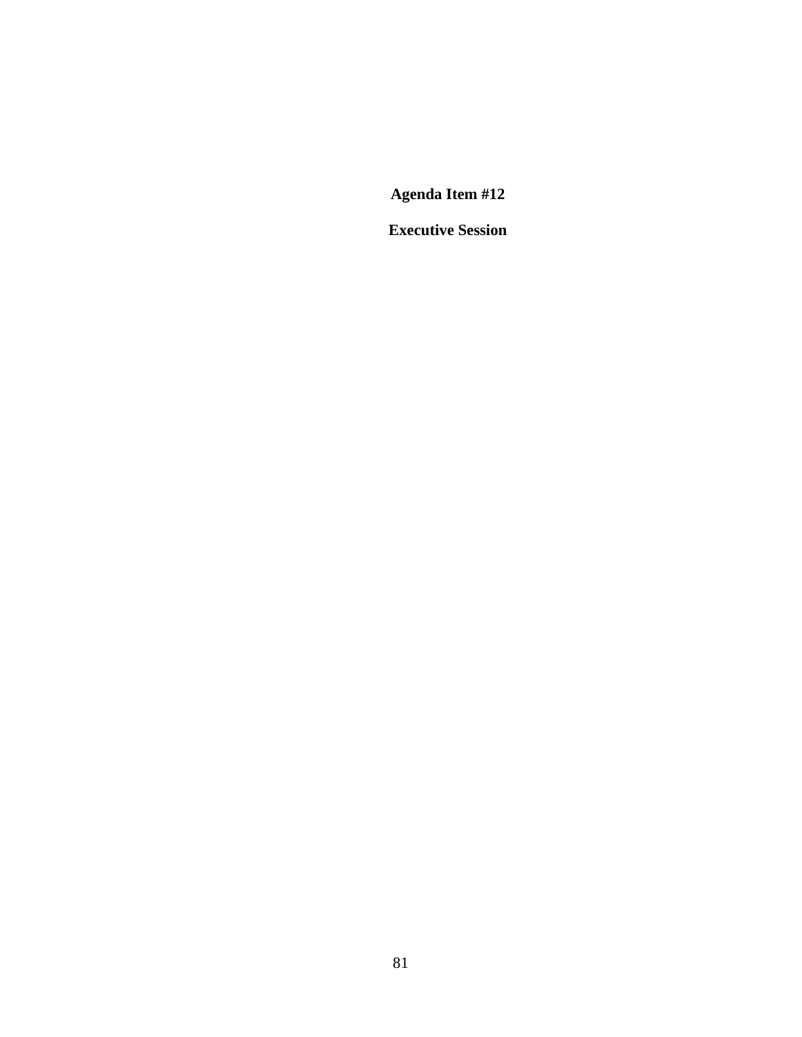**Agenda Item #12**

**Executive Session**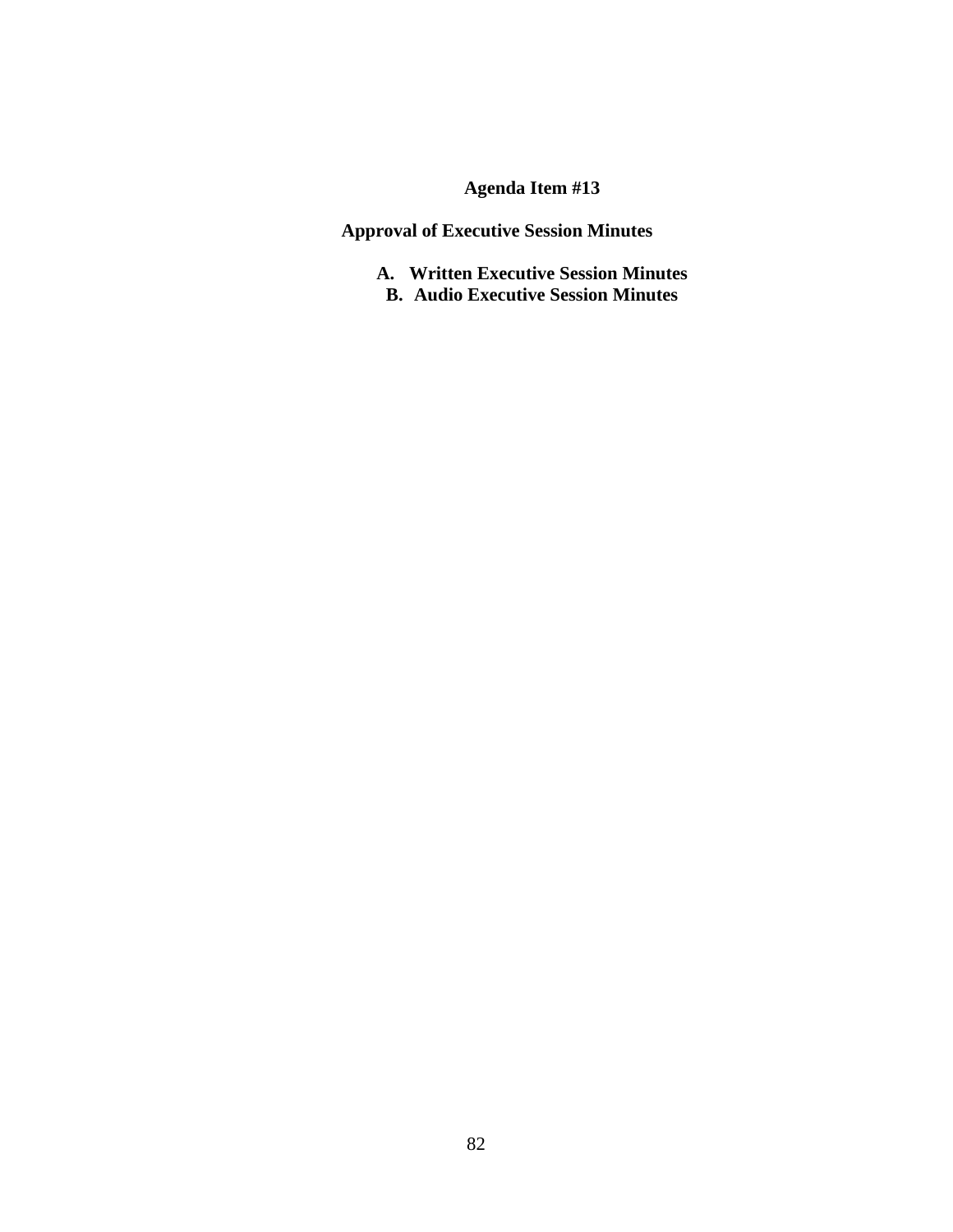# Agenda Item #13

## Approval of Executive Session Minutes

A. **Written Executive Session Minutes**
B. **Audio Executive Session Minutes**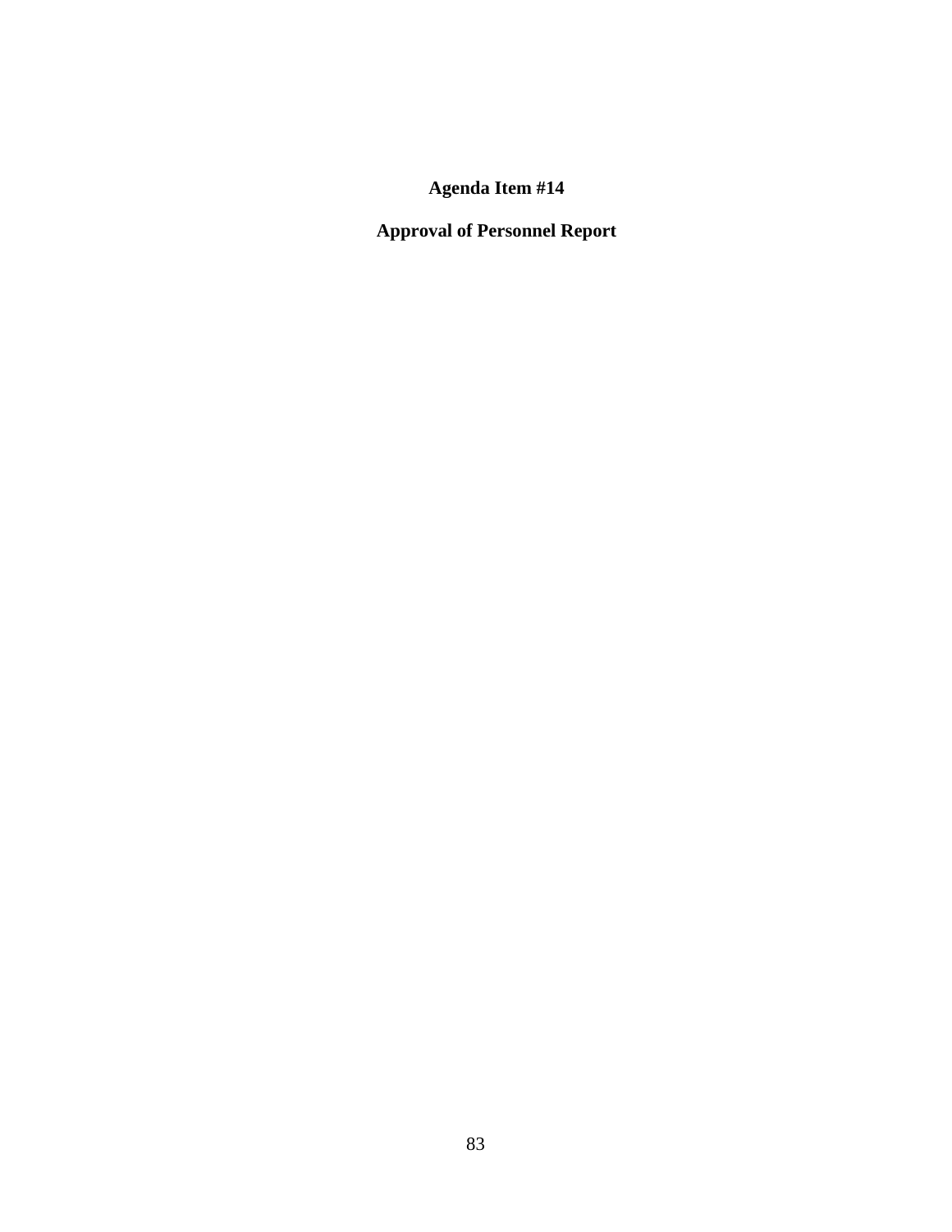# Agenda Item #14

## Approval of Personnel Report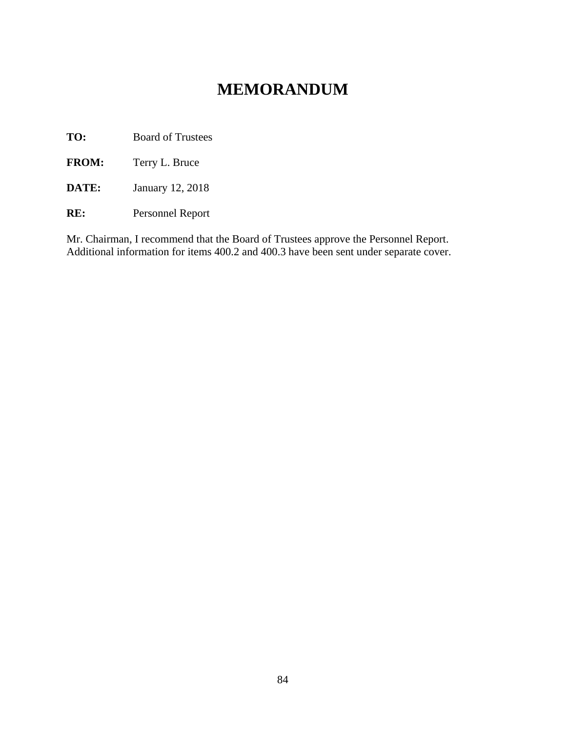# MEMORANDUM

**TO:** Board of Trustees

**FROM:** Terry L. Bruce

**DATE:** January 12, 2018

**RE:** Personnel Report

Mr. Chairman, I recommend that the Board of Trustees approve the Personnel Report. Additional information for items 400.2 and 400.3 have been sent under separate cover.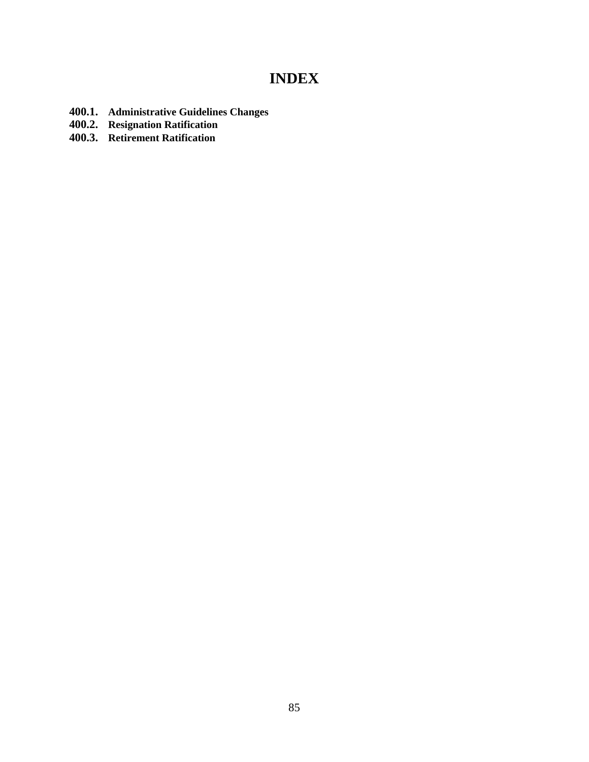# INDEX

**400.1. Administrative Guidelines Changes**
**400.2. Resignation Ratification**
**400.3. Retirement Ratification**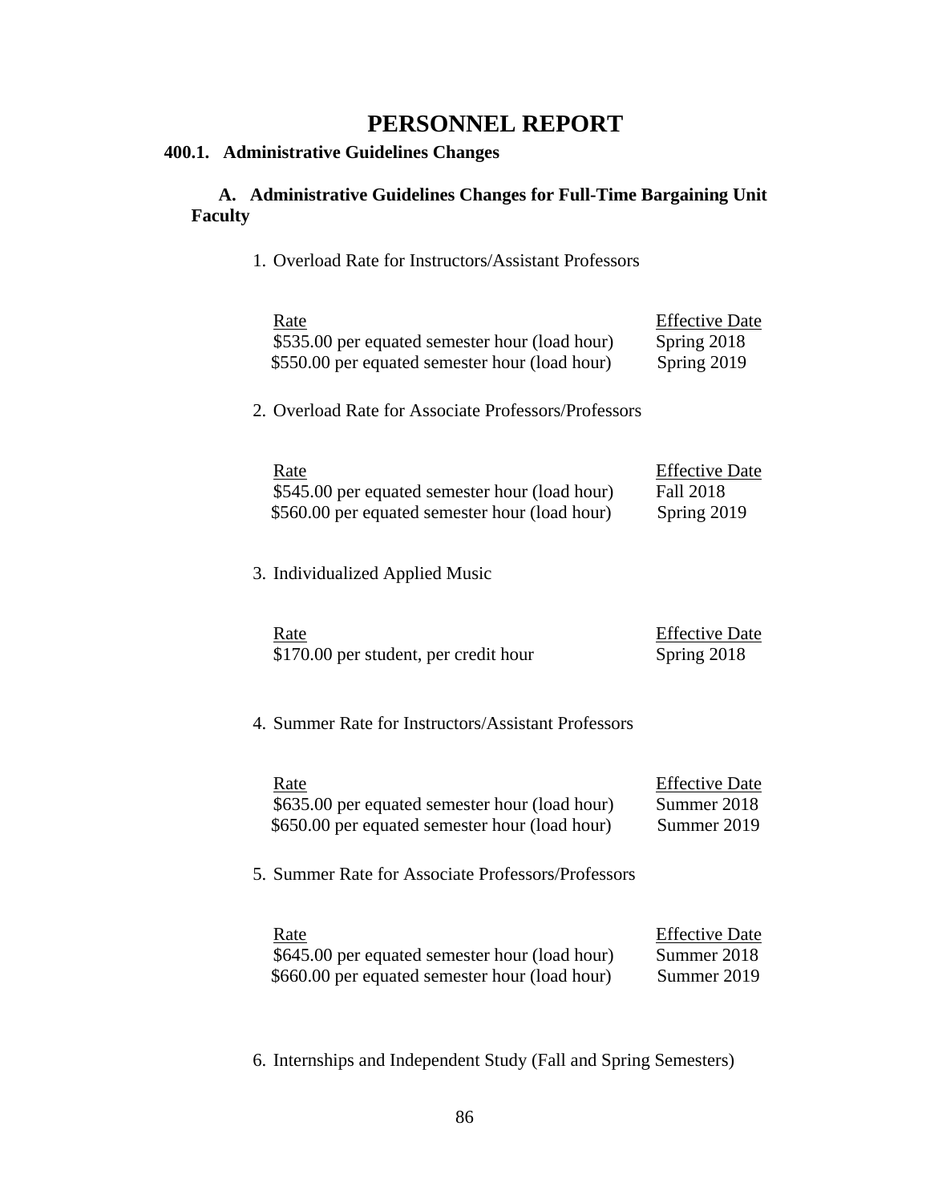# PERSONNEL REPORT

## 400.1. Administrative Guidelines Changes

### A. Administrative Guidelines Changes for Full-Time Bargaining Unit Faculty

1. Overload Rate for Instructors/Assistant Professors

| Rate | Effective Date |
|---|---|
| $535.00 per equated semester hour (load hour) | Spring 2018 |
| $550.00 per equated semester hour (load hour) | Spring 2019 |

2. Overload Rate for Associate Professors/Professors

| Rate | Effective Date |
|---|---|
| $545.00 per equated semester hour (load hour) | Fall 2018 |
| $560.00 per equated semester hour (load hour) | Spring 2019 |

3. Individualized Applied Music

| Rate | Effective Date |
|---|---|
| $170.00 per student, per credit hour | Spring 2018 |

4. Summer Rate for Instructors/Assistant Professors

| Rate | Effective Date |
|---|---|
| $635.00 per equated semester hour (load hour) | Summer 2018 |
| $650.00 per equated semester hour (load hour) | Summer 2019 |

5. Summer Rate for Associate Professors/Professors

| Rate | Effective Date |
|---|---|
| $645.00 per equated semester hour (load hour) | Summer 2018 |
| $660.00 per equated semester hour (load hour) | Summer 2019 |

6. Internships and Independent Study (Fall and Spring Semesters)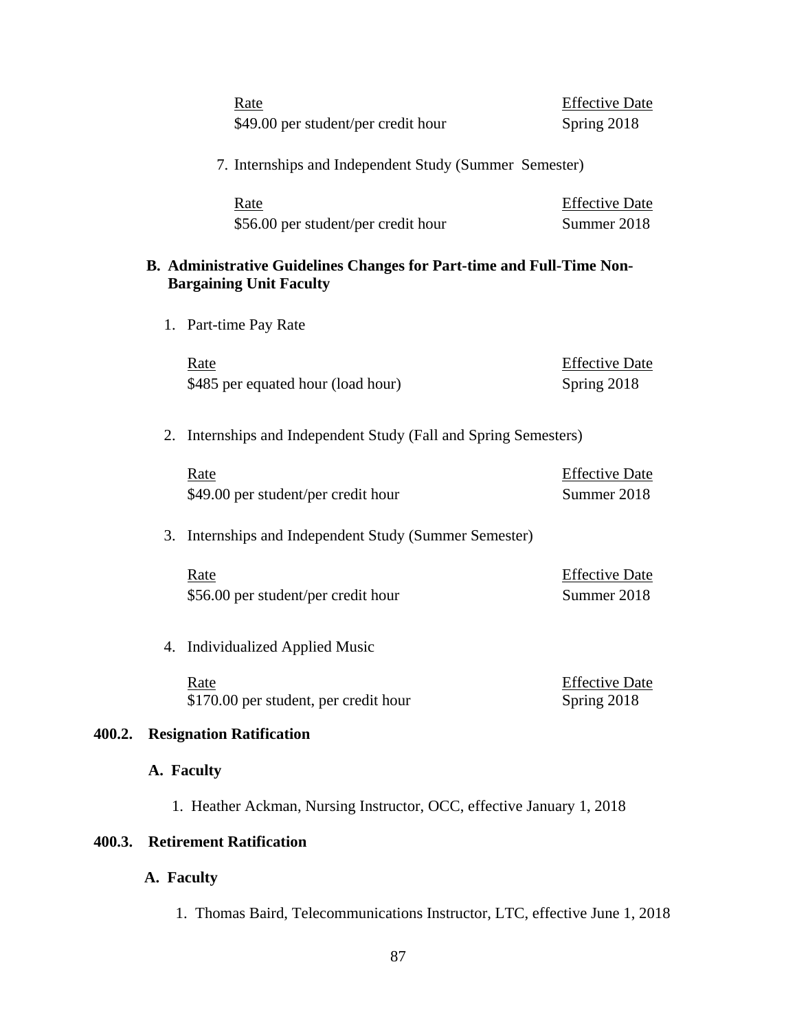| Rate | Effective Date |
| --- | --- |
| $49.00 per student/per credit hour | Spring 2018 |

7. Internships and Independent Study (Summer Semester)

| Rate | Effective Date |
| --- | --- |
| $56.00 per student/per credit hour | Summer 2018 |

**B. Administrative Guidelines Changes for Part-time and Full-Time Non-Bargaining Unit Faculty**

1. Part-time Pay Rate

| Rate | Effective Date |
| --- | --- |
| $485 per equated hour (load hour) | Spring 2018 |

2. Internships and Independent Study (Fall and Spring Semesters)

| Rate | Effective Date |
| --- | --- |
| $49.00 per student/per credit hour | Summer 2018 |

3. Internships and Independent Study (Summer Semester)

| Rate | Effective Date |
| --- | --- |
| $56.00 per student/per credit hour | Summer 2018 |

4. Individualized Applied Music

| Rate | Effective Date |
| --- | --- |
| $170.00 per student, per credit hour | Spring 2018 |

**400.2. Resignation Ratification**

**A. Faculty**

1. Heather Ackman, Nursing Instructor, OCC, effective January 1, 2018

**400.3. Retirement Ratification**

**A. Faculty**

1. Thomas Baird, Telecommunications Instructor, LTC, effective June 1, 2018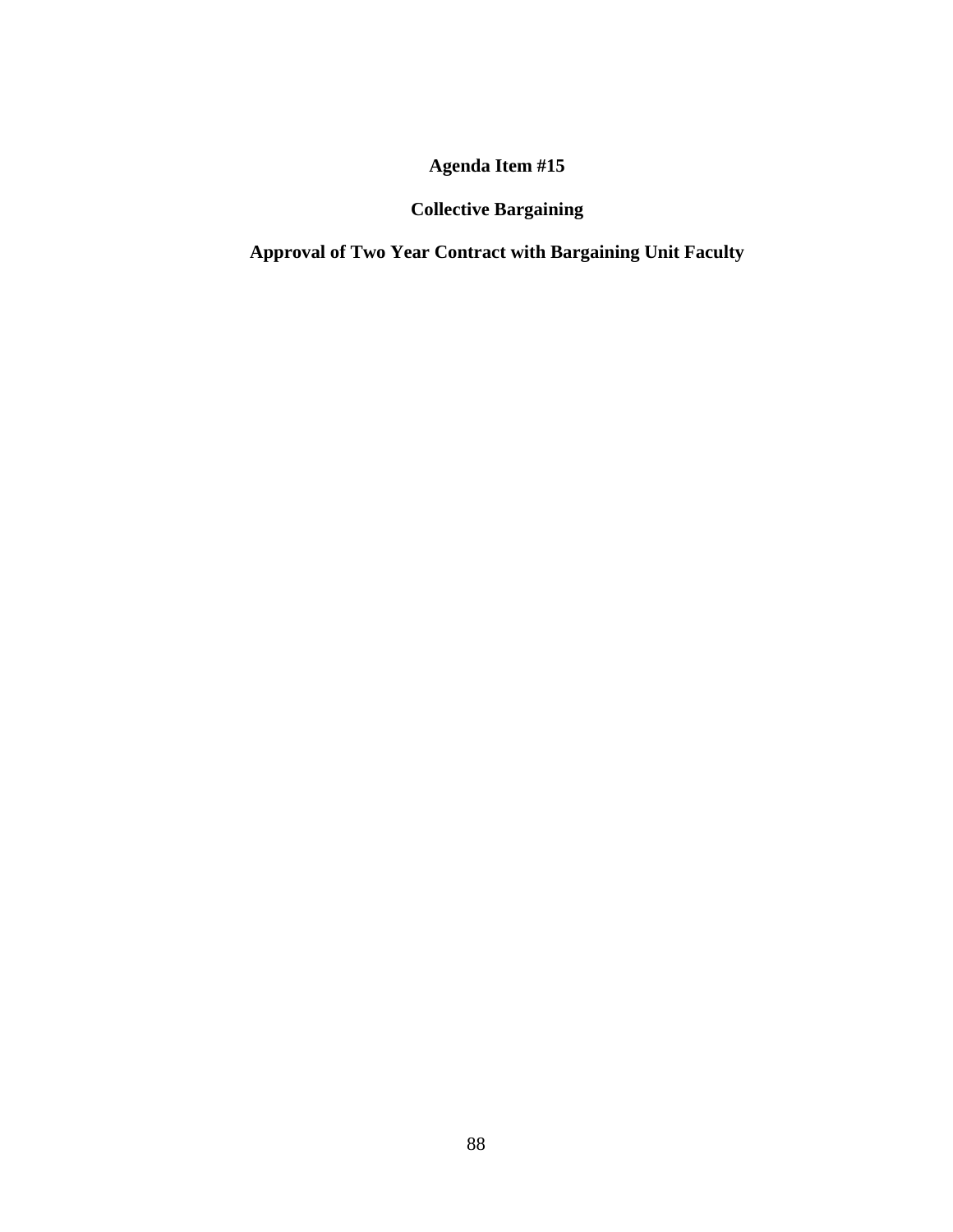# Agenda Item #15

## Collective Bargaining

## Approval of Two Year Contract with Bargaining Unit Faculty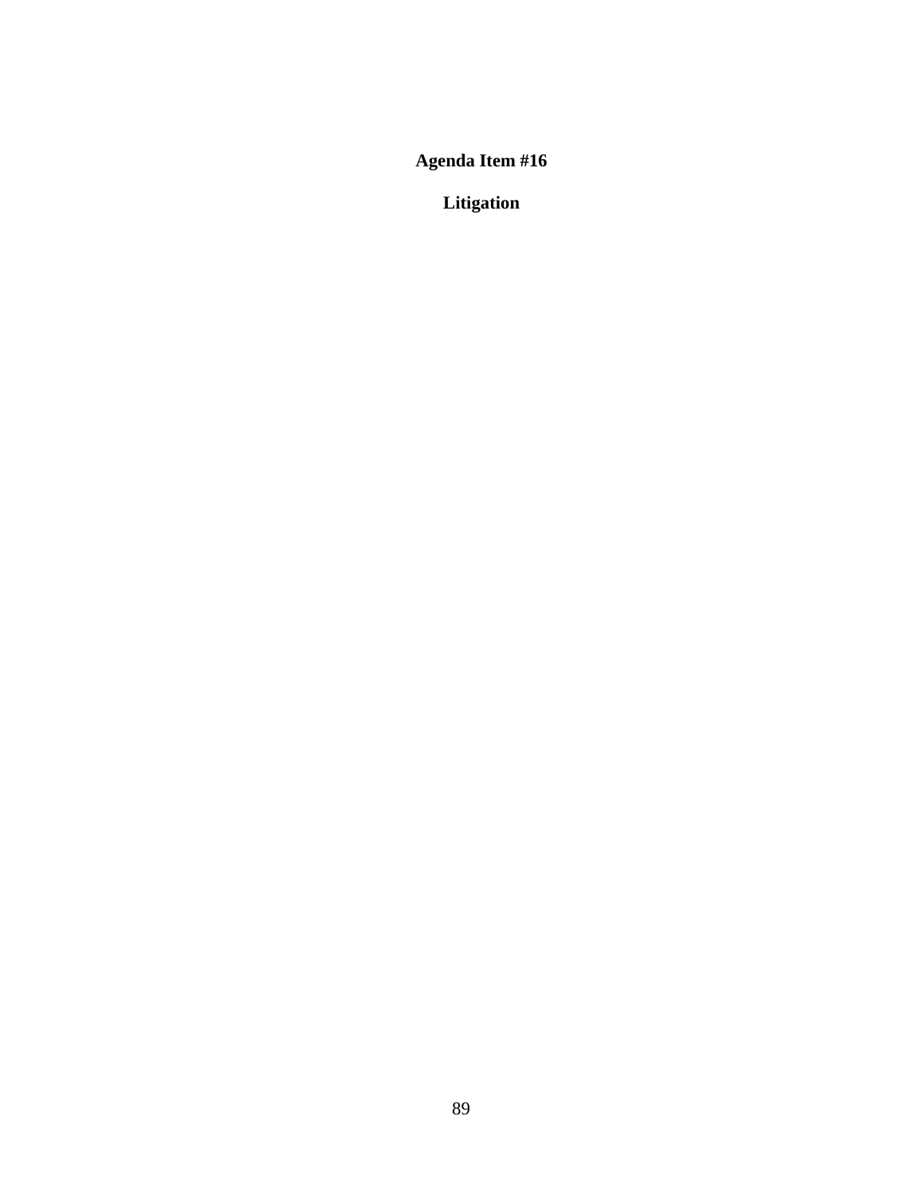**Agenda Item #16**

**Litigation**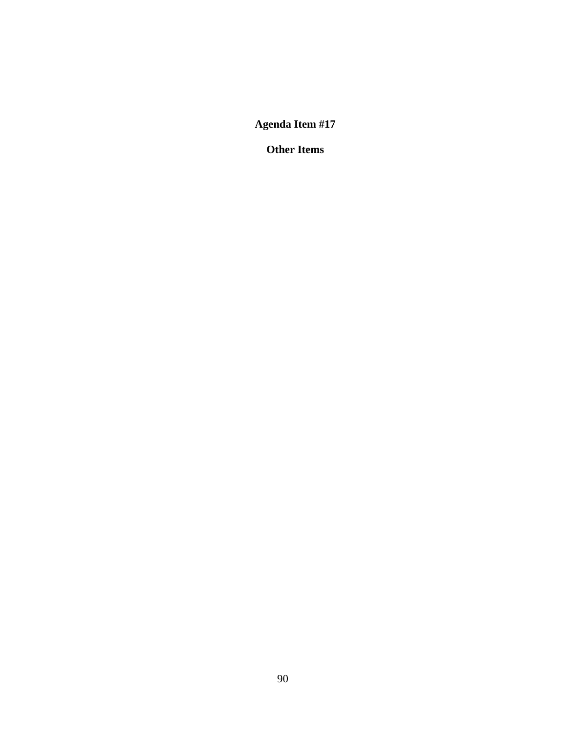**Agenda Item #17**

**Other Items**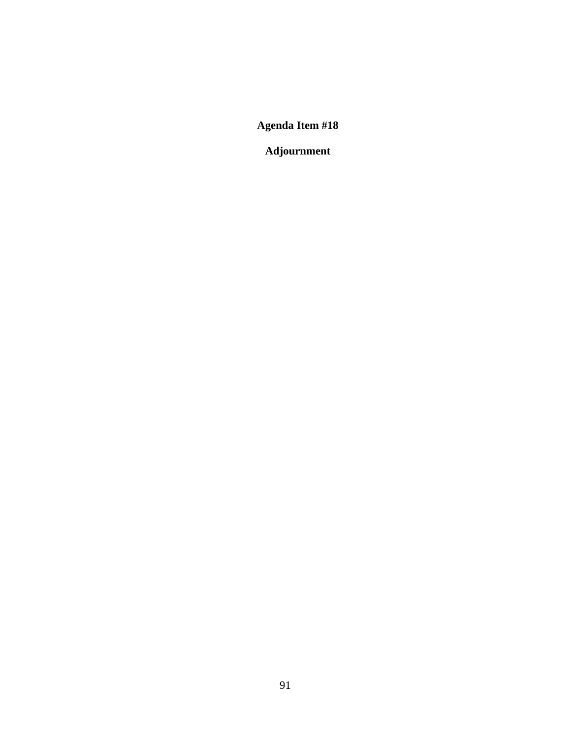# Agenda Item #18

## Adjournment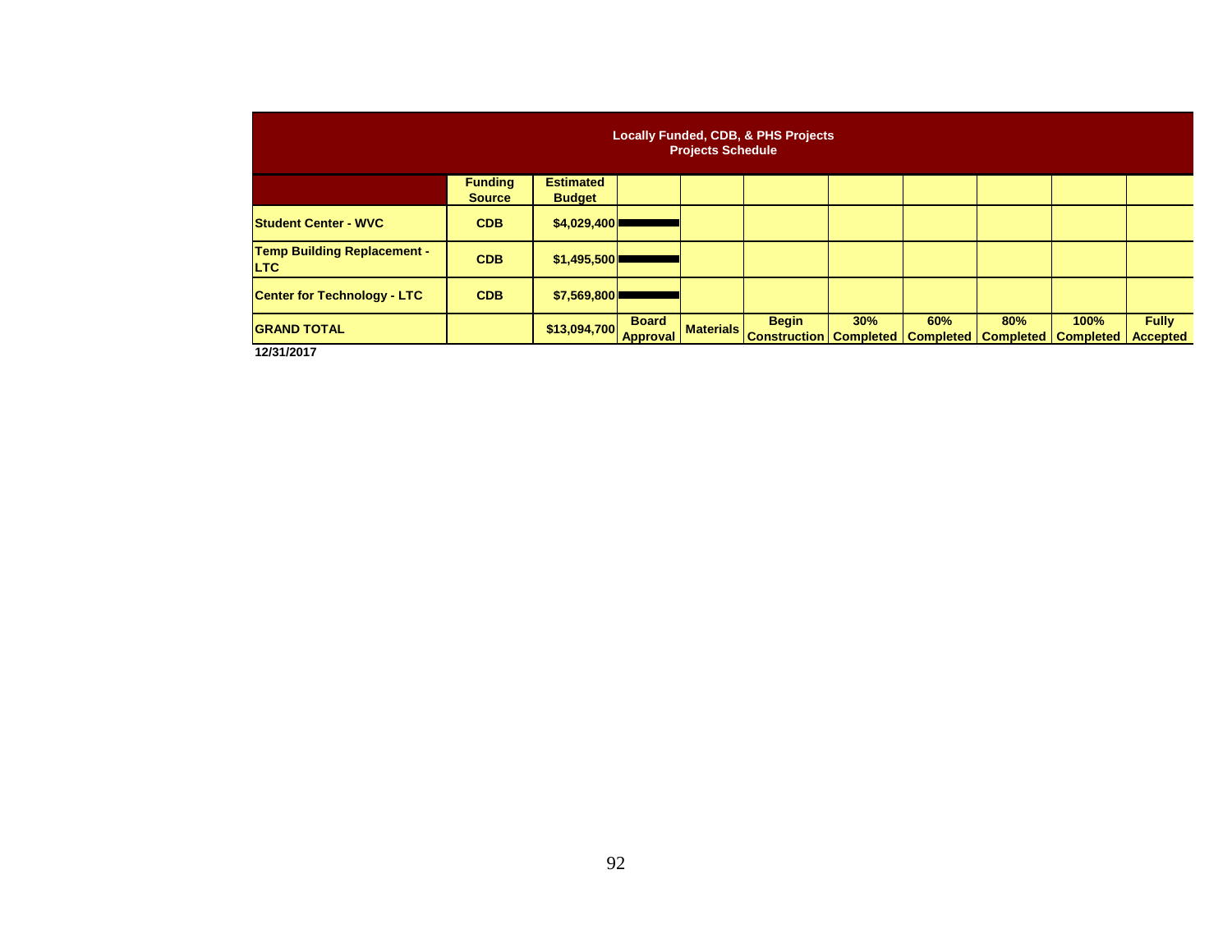| Locally Funded, CDB, & PHS Projects<br>Projects Schedule | | | | | | | | | | | |
|---|---|---|---|---|---|---|---|---|---|---|---|
| | Funding Source | Estimated Budget | | | | | | | | | |
| **Student Center - WVC** | **CDB** | **$4,029,400** | ▬▬▬ | | | | | | | | |
| **Temp Building Replacement - LTC** | **CDB** | **$1,495,500** | ▬▬▬ | | | | | | | | |
| **Center for Technology - LTC** | **CDB** | **$7,569,800** | ▬▬▬ | | | | | | | | |
| **GRAND TOTAL** | | **$13,094,700** | **Board Approval** | **Materials** | **Begin Construction** | **30% Completed** | **60% Completed** | **80% Completed** | **100% Completed** | **Fully Accepted** | |

**12/31/2017**